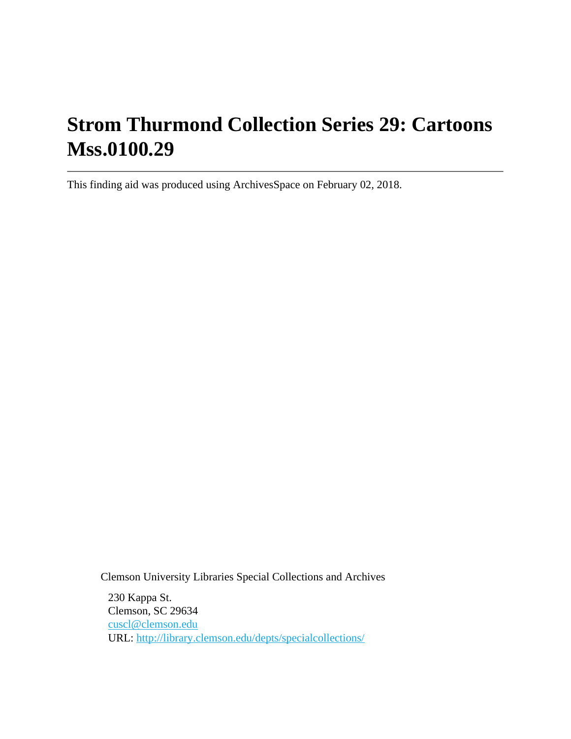# Strom Thurmond Collection Series 29: Cartoons Mss.0100.29

---

This finding aid was produced using ArchivesSpace on February 02, 2018.

Clemson University Libraries Special Collections and Archives

230 Kappa St.
Clemson, SC 29634
[cuscl@clemson.edu](mailto:cuscl@clemson.edu)
URL: [http://library.clemson.edu/depts/specialcollections/](http://library.clemson.edu/depts/specialcollections/)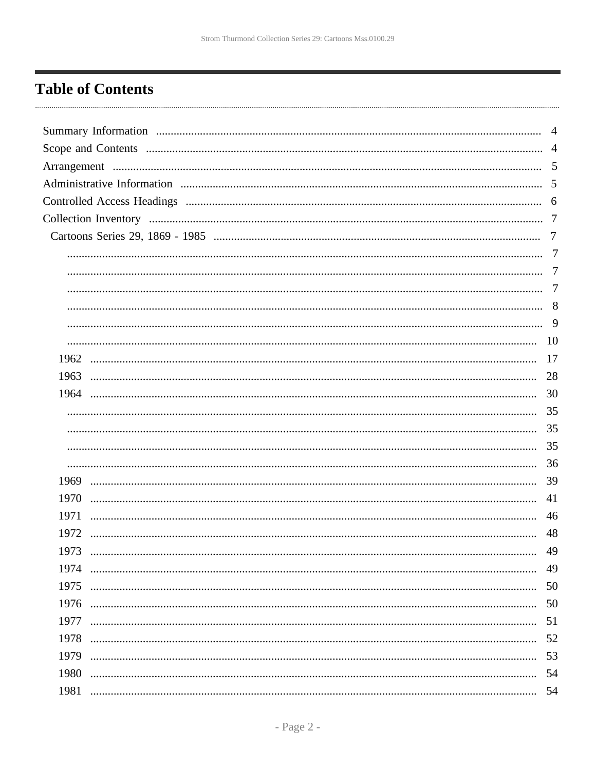# Table of Contents

Summary Information .................................................................................................................................. 4

Scope and Contents ..................................................................................................................................... 4

Arrangement ................................................................................................................................................ 5

Administrative Information ......................................................................................................................... 5

Controlled Access Headings ....................................................................................................................... 6

Collection Inventory .................................................................................................................................... 7

Cartoons Series 29, 1869 - 1985 ............................................................................................................. 7

................................................................................................................................................................ 7

................................................................................................................................................................ 7

................................................................................................................................................................ 7

................................................................................................................................................................ 8

................................................................................................................................................................ 9

................................................................................................................................................................ 10

1962 ....................................................................................................................................................... 17

1963 ....................................................................................................................................................... 28

1964 ....................................................................................................................................................... 30

................................................................................................................................................................ 35

................................................................................................................................................................ 35

................................................................................................................................................................ 35

................................................................................................................................................................ 36

1969 ....................................................................................................................................................... 39

1970 ....................................................................................................................................................... 41

1971 ....................................................................................................................................................... 46

1972 ....................................................................................................................................................... 48

1973 ....................................................................................................................................................... 49

1974 ....................................................................................................................................................... 49

1975 ....................................................................................................................................................... 50

1976 ....................................................................................................................................................... 50

1977 ....................................................................................................................................................... 51

1978 ....................................................................................................................................................... 52

1979 ....................................................................................................................................................... 53

1980 ....................................................................................................................................................... 54

1981 ....................................................................................................................................................... 54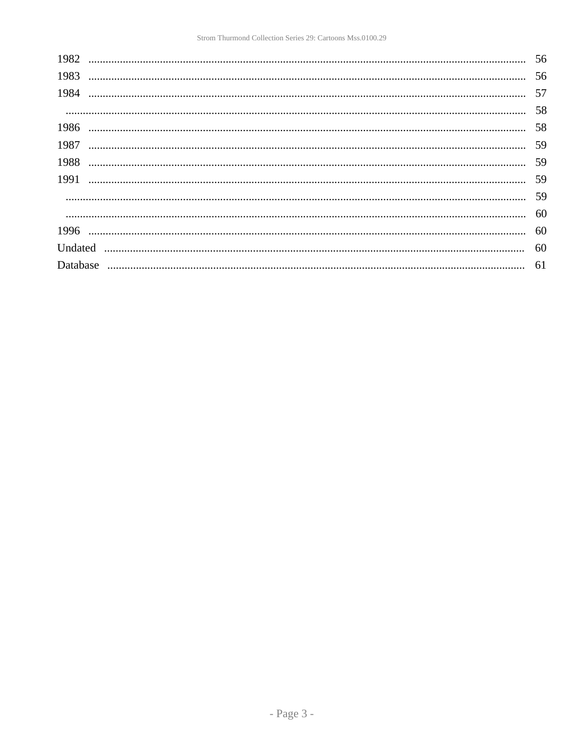1982 .......... 56
1983 .......... 56
1984 .......... 57
.......... 58
1986 .......... 58
1987 .......... 59
1988 .......... 59
1991 .......... 59
.......... 59
.......... 60
1996 .......... 60
Undated .......... 60
Database .......... 61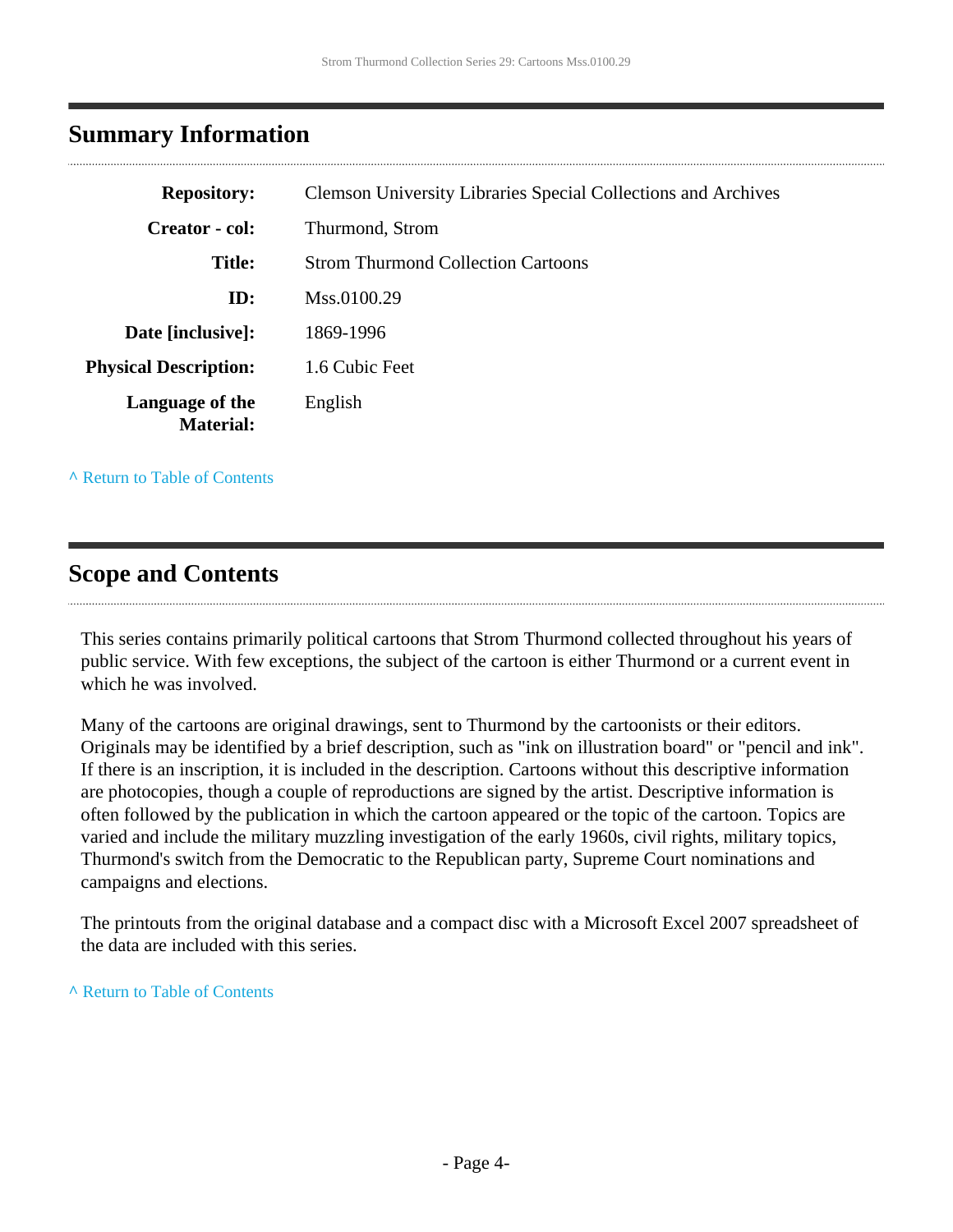## Summary Information

| | |
|---|---|
| **Repository:** | Clemson University Libraries Special Collections and Archives |
| **Creator - col:** | Thurmond, Strom |
| **Title:** | Strom Thurmond Collection Cartoons |
| **ID:** | Mss.0100.29 |
| **Date [inclusive]:** | 1869-1996 |
| **Physical Description:** | 1.6 Cubic Feet |
| **Language of the Material:** | English |

^ Return to Table of Contents

## Scope and Contents

This series contains primarily political cartoons that Strom Thurmond collected throughout his years of public service. With few exceptions, the subject of the cartoon is either Thurmond or a current event in which he was involved.

Many of the cartoons are original drawings, sent to Thurmond by the cartoonists or their editors. Originals may be identified by a brief description, such as "ink on illustration board" or "pencil and ink". If there is an inscription, it is included in the description. Cartoons without this descriptive information are photocopies, though a couple of reproductions are signed by the artist. Descriptive information is often followed by the publication in which the cartoon appeared or the topic of the cartoon. Topics are varied and include the military muzzling investigation of the early 1960s, civil rights, military topics, Thurmond's switch from the Democratic to the Republican party, Supreme Court nominations and campaigns and elections.

The printouts from the original database and a compact disc with a Microsoft Excel 2007 spreadsheet of the data are included with this series.

^ Return to Table of Contents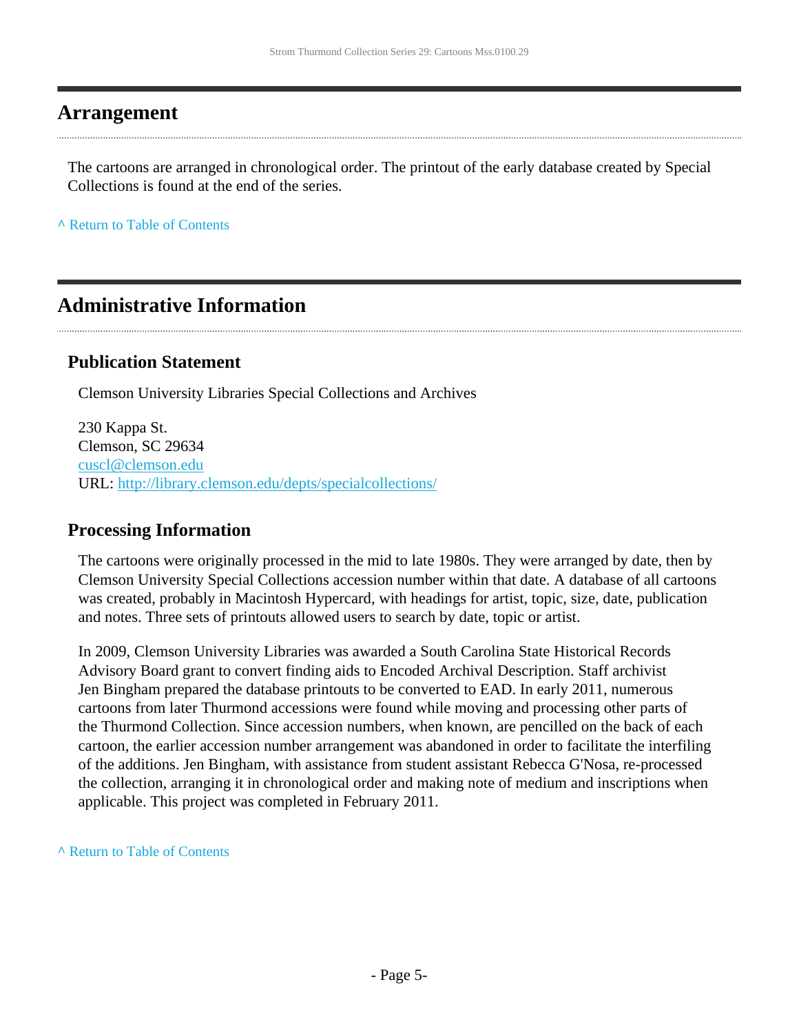## Arrangement

The cartoons are arranged in chronological order. The printout of the early database created by Special Collections is found at the end of the series.

^ Return to Table of Contents

## Administrative Information

### Publication Statement

Clemson University Libraries Special Collections and Archives

230 Kappa St.
Clemson, SC 29634
cuscl@clemson.edu
URL: http://library.clemson.edu/depts/specialcollections/

### Processing Information

The cartoons were originally processed in the mid to late 1980s. They were arranged by date, then by Clemson University Special Collections accession number within that date. A database of all cartoons was created, probably in Macintosh Hypercard, with headings for artist, topic, size, date, publication and notes. Three sets of printouts allowed users to search by date, topic or artist.

In 2009, Clemson University Libraries was awarded a South Carolina State Historical Records Advisory Board grant to convert finding aids to Encoded Archival Description. Staff archivist Jen Bingham prepared the database printouts to be converted to EAD. In early 2011, numerous cartoons from later Thurmond accessions were found while moving and processing other parts of the Thurmond Collection. Since accession numbers, when known, are pencilled on the back of each cartoon, the earlier accession number arrangement was abandoned in order to facilitate the interfiling of the additions. Jen Bingham, with assistance from student assistant Rebecca G'Nosa, re-processed the collection, arranging it in chronological order and making note of medium and inscriptions when applicable. This project was completed in February 2011.

^ Return to Table of Contents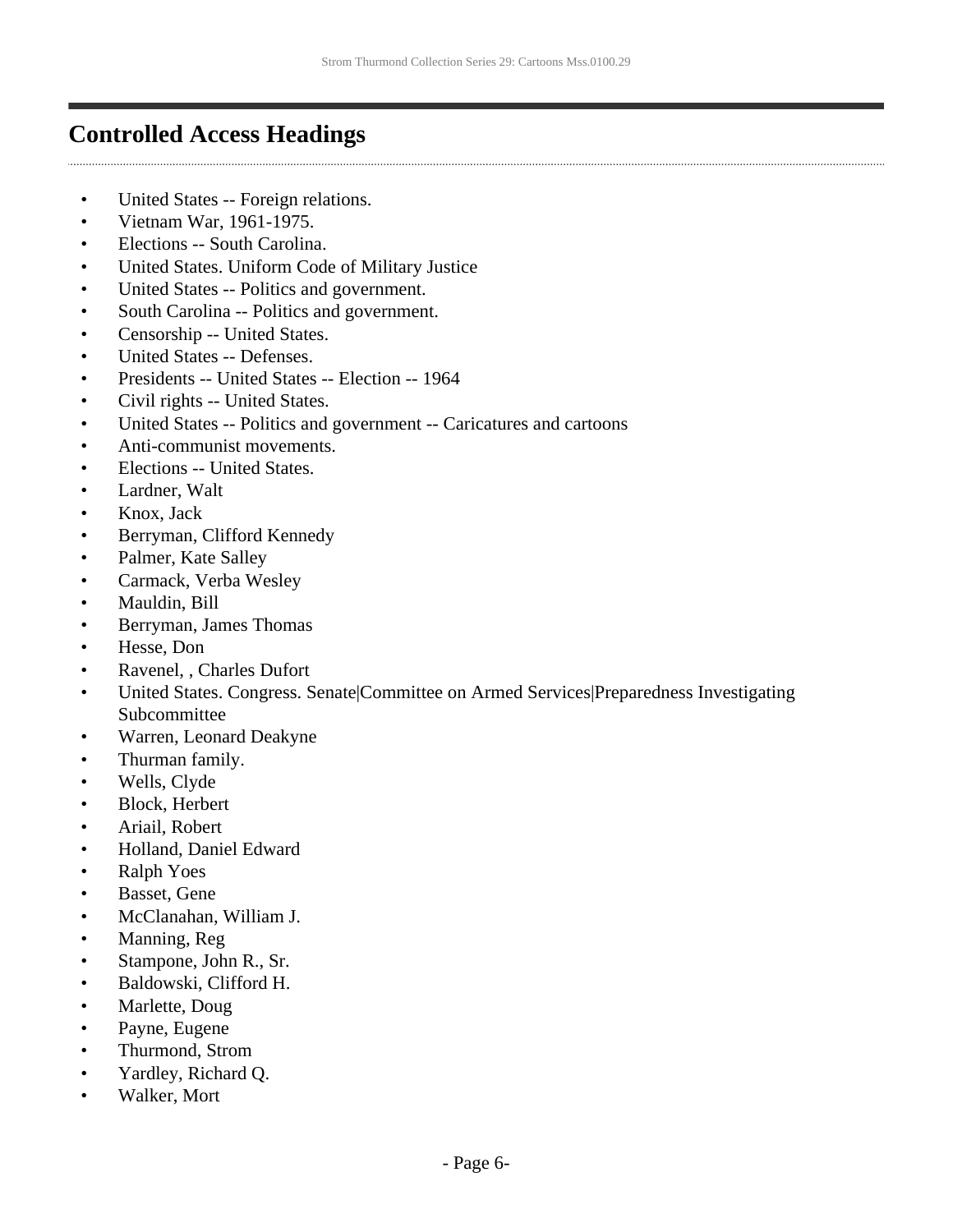## Controlled Access Headings

- United States -- Foreign relations.
- Vietnam War, 1961-1975.
- Elections -- South Carolina.
- United States. Uniform Code of Military Justice
- United States -- Politics and government.
- South Carolina -- Politics and government.
- Censorship -- United States.
- United States -- Defenses.
- Presidents -- United States -- Election -- 1964
- Civil rights -- United States.
- United States -- Politics and government -- Caricatures and cartoons
- Anti-communist movements.
- Elections -- United States.
- Lardner, Walt
- Knox, Jack
- Berryman, Clifford Kennedy
- Palmer, Kate Salley
- Carmack, Verba Wesley
- Mauldin, Bill
- Berryman, James Thomas
- Hesse, Don
- Ravenel, , Charles Dufort
- United States. Congress. Senate|Committee on Armed Services|Preparedness Investigating Subcommittee
- Warren, Leonard Deakyne
- Thurman family.
- Wells, Clyde
- Block, Herbert
- Ariail, Robert
- Holland, Daniel Edward
- Ralph Yoes
- Basset, Gene
- McClanahan, William J.
- Manning, Reg
- Stampone, John R., Sr.
- Baldowski, Clifford H.
- Marlette, Doug
- Payne, Eugene
- Thurmond, Strom
- Yardley, Richard Q.
- Walker, Mort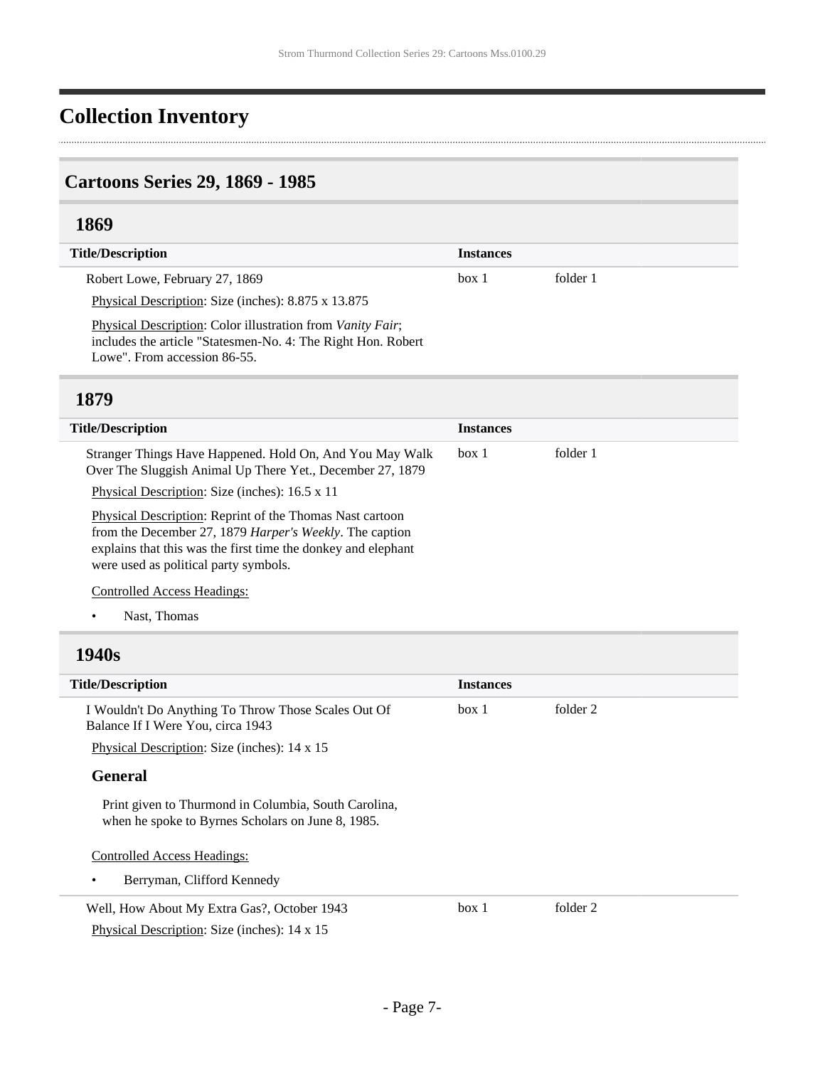# Collection Inventory

## Cartoons Series 29, 1869 - 1985

### 1869

| Title/Description | Instances | |
|---|---|---|
| Robert Lowe, February 27, 1869 | box 1 | folder 1 |

Physical Description: Size (inches): 8.875 x 13.875

Physical Description: Color illustration from *Vanity Fair*; includes the article "Statesmen-No. 4: The Right Hon. Robert Lowe". From accession 86-55.

### 1879

| Title/Description | Instances | |
|---|---|---|
| Stranger Things Have Happened. Hold On, And You May Walk Over The Sluggish Animal Up There Yet., December 27, 1879 | box 1 | folder 1 |

Physical Description: Size (inches): 16.5 x 11

Physical Description: Reprint of the Thomas Nast cartoon from the December 27, 1879 *Harper's Weekly*. The caption explains that this was the first time the donkey and elephant were used as political party symbols.

Controlled Access Headings:

- Nast, Thomas

### 1940s

| Title/Description | Instances | |
|---|---|---|
| I Wouldn't Do Anything To Throw Those Scales Out Of Balance If I Were You, circa 1943 | box 1 | folder 2 |

Physical Description: Size (inches): 14 x 15

#### General

Print given to Thurmond in Columbia, South Carolina, when he spoke to Byrnes Scholars on June 8, 1985.

Controlled Access Headings:

- Berryman, Clifford Kennedy

| Title/Description | Instances | |
|---|---|---|
| Well, How About My Extra Gas?, October 1943 | box 1 | folder 2 |

Physical Description: Size (inches): 14 x 15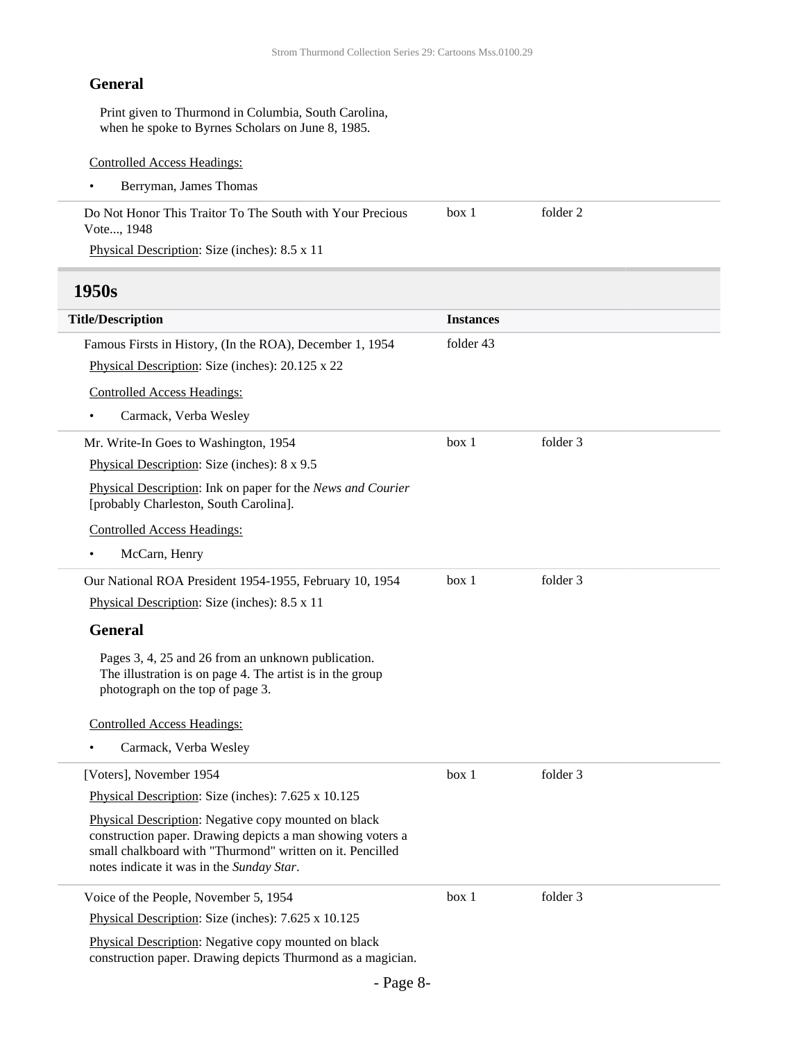### General

Print given to Thurmond in Columbia, South Carolina, when he spoke to Byrnes Scholars on June 8, 1985.

Controlled Access Headings:

- Berryman, James Thomas

| | | |
|---|---|---|
| Do Not Honor This Traitor To The South with Your Precious Vote..., 1948<br>Physical Description: Size (inches): 8.5 x 11 | box 1 | folder 2 |

## 1950s

| Title/Description | Instances | |
|---|---|---|
| Famous Firsts in History, (In the ROA), December 1, 1954<br>Physical Description: Size (inches): 20.125 x 22<br>Controlled Access Headings:<br>• Carmack, Verba Wesley | folder 43 | |
| Mr. Write-In Goes to Washington, 1954<br>Physical Description: Size (inches): 8 x 9.5<br>Physical Description: Ink on paper for the *News and Courier* [probably Charleston, South Carolina].<br>Controlled Access Headings:<br>• McCarn, Henry | box 1 | folder 3 |
| Our National ROA President 1954-1955, February 10, 1954<br>Physical Description: Size (inches): 8.5 x 11<br>**General**<br>Pages 3, 4, 25 and 26 from an unknown publication. The illustration is on page 4. The artist is in the group photograph on the top of page 3.<br>Controlled Access Headings:<br>• Carmack, Verba Wesley | box 1 | folder 3 |
| [Voters], November 1954<br>Physical Description: Size (inches): 7.625 x 10.125<br>Physical Description: Negative copy mounted on black construction paper. Drawing depicts a man showing voters a small chalkboard with "Thurmond" written on it. Pencilled notes indicate it was in the *Sunday Star*. | box 1 | folder 3 |
| Voice of the People, November 5, 1954<br>Physical Description: Size (inches): 7.625 x 10.125<br>Physical Description: Negative copy mounted on black construction paper. Drawing depicts Thurmond as a magician. | box 1 | folder 3 |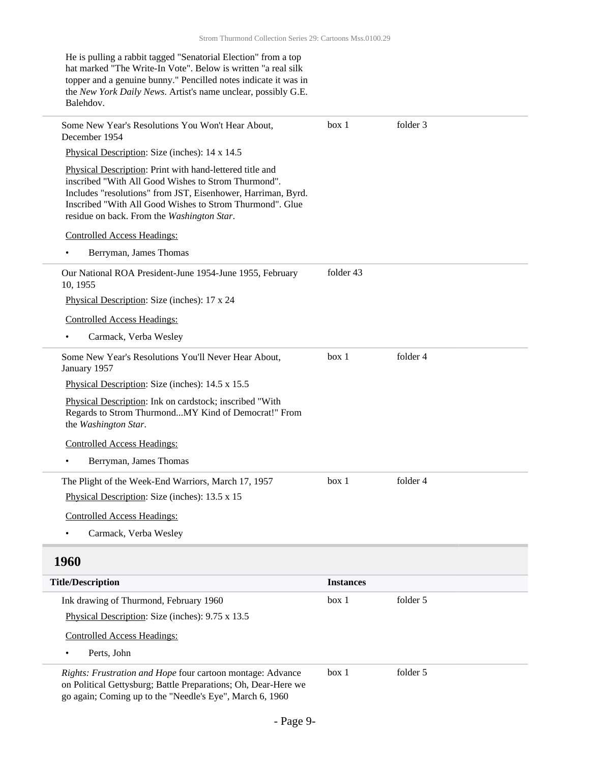He is pulling a rabbit tagged "Senatorial Election" from a top hat marked "The Write-In Vote". Below is written "a real silk topper and a genuine bunny." Pencilled notes indicate it was in the *New York Daily News*. Artist's name unclear, possibly G.E. Balehdov.

| | | |
|---|---|---|
| Some New Year's Resolutions You Won't Hear About, December 1954<br><br>Physical Description: Size (inches): 14 x 14.5<br><br>Physical Description: Print with hand-lettered title and inscribed "With All Good Wishes to Strom Thurmond". Includes "resolutions" from JST, Eisenhower, Harriman, Byrd. Inscribed "With All Good Wishes to Strom Thurmond". Glue residue on back. From the *Washington Star*.<br><br>Controlled Access Headings:<br>• Berryman, James Thomas | box 1 | folder 3 |
| Our National ROA President-June 1954-June 1955, February 10, 1955<br><br>Physical Description: Size (inches): 17 x 24<br><br>Controlled Access Headings:<br>• Carmack, Verba Wesley | folder 43 | |
| Some New Year's Resolutions You'll Never Hear About, January 1957<br><br>Physical Description: Size (inches): 14.5 x 15.5<br><br>Physical Description: Ink on cardstock; inscribed "With Regards to Strom Thurmond...MY Kind of Democrat!" From the *Washington Star*.<br><br>Controlled Access Headings:<br>• Berryman, James Thomas | box 1 | folder 4 |
| The Plight of the Week-End Warriors, March 17, 1957<br><br>Physical Description: Size (inches): 13.5 x 15<br><br>Controlled Access Headings:<br>• Carmack, Verba Wesley | box 1 | folder 4 |

## 1960

| Title/Description | Instances | |
|---|---|---|
| Ink drawing of Thurmond, February 1960<br><br>Physical Description: Size (inches): 9.75 x 13.5<br><br>Controlled Access Headings:<br>• Perts, John | box 1 | folder 5 |
| *Rights: Frustration and Hope* four cartoon montage: Advance on Political Gettysburg; Battle Preparations; Oh, Dear-Here we go again; Coming up to the "Needle's Eye", March 6, 1960 | box 1 | folder 5 |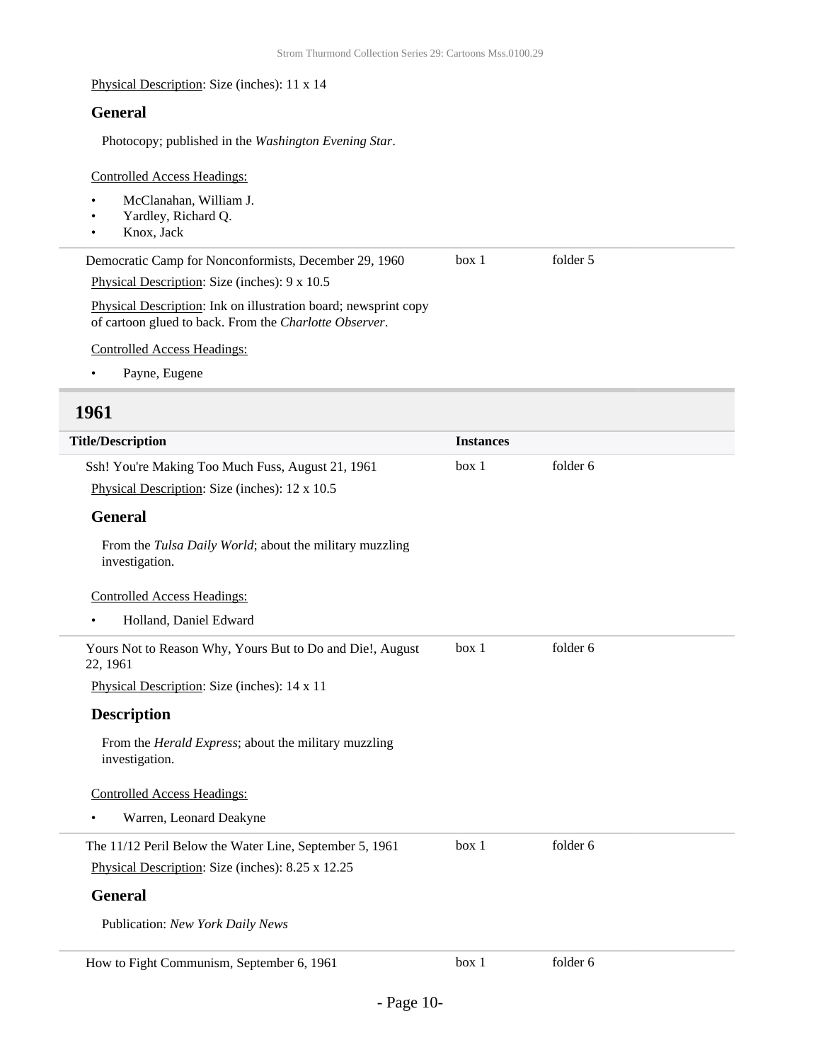Physical Description: Size (inches): 11 x 14

### General

Photocopy; published in the *Washington Evening Star*.

Controlled Access Headings:

- McClanahan, William J.
- Yardley, Richard Q.
- Knox, Jack

---

Democratic Camp for Nonconformists, December 29, 1960 — box 1, folder 5

Physical Description: Size (inches): 9 x 10.5

Physical Description: Ink on illustration board; newsprint copy of cartoon glued to back. From the *Charlotte Observer*.

Controlled Access Headings:

- Payne, Eugene

## 1961

| Title/Description | Instances | |
|---|---|---|
| Ssh! You're Making Too Much Fuss, August 21, 1961 | box 1 | folder 6 |

Physical Description: Size (inches): 12 x 10.5

### General

From the *Tulsa Daily World*; about the military muzzling investigation.

Controlled Access Headings:

- Holland, Daniel Edward

---

Yours Not to Reason Why, Yours But to Do and Die!, August 22, 1961 — box 1, folder 6

Physical Description: Size (inches): 14 x 11

### Description

From the *Herald Express*; about the military muzzling investigation.

Controlled Access Headings:

- Warren, Leonard Deakyne

---

The 11/12 Peril Below the Water Line, September 5, 1961 — box 1, folder 6

Physical Description: Size (inches): 8.25 x 12.25

### General

Publication: *New York Daily News*

---

How to Fight Communism, September 6, 1961 — box 1, folder 6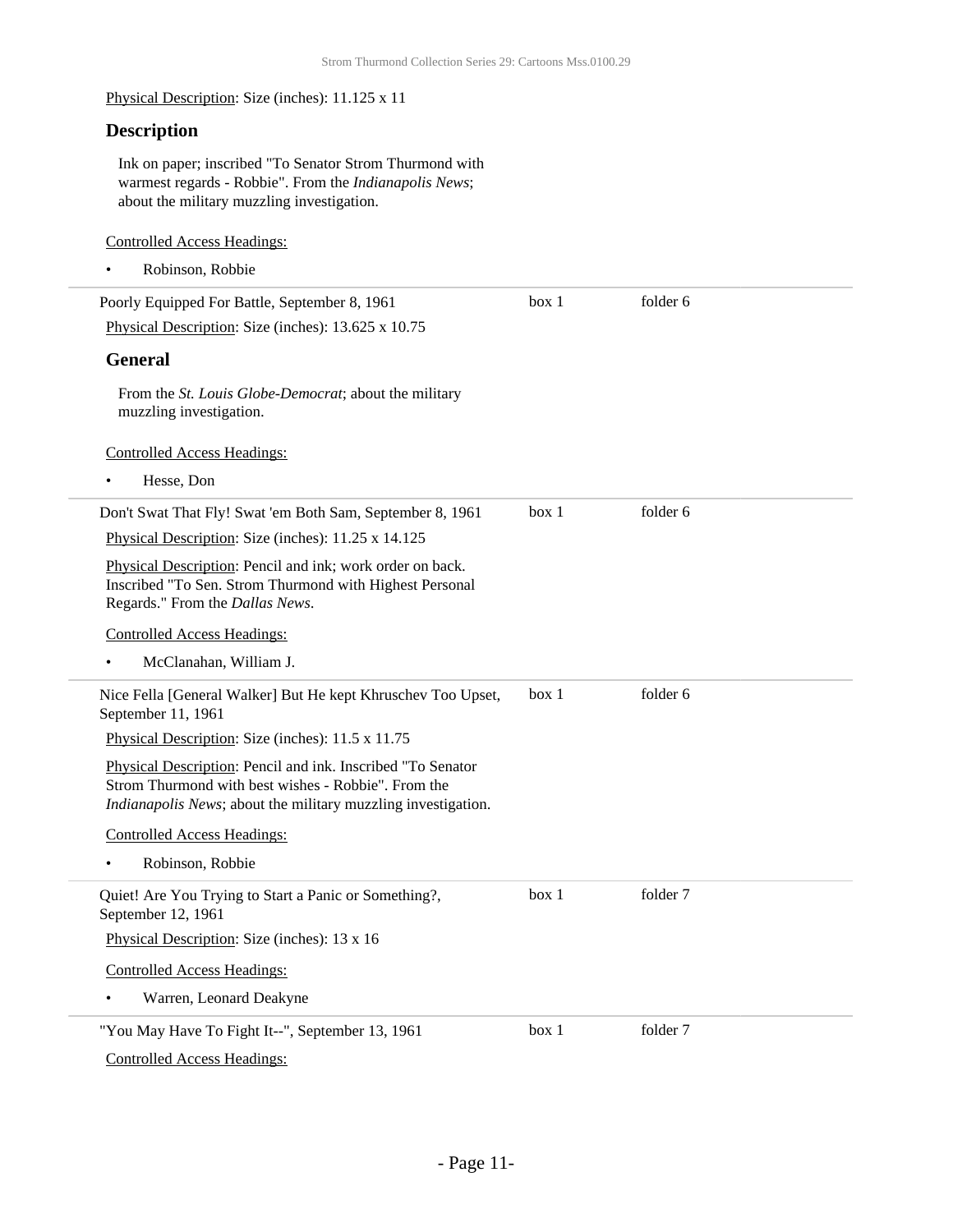Physical Description: Size (inches): 11.125 x 11

## Description

Ink on paper; inscribed "To Senator Strom Thurmond with warmest regards - Robbie". From the *Indianapolis News*; about the military muzzling investigation.

Controlled Access Headings:

- Robinson, Robbie

---

Poorly Equipped For Battle, September 8, 1961 — box 1, folder 6

Physical Description: Size (inches): 13.625 x 10.75

## General

From the *St. Louis Globe-Democrat*; about the military muzzling investigation.

Controlled Access Headings:

- Hesse, Don

---

Don't Swat That Fly! Swat 'em Both Sam, September 8, 1961 — box 1, folder 6

Physical Description: Size (inches): 11.25 x 14.125

Physical Description: Pencil and ink; work order on back. Inscribed "To Sen. Strom Thurmond with Highest Personal Regards." From the *Dallas News*.

Controlled Access Headings:

- McClanahan, William J.

---

Nice Fella [General Walker] But He kept Khruschev Too Upset, September 11, 1961 — box 1, folder 6

Physical Description: Size (inches): 11.5 x 11.75

Physical Description: Pencil and ink. Inscribed "To Senator Strom Thurmond with best wishes - Robbie". From the *Indianapolis News*; about the military muzzling investigation.

Controlled Access Headings:

- Robinson, Robbie

---

Quiet! Are You Trying to Start a Panic or Something?, September 12, 1961 — box 1, folder 7

Physical Description: Size (inches): 13 x 16

Controlled Access Headings:

- Warren, Leonard Deakyne

---

"You May Have To Fight It--", September 13, 1961 — box 1, folder 7

Controlled Access Headings: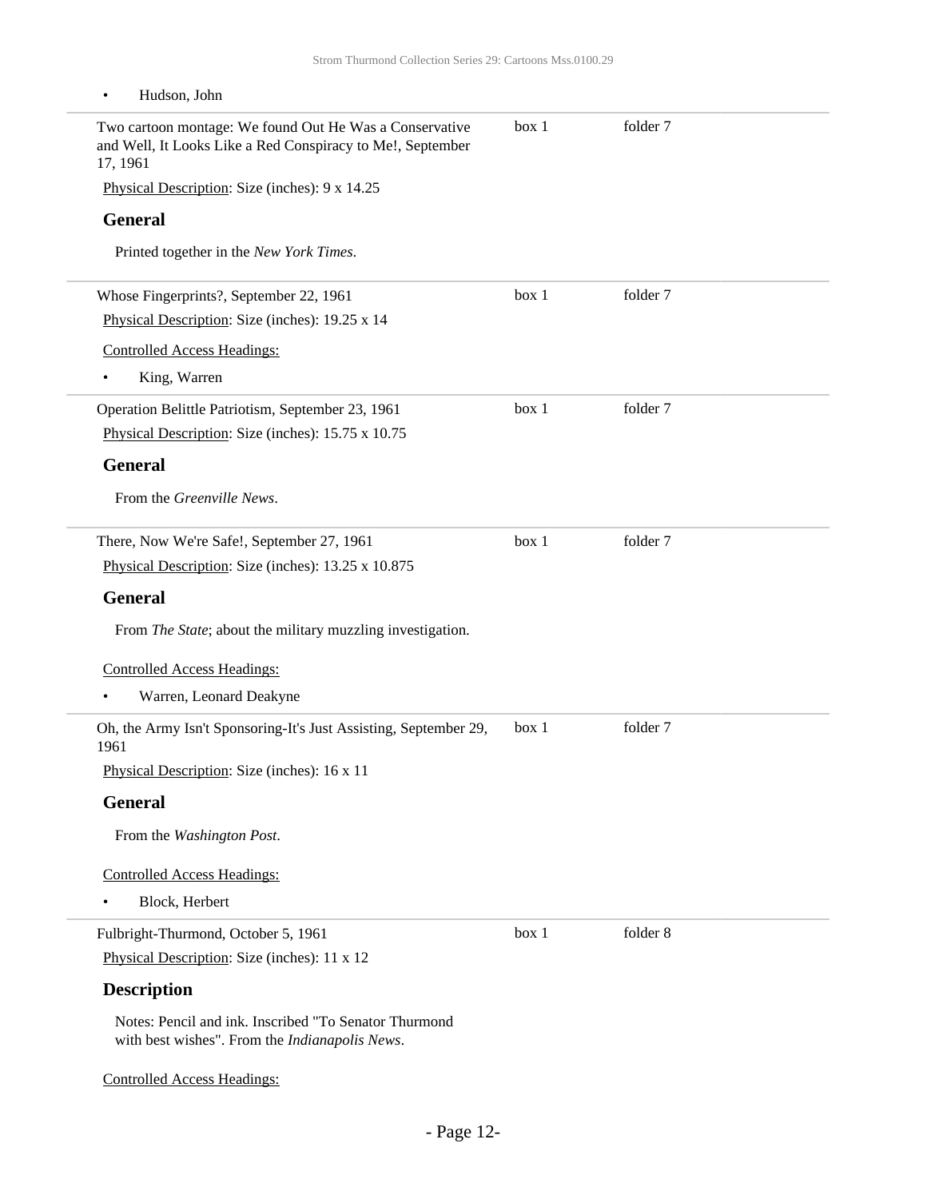- Hudson, John

---

Two cartoon montage: We found Out He Was a Conservative and Well, It Looks Like a Red Conspiracy to Me!, September 17, 1961 — box 1, folder 7

Physical Description: Size (inches): 9 x 14.25

### General

Printed together in the *New York Times*.

---

Whose Fingerprints?, September 22, 1961 — box 1, folder 7

Physical Description: Size (inches): 19.25 x 14

Controlled Access Headings:

- King, Warren

---

Operation Belittle Patriotism, September 23, 1961 — box 1, folder 7

Physical Description: Size (inches): 15.75 x 10.75

### General

From the *Greenville News*.

---

There, Now We're Safe!, September 27, 1961 — box 1, folder 7

Physical Description: Size (inches): 13.25 x 10.875

### General

From *The State*; about the military muzzling investigation.

Controlled Access Headings:

- Warren, Leonard Deakyne

---

Oh, the Army Isn't Sponsoring-It's Just Assisting, September 29, 1961 — box 1, folder 7

Physical Description: Size (inches): 16 x 11

### General

From the *Washington Post*.

Controlled Access Headings:

- Block, Herbert

---

Fulbright-Thurmond, October 5, 1961 — box 1, folder 8

Physical Description: Size (inches): 11 x 12

### Description

Notes: Pencil and ink. Inscribed "To Senator Thurmond with best wishes". From the *Indianapolis News*.

Controlled Access Headings: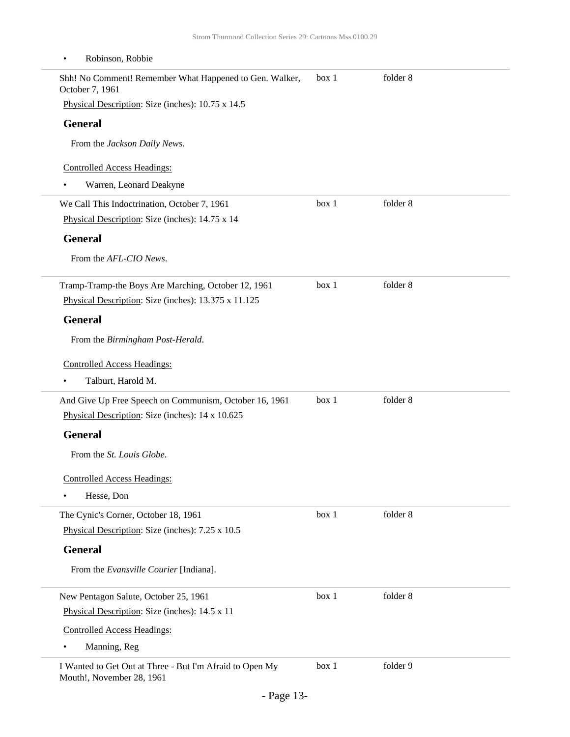- Robinson, Robbie

Shh! No Comment! Remember What Happened to Gen. Walker, October 7, 1961 — box 1, folder 8

Physical Description: Size (inches): 10.75 x 14.5

**General**

From the *Jackson Daily News*.

Controlled Access Headings:

- Warren, Leonard Deakyne

We Call This Indoctrination, October 7, 1961 — box 1, folder 8

Physical Description: Size (inches): 14.75 x 14

**General**

From the *AFL-CIO News*.

Tramp-Tramp-the Boys Are Marching, October 12, 1961 — box 1, folder 8

Physical Description: Size (inches): 13.375 x 11.125

**General**

From the *Birmingham Post-Herald*.

Controlled Access Headings:

- Talburt, Harold M.

And Give Up Free Speech on Communism, October 16, 1961 — box 1, folder 8

Physical Description: Size (inches): 14 x 10.625

**General**

From the *St. Louis Globe*.

Controlled Access Headings:

- Hesse, Don

The Cynic's Corner, October 18, 1961 — box 1, folder 8

Physical Description: Size (inches): 7.25 x 10.5

**General**

From the *Evansville Courier* [Indiana].

New Pentagon Salute, October 25, 1961 — box 1, folder 8

Physical Description: Size (inches): 14.5 x 11

Controlled Access Headings:

- Manning, Reg

I Wanted to Get Out at Three - But I'm Afraid to Open My Mouth!, November 28, 1961 — box 1, folder 9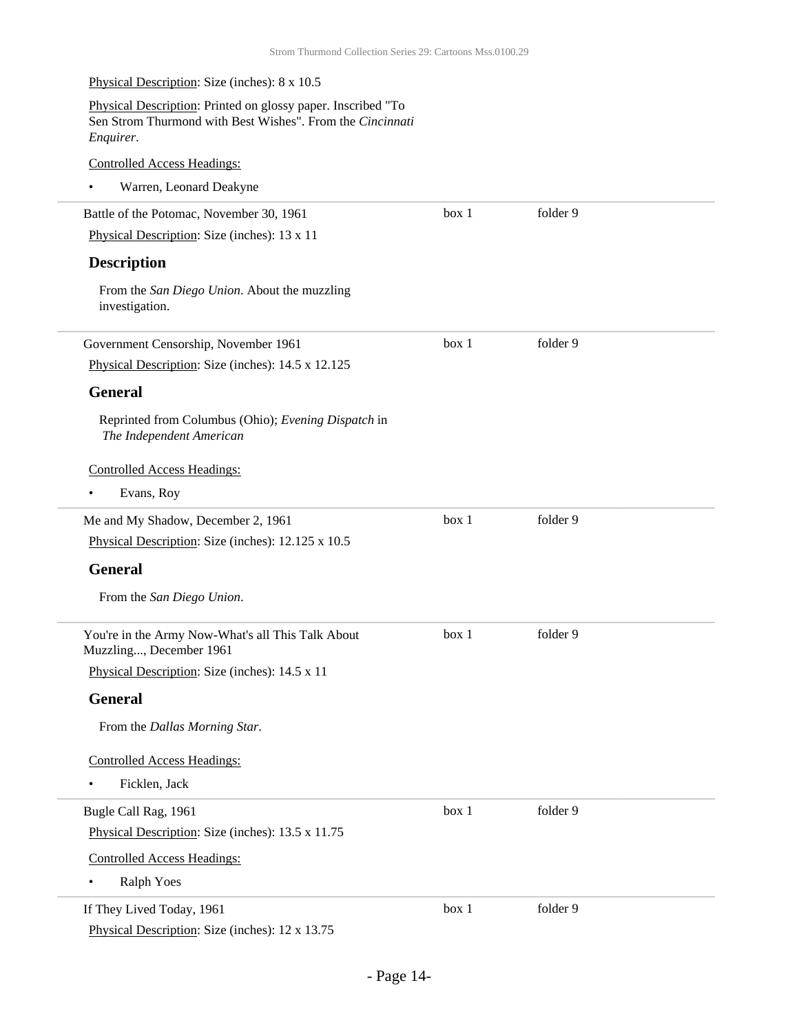Physical Description: Size (inches): 8 x 10.5

Physical Description: Printed on glossy paper. Inscribed "To Sen Strom Thurmond with Best Wishes". From the *Cincinnati Enquirer*.

Controlled Access Headings:

- Warren, Leonard Deakyne

---

Battle of the Potomac, November 30, 1961 — box 1, folder 9

Physical Description: Size (inches): 13 x 11

### Description

From the *San Diego Union*. About the muzzling investigation.

---

Government Censorship, November 1961 — box 1, folder 9

Physical Description: Size (inches): 14.5 x 12.125

### General

Reprinted from Columbus (Ohio); *Evening Dispatch* in *The Independent American*

Controlled Access Headings:

- Evans, Roy

---

Me and My Shadow, December 2, 1961 — box 1, folder 9

Physical Description: Size (inches): 12.125 x 10.5

### General

From the *San Diego Union*.

---

You're in the Army Now-What's all This Talk About Muzzling..., December 1961 — box 1, folder 9

Physical Description: Size (inches): 14.5 x 11

### General

From the *Dallas Morning Star*.

Controlled Access Headings:

- Ficklen, Jack

---

Bugle Call Rag, 1961 — box 1, folder 9

Physical Description: Size (inches): 13.5 x 11.75

Controlled Access Headings:

- Ralph Yoes

---

If They Lived Today, 1961 — box 1, folder 9

Physical Description: Size (inches): 12 x 13.75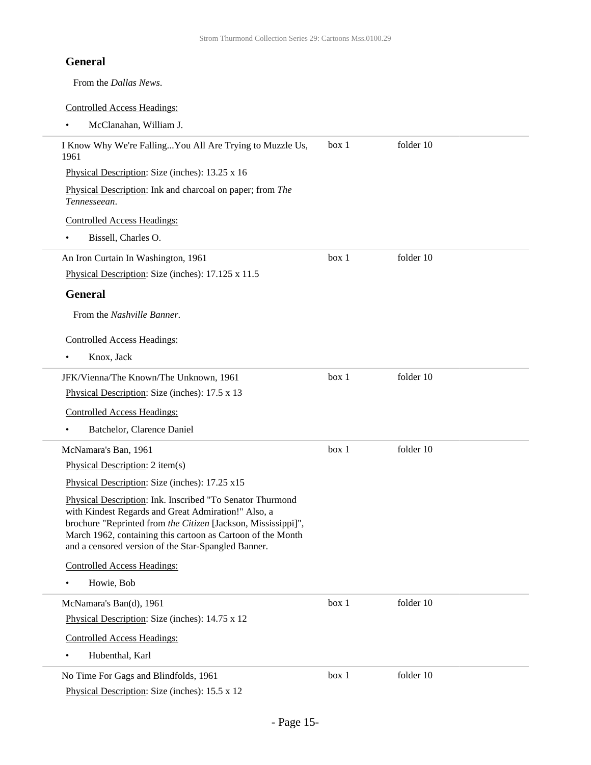### General

From the *Dallas News*.

Controlled Access Headings:

- McClanahan, William J.

---

I Know Why We're Falling...You All Are Trying to Muzzle Us, 1961 — box 1, folder 10

Physical Description: Size (inches): 13.25 x 16

Physical Description: Ink and charcoal on paper; from *The Tennesseean*.

Controlled Access Headings:

- Bissell, Charles O.

---

An Iron Curtain In Washington, 1961 — box 1, folder 10

Physical Description: Size (inches): 17.125 x 11.5

### General

From the *Nashville Banner*.

Controlled Access Headings:

- Knox, Jack

---

JFK/Vienna/The Known/The Unknown, 1961 — box 1, folder 10

Physical Description: Size (inches): 17.5 x 13

Controlled Access Headings:

- Batchelor, Clarence Daniel

---

McNamara's Ban, 1961 — box 1, folder 10

Physical Description: 2 item(s)

Physical Description: Size (inches): 17.25 x15

Physical Description: Ink. Inscribed "To Senator Thurmond with Kindest Regards and Great Admiration!" Also, a brochure "Reprinted from *the Citizen* [Jackson, Mississippi]", March 1962, containing this cartoon as Cartoon of the Month and a censored version of the Star-Spangled Banner.

Controlled Access Headings:

- Howie, Bob

---

McNamara's Ban(d), 1961 — box 1, folder 10

Physical Description: Size (inches): 14.75 x 12

Controlled Access Headings:

- Hubenthal, Karl

---

No Time For Gags and Blindfolds, 1961 — box 1, folder 10

Physical Description: Size (inches): 15.5 x 12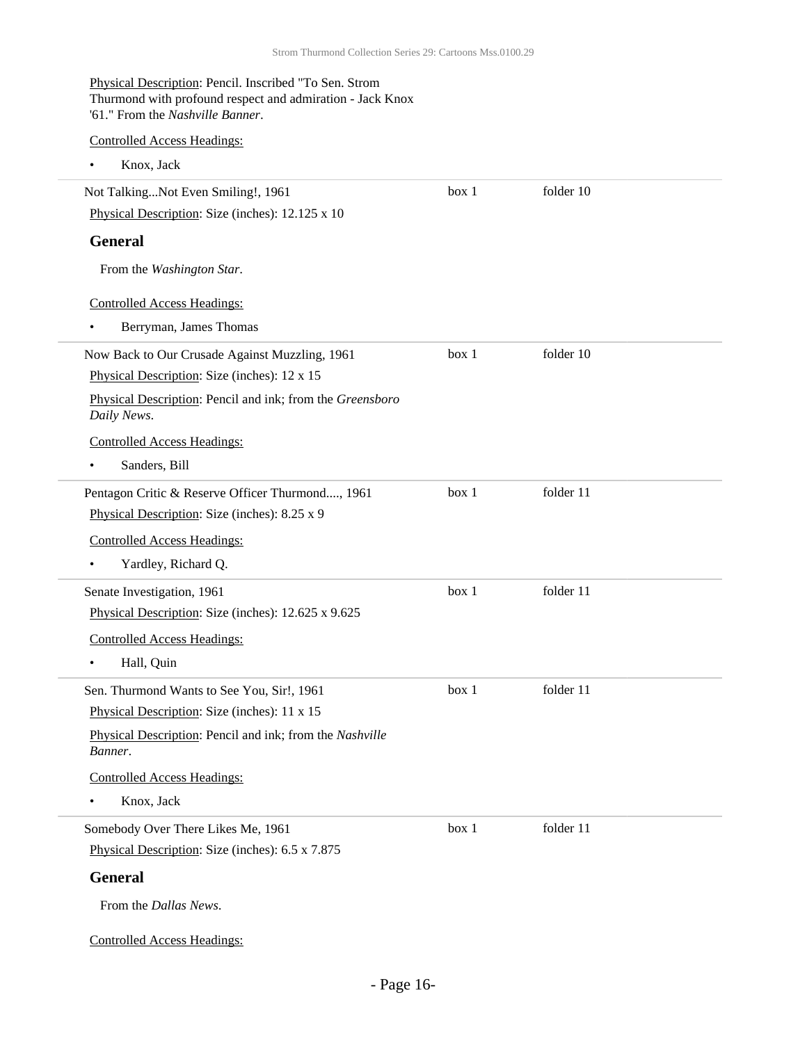Physical Description: Pencil. Inscribed "To Sen. Strom Thurmond with profound respect and admiration - Jack Knox '61." From the *Nashville Banner*.

Controlled Access Headings:

- Knox, Jack

---

Not Talking...Not Even Smiling!, 1961 — box 1, folder 10

Physical Description: Size (inches): 12.125 x 10

### General

From the *Washington Star*.

Controlled Access Headings:

- Berryman, James Thomas

---

Now Back to Our Crusade Against Muzzling, 1961 — box 1, folder 10

Physical Description: Size (inches): 12 x 15

Physical Description: Pencil and ink; from the *Greensboro Daily News*.

Controlled Access Headings:

- Sanders, Bill

---

Pentagon Critic & Reserve Officer Thurmond...., 1961 — box 1, folder 11

Physical Description: Size (inches): 8.25 x 9

Controlled Access Headings:

- Yardley, Richard Q.

---

Senate Investigation, 1961 — box 1, folder 11

Physical Description: Size (inches): 12.625 x 9.625

Controlled Access Headings:

- Hall, Quin

---

Sen. Thurmond Wants to See You, Sir!, 1961 — box 1, folder 11

Physical Description: Size (inches): 11 x 15

Physical Description: Pencil and ink; from the *Nashville Banner*.

Controlled Access Headings:

- Knox, Jack

---

Somebody Over There Likes Me, 1961 — box 1, folder 11

Physical Description: Size (inches): 6.5 x 7.875

### General

From the *Dallas News*.

Controlled Access Headings: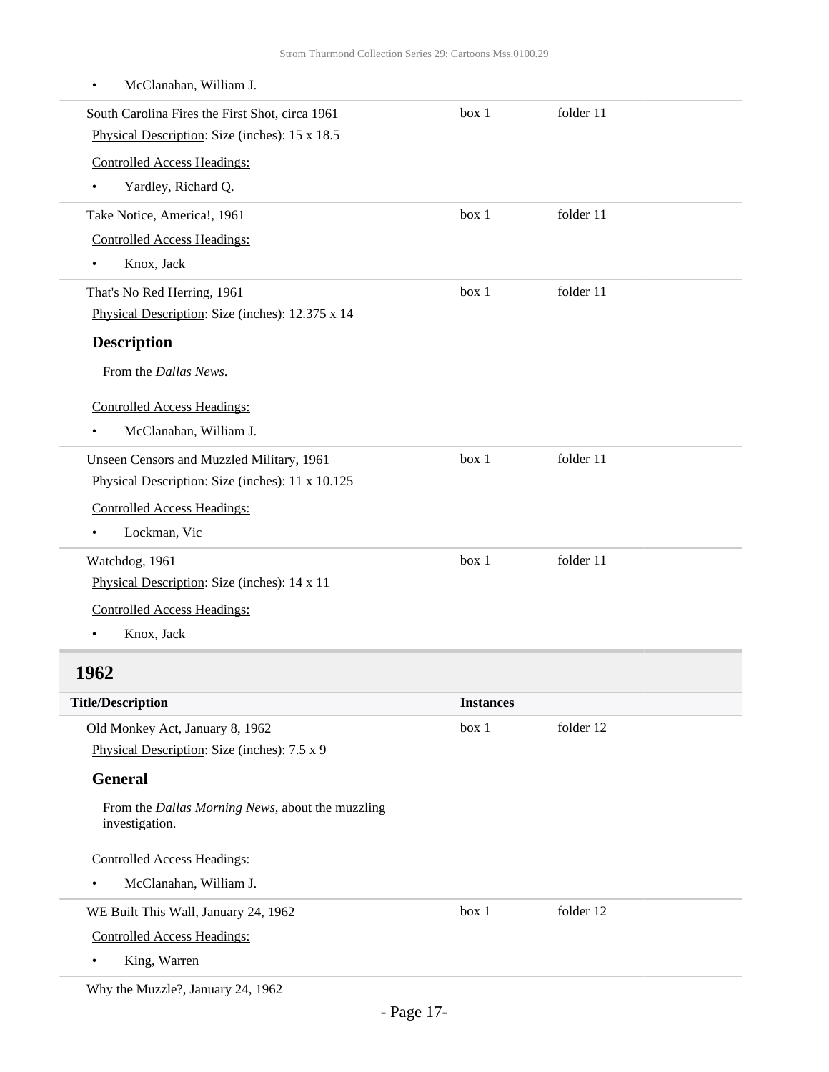- McClanahan, William J.

South Carolina Fires the First Shot, circa 1961 | box 1 | folder 11

Physical Description: Size (inches): 15 x 18.5

Controlled Access Headings:

- Yardley, Richard Q.

Take Notice, America!, 1961 | box 1 | folder 11

Controlled Access Headings:

- Knox, Jack

That's No Red Herring, 1961 | box 1 | folder 11

Physical Description: Size (inches): 12.375 x 14

### Description

From the *Dallas News*.

Controlled Access Headings:

- McClanahan, William J.

Unseen Censors and Muzzled Military, 1961 | box 1 | folder 11

Physical Description: Size (inches): 11 x 10.125

Controlled Access Headings:

- Lockman, Vic

Watchdog, 1961 | box 1 | folder 11

Physical Description: Size (inches): 14 x 11

Controlled Access Headings:

- Knox, Jack

## 1962

| Title/Description | Instances | |
|---|---|---|

Old Monkey Act, January 8, 1962 | box 1 | folder 12

Physical Description: Size (inches): 7.5 x 9

### General

From the *Dallas Morning News*, about the muzzling investigation.

Controlled Access Headings:

- McClanahan, William J.

WE Built This Wall, January 24, 1962 | box 1 | folder 12

Controlled Access Headings:

- King, Warren

Why the Muzzle?, January 24, 1962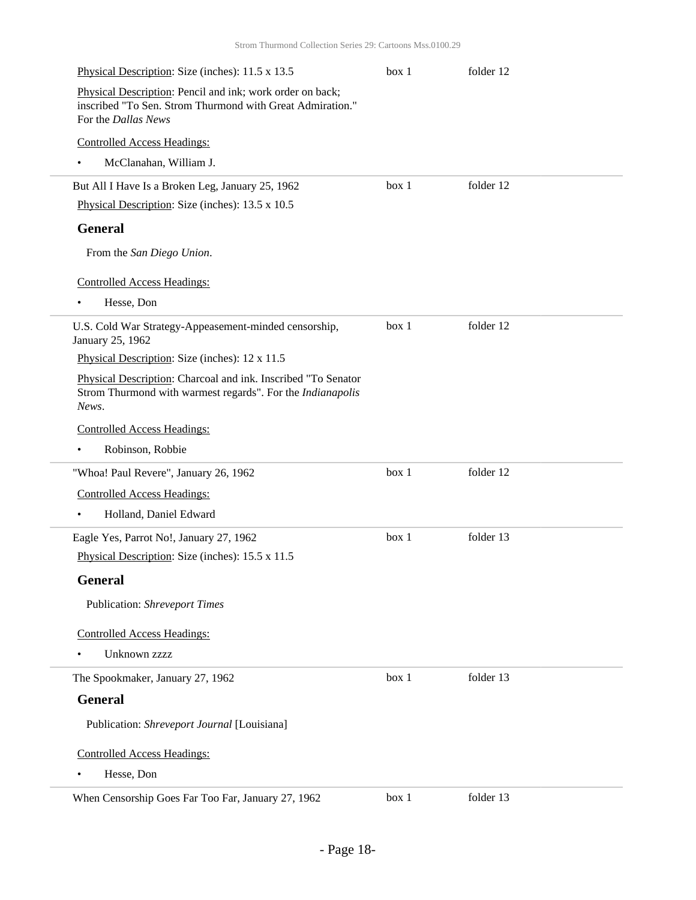Physical Description: Size (inches): 11.5 x 13.5 — box 1, folder 12

Physical Description: Pencil and ink; work order on back; inscribed "To Sen. Strom Thurmond with Great Admiration." For the *Dallas News*

Controlled Access Headings:

- McClanahan, William J.

---

But All I Have Is a Broken Leg, January 25, 1962 — box 1, folder 12

Physical Description: Size (inches): 13.5 x 10.5

**General**

From the *San Diego Union*.

Controlled Access Headings:

- Hesse, Don

---

U.S. Cold War Strategy-Appeasement-minded censorship, January 25, 1962 — box 1, folder 12

Physical Description: Size (inches): 12 x 11.5

Physical Description: Charcoal and ink. Inscribed "To Senator Strom Thurmond with warmest regards". For the *Indianapolis News*.

Controlled Access Headings:

- Robinson, Robbie

---

"Whoa! Paul Revere", January 26, 1962 — box 1, folder 12

Controlled Access Headings:

- Holland, Daniel Edward

---

Eagle Yes, Parrot No!, January 27, 1962 — box 1, folder 13

Physical Description: Size (inches): 15.5 x 11.5

**General**

Publication: *Shreveport Times*

Controlled Access Headings:

- Unknown zzzz

---

The Spookmaker, January 27, 1962 — box 1, folder 13

**General**

Publication: *Shreveport Journal* [Louisiana]

Controlled Access Headings:

- Hesse, Don

---

When Censorship Goes Far Too Far, January 27, 1962 — box 1, folder 13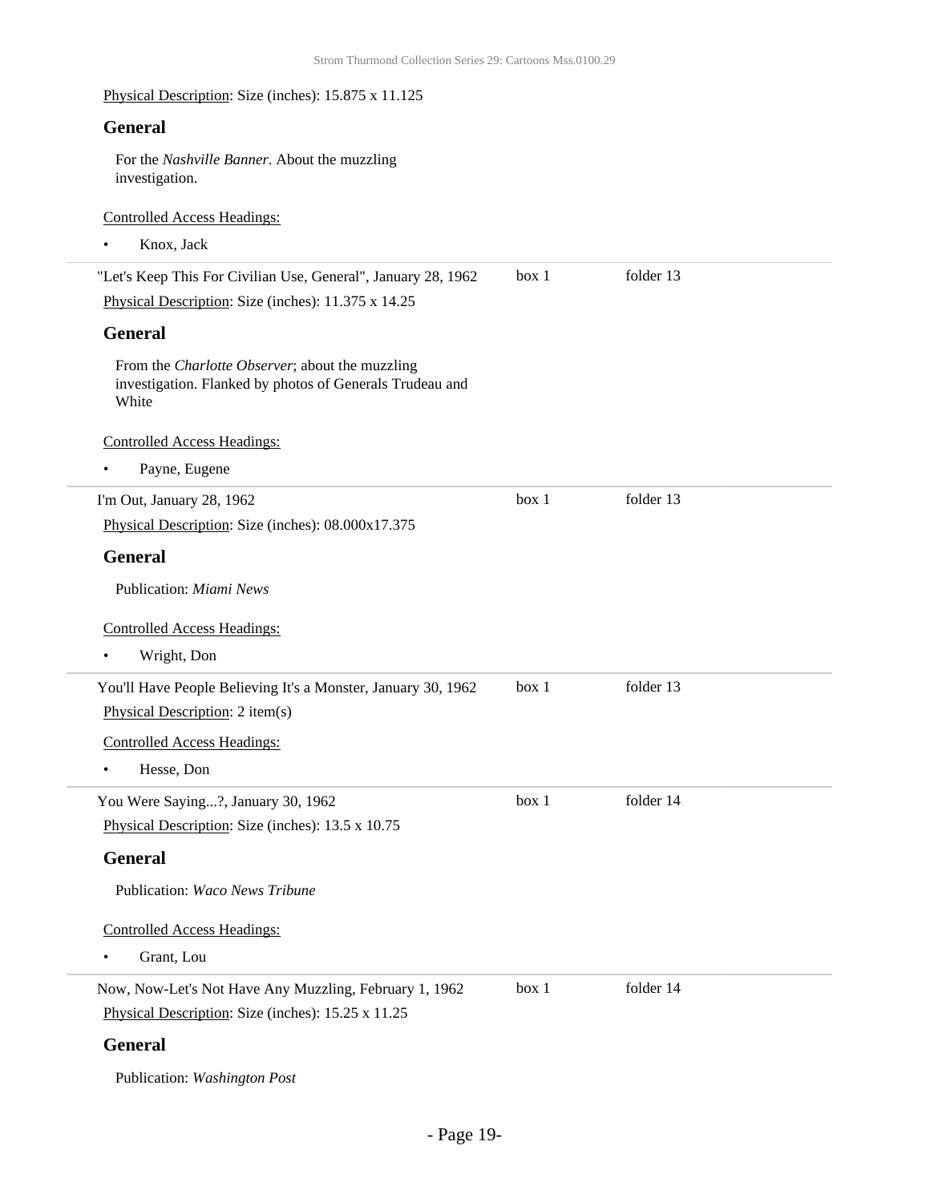Physical Description: Size (inches): 15.875 x 11.125

### General

For the *Nashville Banner*. About the muzzling investigation.

Controlled Access Headings:

- Knox, Jack

---

"Let's Keep This For Civilian Use, General", January 28, 1962 — box 1, folder 13

Physical Description: Size (inches): 11.375 x 14.25

### General

From the *Charlotte Observer*; about the muzzling investigation. Flanked by photos of Generals Trudeau and White

Controlled Access Headings:

- Payne, Eugene

---

I'm Out, January 28, 1962 — box 1, folder 13

Physical Description: Size (inches): 08.000x17.375

### General

Publication: *Miami News*

Controlled Access Headings:

- Wright, Don

---

You'll Have People Believing It's a Monster, January 30, 1962 — box 1, folder 13

Physical Description: 2 item(s)

Controlled Access Headings:

- Hesse, Don

---

You Were Saying...?, January 30, 1962 — box 1, folder 14

Physical Description: Size (inches): 13.5 x 10.75

### General

Publication: *Waco News Tribune*

Controlled Access Headings:

- Grant, Lou

---

Now, Now-Let's Not Have Any Muzzling, February 1, 1962 — box 1, folder 14

Physical Description: Size (inches): 15.25 x 11.25

### General

Publication: *Washington Post*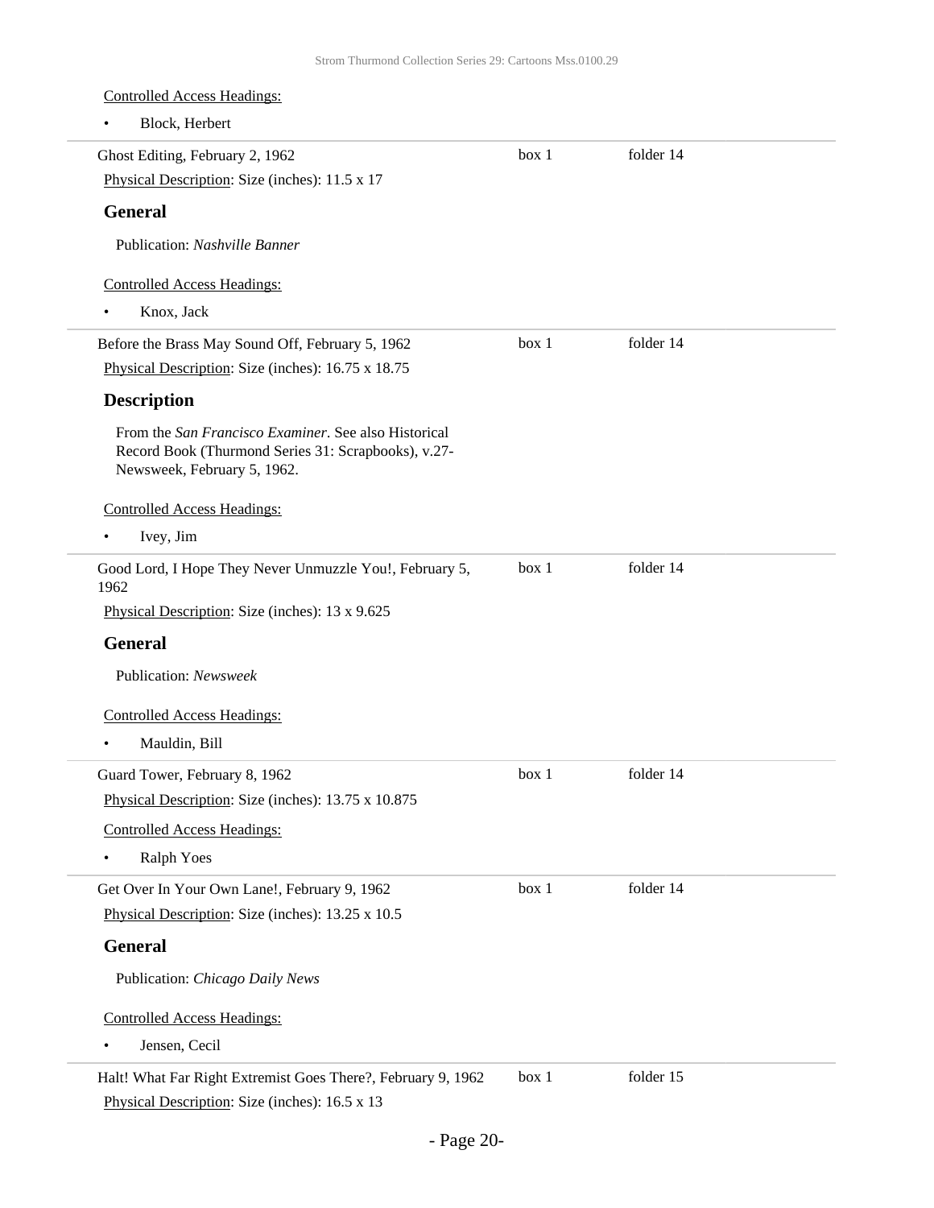Controlled Access Headings:

- Block, Herbert

---

Ghost Editing, February 2, 1962 — box 1, folder 14

Physical Description: Size (inches): 11.5 x 17

### General

Publication: *Nashville Banner*

Controlled Access Headings:

- Knox, Jack

---

Before the Brass May Sound Off, February 5, 1962 — box 1, folder 14

Physical Description: Size (inches): 16.75 x 18.75

### Description

From the *San Francisco Examiner*. See also Historical Record Book (Thurmond Series 31: Scrapbooks), v.27-Newsweek, February 5, 1962.

Controlled Access Headings:

- Ivey, Jim

---

Good Lord, I Hope They Never Unmuzzle You!, February 5, 1962 — box 1, folder 14

Physical Description: Size (inches): 13 x 9.625

### General

Publication: *Newsweek*

Controlled Access Headings:

- Mauldin, Bill

---

Guard Tower, February 8, 1962 — box 1, folder 14

Physical Description: Size (inches): 13.75 x 10.875

Controlled Access Headings:

- Ralph Yoes

---

Get Over In Your Own Lane!, February 9, 1962 — box 1, folder 14

Physical Description: Size (inches): 13.25 x 10.5

### General

Publication: *Chicago Daily News*

Controlled Access Headings:

- Jensen, Cecil

---

Halt! What Far Right Extremist Goes There?, February 9, 1962 — box 1, folder 15

Physical Description: Size (inches): 16.5 x 13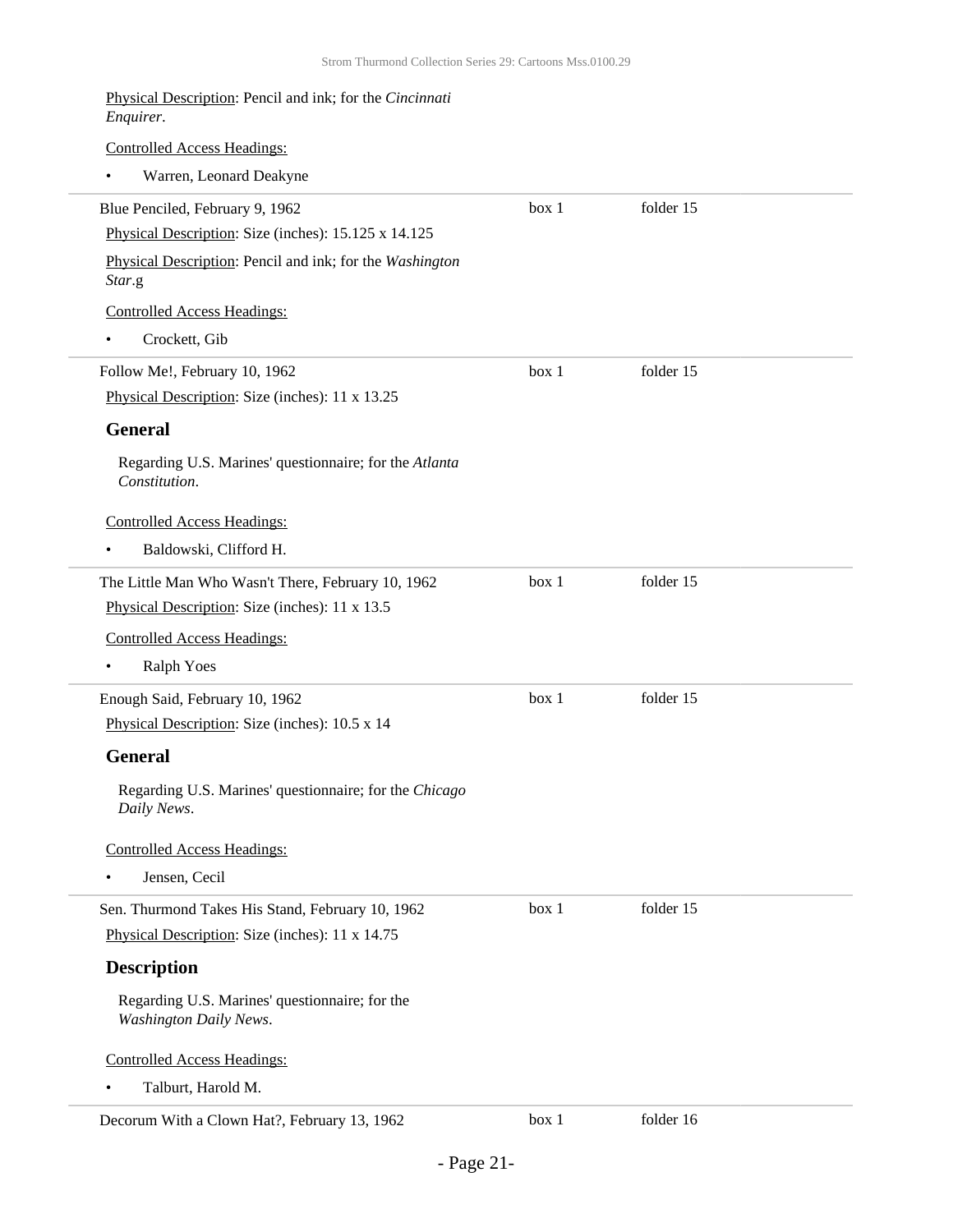Physical Description: Pencil and ink; for the *Cincinnati Enquirer*.

Controlled Access Headings:

- Warren, Leonard Deakyne

---

Blue Penciled, February 9, 1962 — box 1, folder 15

Physical Description: Size (inches): 15.125 x 14.125

Physical Description: Pencil and ink; for the *Washington Star*.g

Controlled Access Headings:

- Crockett, Gib

---

Follow Me!, February 10, 1962 — box 1, folder 15

Physical Description: Size (inches): 11 x 13.25

### General

Regarding U.S. Marines' questionnaire; for the *Atlanta Constitution*.

Controlled Access Headings:

- Baldowski, Clifford H.

---

The Little Man Who Wasn't There, February 10, 1962 — box 1, folder 15

Physical Description: Size (inches): 11 x 13.5

Controlled Access Headings:

- Ralph Yoes

---

Enough Said, February 10, 1962 — box 1, folder 15

Physical Description: Size (inches): 10.5 x 14

### General

Regarding U.S. Marines' questionnaire; for the *Chicago Daily News*.

Controlled Access Headings:

- Jensen, Cecil

---

Sen. Thurmond Takes His Stand, February 10, 1962 — box 1, folder 15

Physical Description: Size (inches): 11 x 14.75

### Description

Regarding U.S. Marines' questionnaire; for the *Washington Daily News*.

Controlled Access Headings:

- Talburt, Harold M.

---

Decorum With a Clown Hat?, February 13, 1962 — box 1, folder 16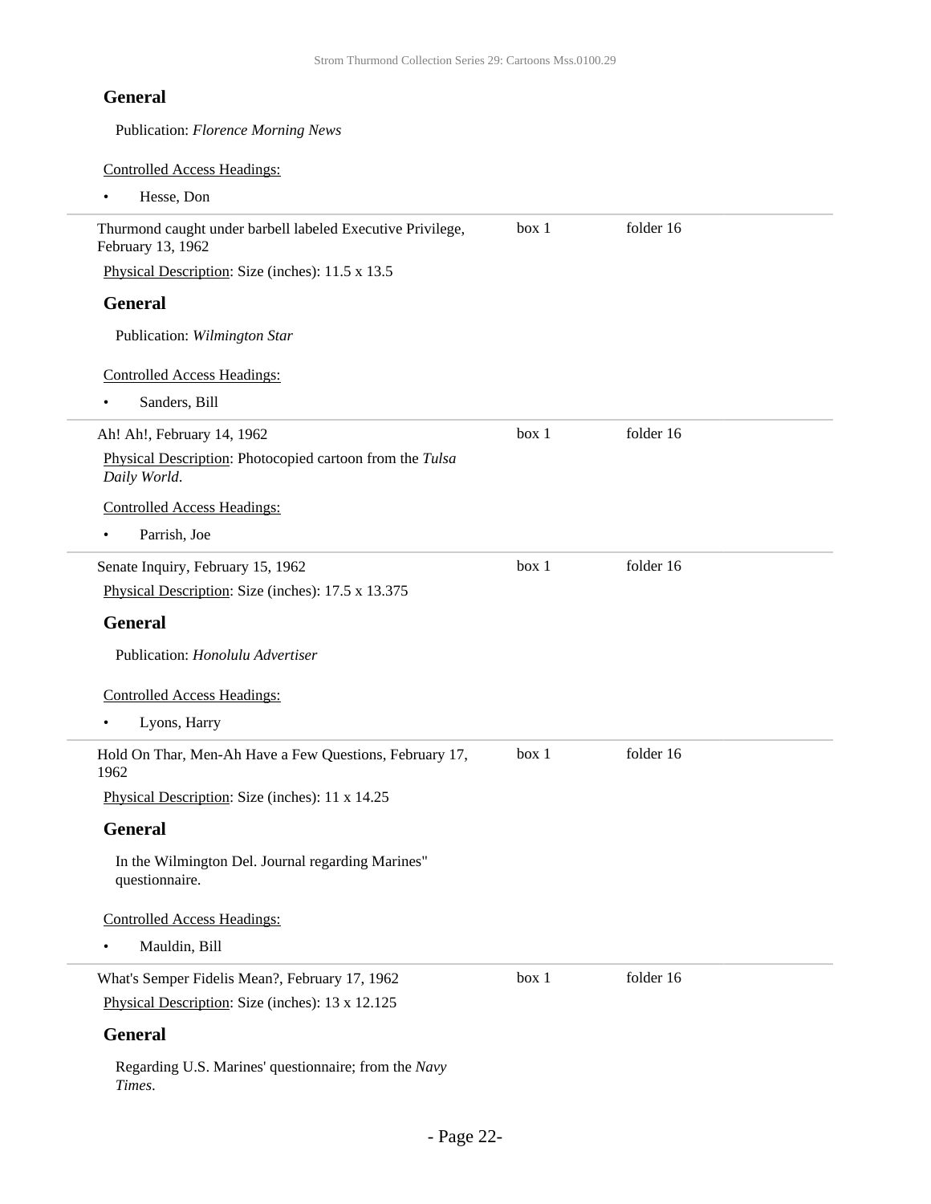### General

Publication: *Florence Morning News*

Controlled Access Headings:

- Hesse, Don

---

Thurmond caught under barbell labeled Executive Privilege, February 13, 1962 — box 1, folder 16

Physical Description: Size (inches): 11.5 x 13.5

### General

Publication: *Wilmington Star*

Controlled Access Headings:

- Sanders, Bill

---

Ah! Ah!, February 14, 1962 — box 1, folder 16

Physical Description: Photocopied cartoon from the *Tulsa Daily World*.

Controlled Access Headings:

- Parrish, Joe

---

Senate Inquiry, February 15, 1962 — box 1, folder 16

Physical Description: Size (inches): 17.5 x 13.375

### General

Publication: *Honolulu Advertiser*

Controlled Access Headings:

- Lyons, Harry

---

Hold On Thar, Men-Ah Have a Few Questions, February 17, 1962 — box 1, folder 16

Physical Description: Size (inches): 11 x 14.25

### General

In the Wilmington Del. Journal regarding Marines" questionnaire.

Controlled Access Headings:

- Mauldin, Bill

---

What's Semper Fidelis Mean?, February 17, 1962 — box 1, folder 16

Physical Description: Size (inches): 13 x 12.125

### General

Regarding U.S. Marines' questionnaire; from the *Navy Times*.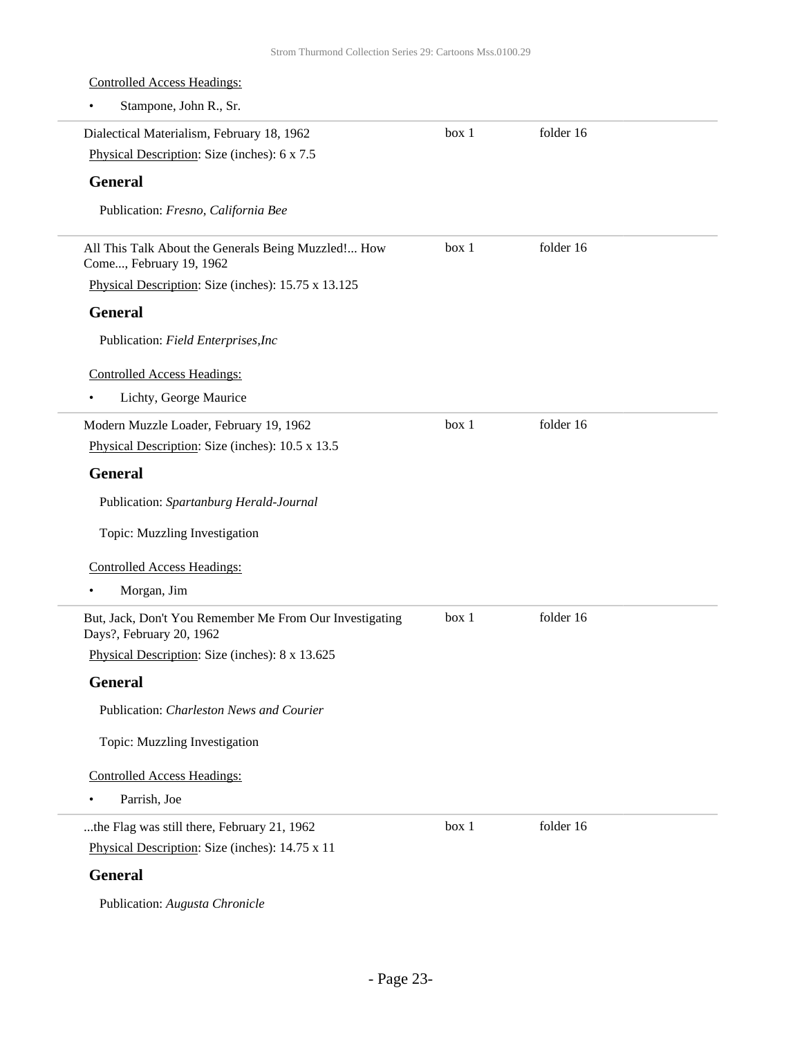Controlled Access Headings:

- Stampone, John R., Sr.

---

Dialectical Materialism, February 18, 1962 — box 1, folder 16

Physical Description: Size (inches): 6 x 7.5

**General**

Publication: *Fresno, California Bee*

---

All This Talk About the Generals Being Muzzled!... How Come..., February 19, 1962 — box 1, folder 16

Physical Description: Size (inches): 15.75 x 13.125

**General**

Publication: *Field Enterprises,Inc*

Controlled Access Headings:

- Lichty, George Maurice

---

Modern Muzzle Loader, February 19, 1962 — box 1, folder 16

Physical Description: Size (inches): 10.5 x 13.5

**General**

Publication: *Spartanburg Herald-Journal*

Topic: Muzzling Investigation

Controlled Access Headings:

- Morgan, Jim

---

But, Jack, Don't You Remember Me From Our Investigating Days?, February 20, 1962 — box 1, folder 16

Physical Description: Size (inches): 8 x 13.625

**General**

Publication: *Charleston News and Courier*

Topic: Muzzling Investigation

Controlled Access Headings:

- Parrish, Joe

---

...the Flag was still there, February 21, 1962 — box 1, folder 16

Physical Description: Size (inches): 14.75 x 11

**General**

Publication: *Augusta Chronicle*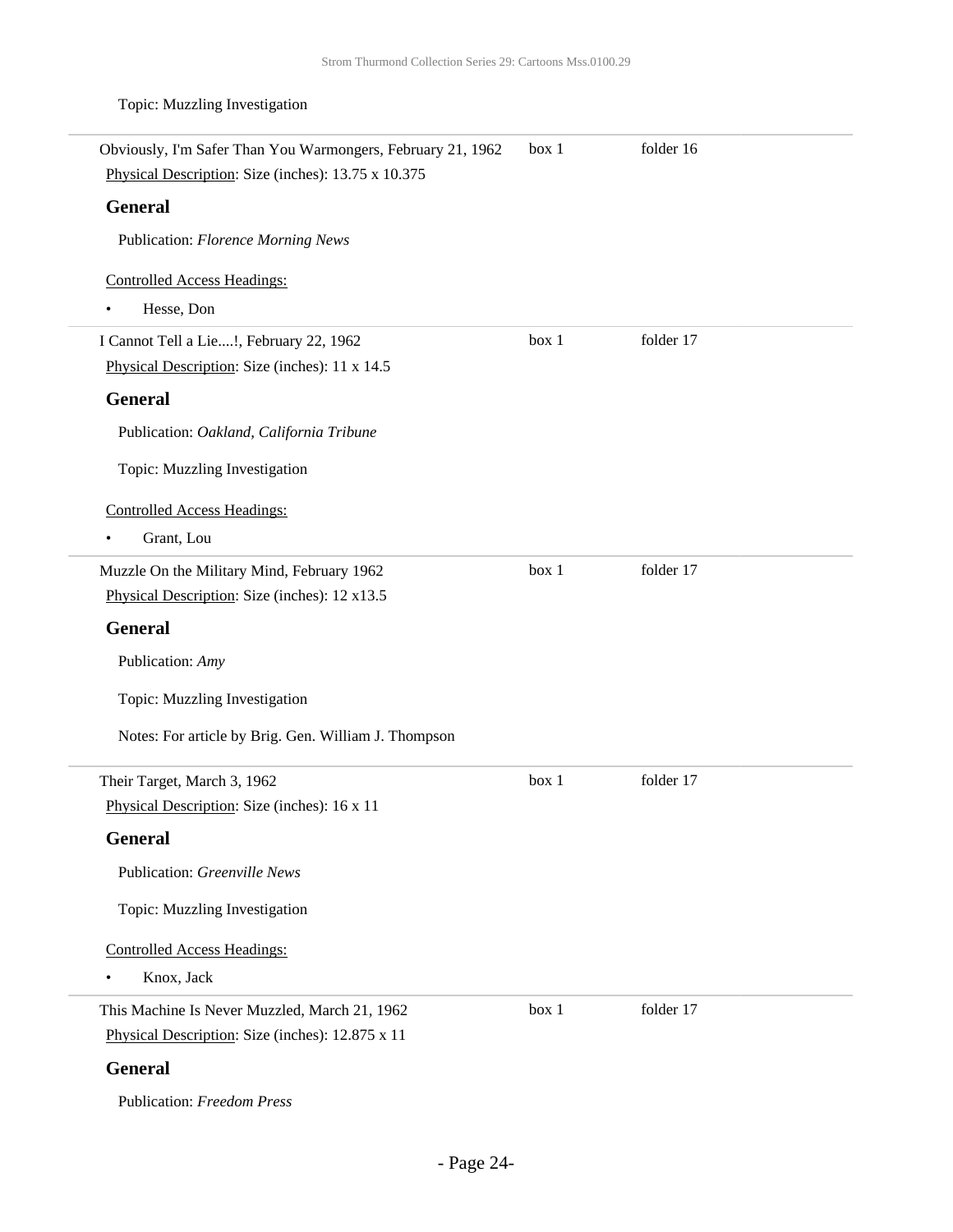Topic: Muzzling Investigation

| | | |
|---|---|---|
| Obviously, I'm Safer Than You Warmongers, February 21, 1962 | box 1 | folder 16 |

Physical Description: Size (inches): 13.75 x 10.375

**General**

Publication: *Florence Morning News*

Controlled Access Headings:

- Hesse, Don

| | | |
|---|---|---|
| I Cannot Tell a Lie....!, February 22, 1962 | box 1 | folder 17 |

Physical Description: Size (inches): 11 x 14.5

**General**

Publication: *Oakland, California Tribune*

Topic: Muzzling Investigation

Controlled Access Headings:

- Grant, Lou

| | | |
|---|---|---|
| Muzzle On the Military Mind, February 1962 | box 1 | folder 17 |

Physical Description: Size (inches): 12 x13.5

**General**

Publication: *Amy*

Topic: Muzzling Investigation

Notes: For article by Brig. Gen. William J. Thompson

| | | |
|---|---|---|
| Their Target, March 3, 1962 | box 1 | folder 17 |

Physical Description: Size (inches): 16 x 11

**General**

Publication: *Greenville News*

Topic: Muzzling Investigation

Controlled Access Headings:

- Knox, Jack

| | | |
|---|---|---|
| This Machine Is Never Muzzled, March 21, 1962 | box 1 | folder 17 |

Physical Description: Size (inches): 12.875 x 11

**General**

Publication: *Freedom Press*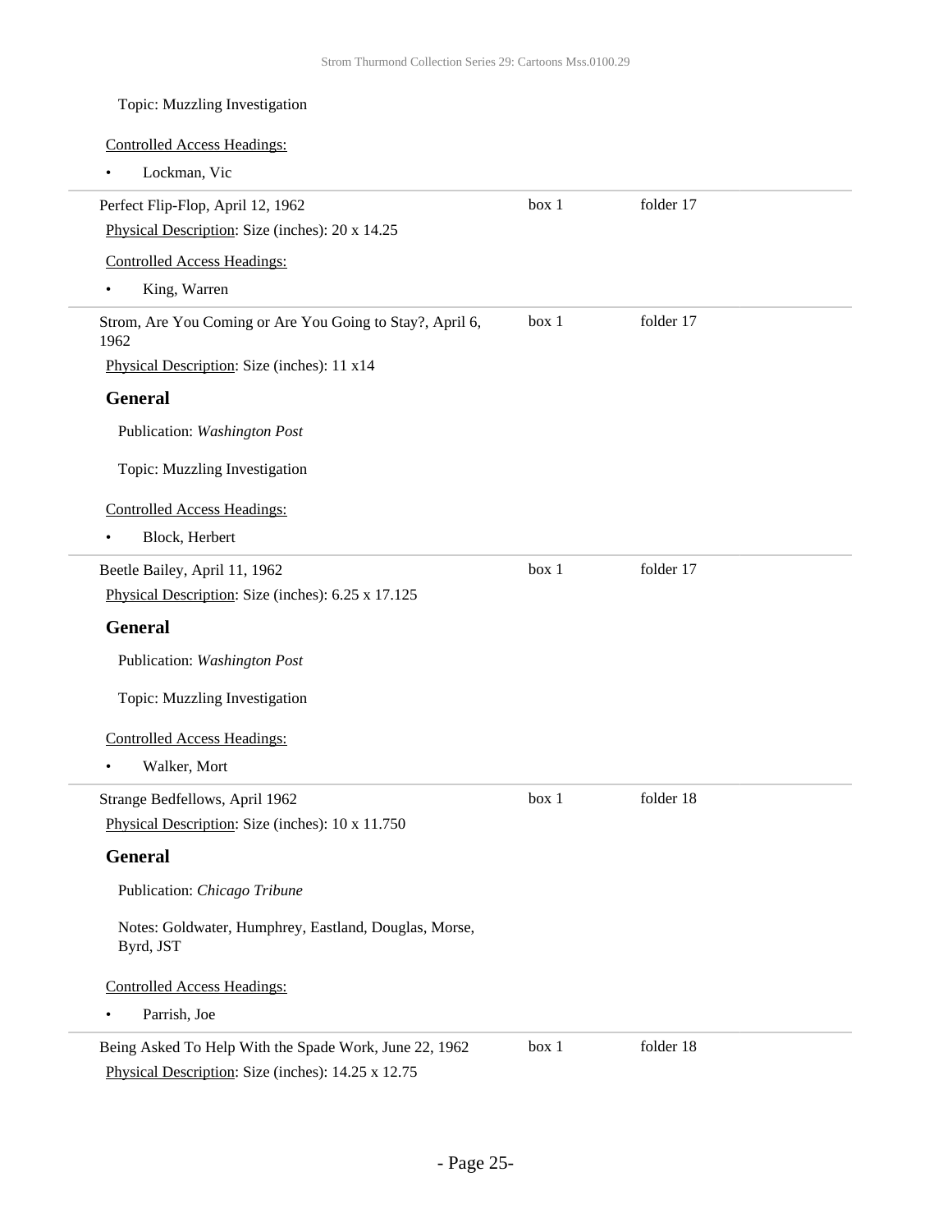Topic: Muzzling Investigation

Controlled Access Headings:

- Lockman, Vic

---

Perfect Flip-Flop, April 12, 1962 — box 1, folder 17

Physical Description: Size (inches): 20 x 14.25

Controlled Access Headings:

- King, Warren

---

Strom, Are You Coming or Are You Going to Stay?, April 6, 1962 — box 1, folder 17

Physical Description: Size (inches): 11 x14

### General

Publication: *Washington Post*

Topic: Muzzling Investigation

Controlled Access Headings:

- Block, Herbert

---

Beetle Bailey, April 11, 1962 — box 1, folder 17

Physical Description: Size (inches): 6.25 x 17.125

### General

Publication: *Washington Post*

Topic: Muzzling Investigation

Controlled Access Headings:

- Walker, Mort

---

Strange Bedfellows, April 1962 — box 1, folder 18

Physical Description: Size (inches): 10 x 11.750

### General

Publication: *Chicago Tribune*

Notes: Goldwater, Humphrey, Eastland, Douglas, Morse, Byrd, JST

Controlled Access Headings:

- Parrish, Joe

---

Being Asked To Help With the Spade Work, June 22, 1962 — box 1, folder 18

Physical Description: Size (inches): 14.25 x 12.75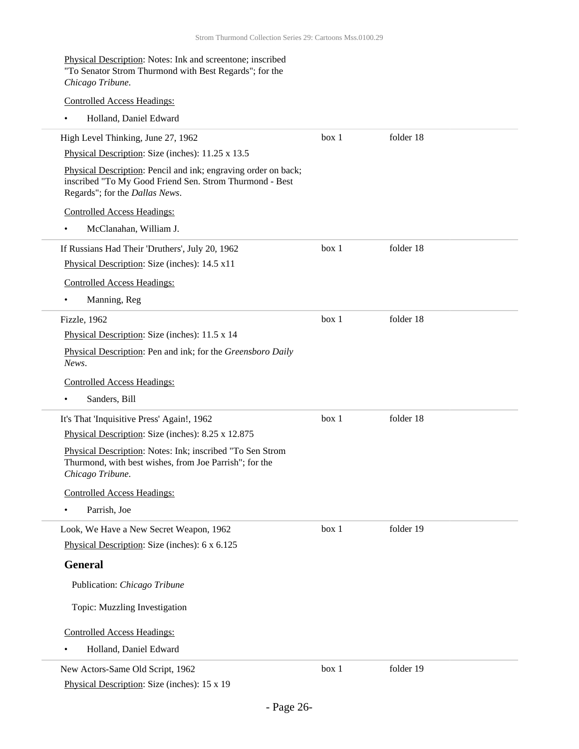Physical Description: Notes: Ink and screentone; inscribed "To Senator Strom Thurmond with Best Regards"; for the *Chicago Tribune*.

Controlled Access Headings:

- Holland, Daniel Edward

---

High Level Thinking, June 27, 1962 — box 1, folder 18

Physical Description: Size (inches): 11.25 x 13.5

Physical Description: Pencil and ink; engraving order on back; inscribed "To My Good Friend Sen. Strom Thurmond - Best Regards"; for the *Dallas News*.

Controlled Access Headings:

- McClanahan, William J.

---

If Russians Had Their 'Druthers', July 20, 1962 — box 1, folder 18

Physical Description: Size (inches): 14.5 x11

Controlled Access Headings:

- Manning, Reg

---

Fizzle, 1962 — box 1, folder 18

Physical Description: Size (inches): 11.5 x 14

Physical Description: Pen and ink; for the *Greensboro Daily News*.

Controlled Access Headings:

- Sanders, Bill

---

It's That 'Inquisitive Press' Again!, 1962 — box 1, folder 18

Physical Description: Size (inches): 8.25 x 12.875

Physical Description: Notes: Ink; inscribed "To Sen Strom Thurmond, with best wishes, from Joe Parrish"; for the *Chicago Tribune*.

Controlled Access Headings:

- Parrish, Joe

---

Look, We Have a New Secret Weapon, 1962 — box 1, folder 19

Physical Description: Size (inches): 6 x 6.125

**General**

Publication: *Chicago Tribune*

Topic: Muzzling Investigation

Controlled Access Headings:

- Holland, Daniel Edward

---

New Actors-Same Old Script, 1962 — box 1, folder 19

Physical Description: Size (inches): 15 x 19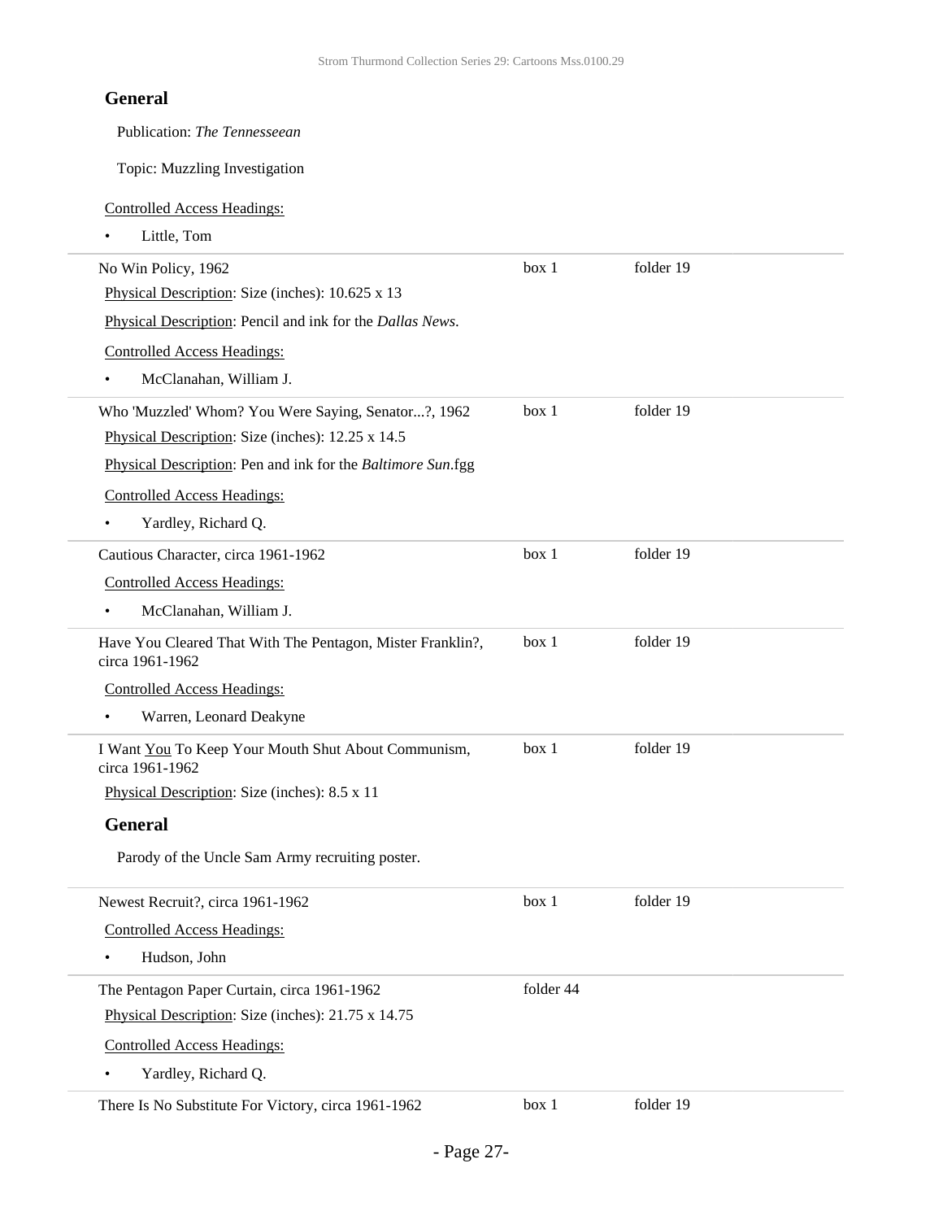### General

Publication: *The Tennesseean*

Topic: Muzzling Investigation

Controlled Access Headings:

- Little, Tom

---

No Win Policy, 1962 — box 1, folder 19

Physical Description: Size (inches): 10.625 x 13

Physical Description: Pencil and ink for the *Dallas News*.

Controlled Access Headings:

- McClanahan, William J.

---

Who 'Muzzled' Whom? You Were Saying, Senator...?, 1962 — box 1, folder 19

Physical Description: Size (inches): 12.25 x 14.5

Physical Description: Pen and ink for the *Baltimore Sun*.fgg

Controlled Access Headings:

- Yardley, Richard Q.

---

Cautious Character, circa 1961-1962 — box 1, folder 19

Controlled Access Headings:

- McClanahan, William J.

---

Have You Cleared That With The Pentagon, Mister Franklin?, circa 1961-1962 — box 1, folder 19

Controlled Access Headings:

- Warren, Leonard Deakyne

---

I Want You To Keep Your Mouth Shut About Communism, circa 1961-1962 — box 1, folder 19

Physical Description: Size (inches): 8.5 x 11

### General

Parody of the Uncle Sam Army recruiting poster.

---

Newest Recruit?, circa 1961-1962 — box 1, folder 19

Controlled Access Headings:

- Hudson, John

---

The Pentagon Paper Curtain, circa 1961-1962 — folder 44

Physical Description: Size (inches): 21.75 x 14.75

Controlled Access Headings:

- Yardley, Richard Q.

---

There Is No Substitute For Victory, circa 1961-1962 — box 1, folder 19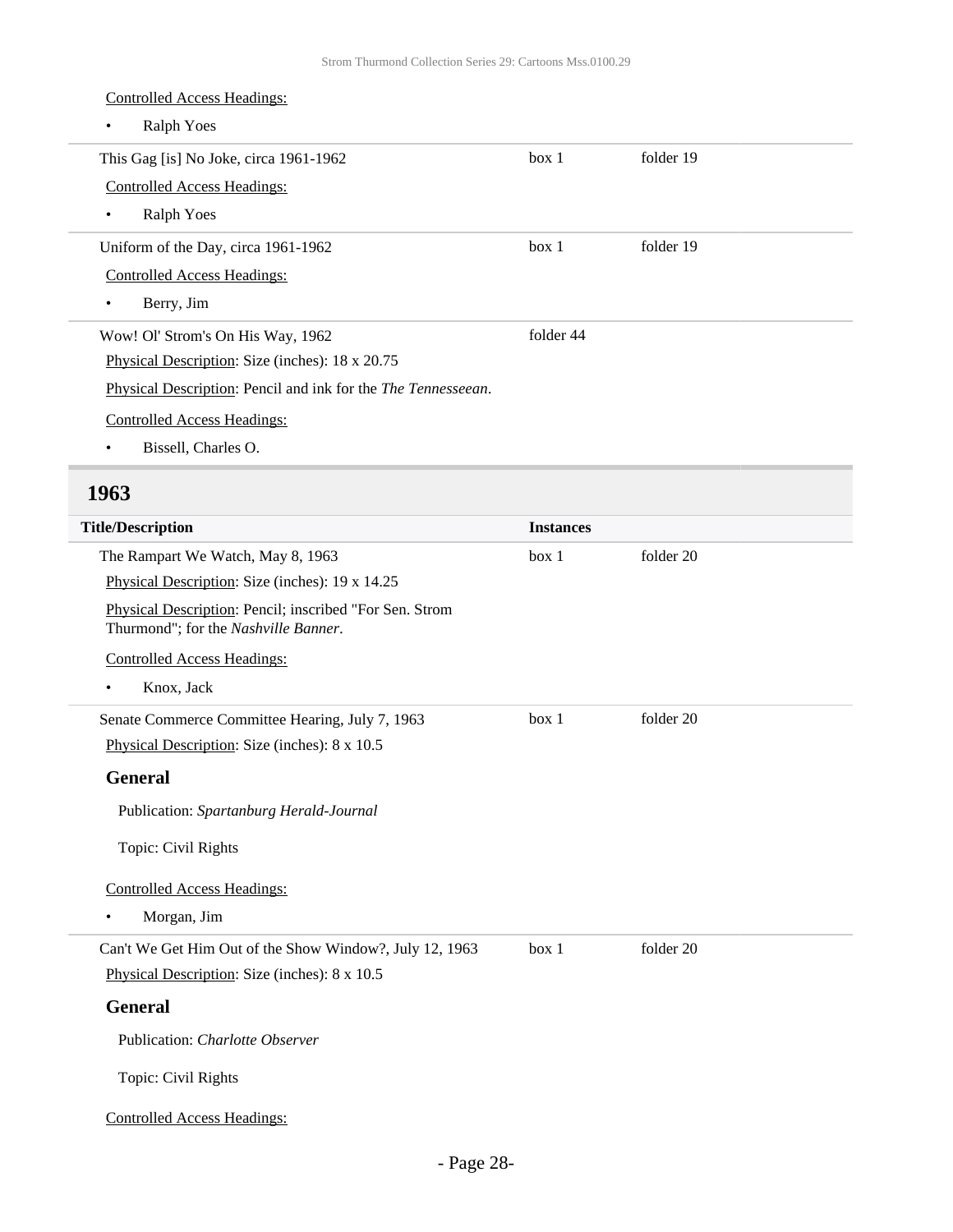Controlled Access Headings:

- Ralph Yoes

This Gag [is] No Joke, circa 1961-1962 — box 1, folder 19

Controlled Access Headings:

- Ralph Yoes

Uniform of the Day, circa 1961-1962 — box 1, folder 19

Controlled Access Headings:

- Berry, Jim

Wow! Ol' Strom's On His Way, 1962 — folder 44

Physical Description: Size (inches): 18 x 20.75

Physical Description: Pencil and ink for the *The Tennesseean*.

Controlled Access Headings:

- Bissell, Charles O.

## 1963

| Title/Description | Instances | |
|---|---|---|
| The Rampart We Watch, May 8, 1963 | box 1 | folder 20 |

Physical Description: Size (inches): 19 x 14.25

Physical Description: Pencil; inscribed "For Sen. Strom Thurmond"; for the *Nashville Banner*.

Controlled Access Headings:

- Knox, Jack

Senate Commerce Committee Hearing, July 7, 1963 — box 1, folder 20

Physical Description: Size (inches): 8 x 10.5

### General

Publication: *Spartanburg Herald-Journal*

Topic: Civil Rights

Controlled Access Headings:

- Morgan, Jim

Can't We Get Him Out of the Show Window?, July 12, 1963 — box 1, folder 20

Physical Description: Size (inches): 8 x 10.5

### General

Publication: *Charlotte Observer*

Topic: Civil Rights

Controlled Access Headings: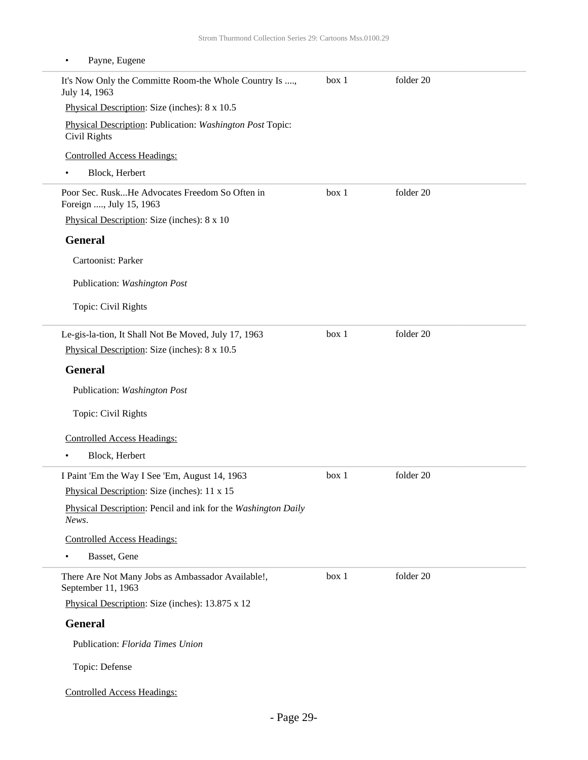- Payne, Eugene

---

It's Now Only the Committe Room-the Whole Country Is ...., July 14, 1963 — box 1, folder 20

Physical Description: Size (inches): 8 x 10.5

Physical Description: Publication: *Washington Post* Topic: Civil Rights

Controlled Access Headings:

- Block, Herbert

---

Poor Sec. Rusk...He Advocates Freedom So Often in Foreign ...., July 15, 1963 — box 1, folder 20

Physical Description: Size (inches): 8 x 10

### General

Cartoonist: Parker

Publication: *Washington Post*

Topic: Civil Rights

---

Le-gis-la-tion, It Shall Not Be Moved, July 17, 1963 — box 1, folder 20

Physical Description: Size (inches): 8 x 10.5

### General

Publication: *Washington Post*

Topic: Civil Rights

Controlled Access Headings:

- Block, Herbert

---

I Paint 'Em the Way I See 'Em, August 14, 1963 — box 1, folder 20

Physical Description: Size (inches): 11 x 15

Physical Description: Pencil and ink for the *Washington Daily News*.

Controlled Access Headings:

- Basset, Gene

---

There Are Not Many Jobs as Ambassador Available!, September 11, 1963 — box 1, folder 20

Physical Description: Size (inches): 13.875 x 12

### General

Publication: *Florida Times Union*

Topic: Defense

Controlled Access Headings: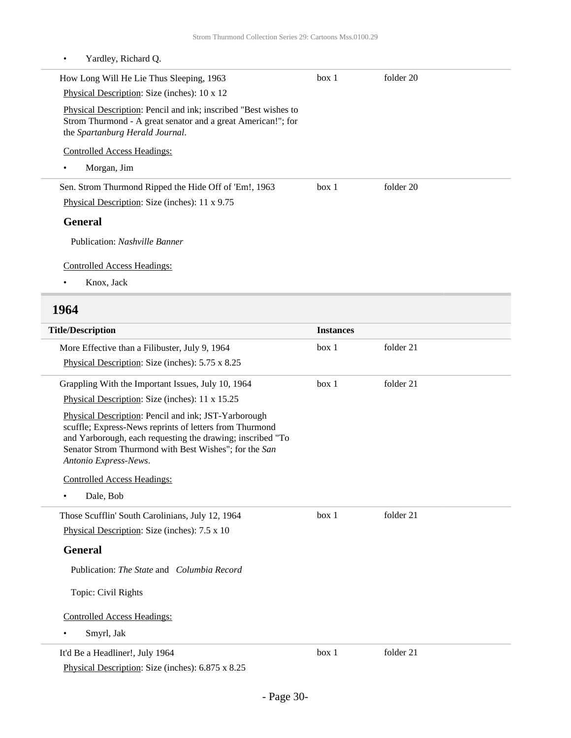- Yardley, Richard Q.

| Title/Description | Instances | |
| --- | --- | --- |
| How Long Will He Lie Thus Sleeping, 1963<br>Physical Description: Size (inches): 10 x 12<br>Physical Description: Pencil and ink; inscribed "Best wishes to Strom Thurmond - A great senator and a great American!"; for the *Spartanburg Herald Journal*.<br>Controlled Access Headings:<br>• Morgan, Jim | box 1 | folder 20 |
| Sen. Strom Thurmond Ripped the Hide Off of 'Em!, 1963<br>Physical Description: Size (inches): 11 x 9.75<br>**General**<br>Publication: *Nashville Banner*<br>Controlled Access Headings:<br>• Knox, Jack | box 1 | folder 20 |

## 1964

| Title/Description | Instances | |
| --- | --- | --- |
| More Effective than a Filibuster, July 9, 1964<br>Physical Description: Size (inches): 5.75 x 8.25 | box 1 | folder 21 |
| Grappling With the Important Issues, July 10, 1964<br>Physical Description: Size (inches): 11 x 15.25<br>Physical Description: Pencil and ink; JST-Yarborough scuffle; Express-News reprints of letters from Thurmond and Yarborough, each requesting the drawing; inscribed "To Senator Strom Thurmond with Best Wishes"; for the *San Antonio Express-News*.<br>Controlled Access Headings:<br>• Dale, Bob | box 1 | folder 21 |
| Those Scufflin' South Carolinians, July 12, 1964<br>Physical Description: Size (inches): 7.5 x 10<br>**General**<br>Publication: *The State* and *Columbia Record*<br>Topic: Civil Rights<br>Controlled Access Headings:<br>• Smyrl, Jak | box 1 | folder 21 |
| It'd Be a Headliner!, July 1964<br>Physical Description: Size (inches): 6.875 x 8.25 | box 1 | folder 21 |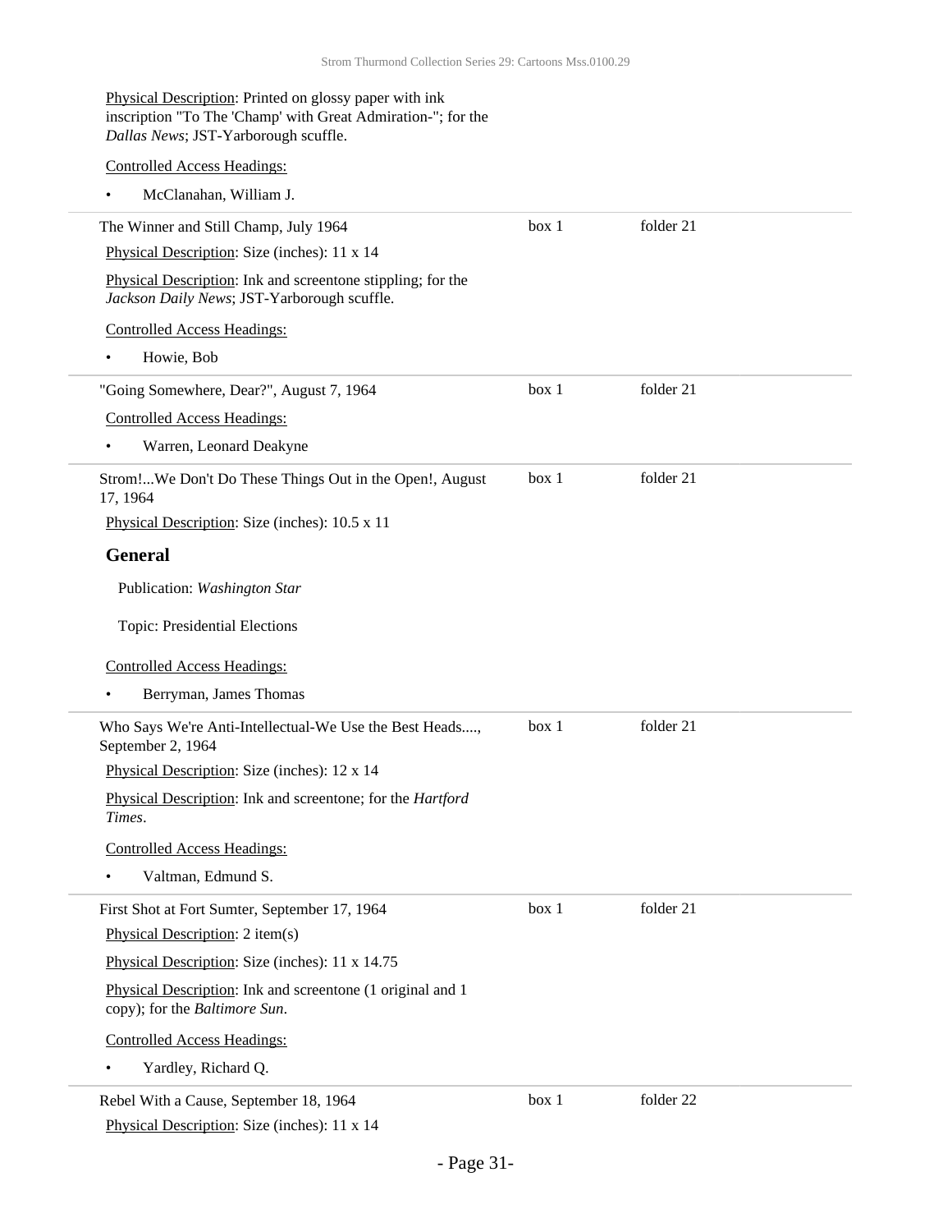Physical Description: Printed on glossy paper with ink inscription "To The 'Champ' with Great Admiration-"; for the *Dallas News*; JST-Yarborough scuffle.

Controlled Access Headings:

- McClanahan, William J.

---

The Winner and Still Champ, July 1964 — box 1, folder 21

Physical Description: Size (inches): 11 x 14

Physical Description: Ink and screentone stippling; for the *Jackson Daily News*; JST-Yarborough scuffle.

Controlled Access Headings:

- Howie, Bob

---

"Going Somewhere, Dear?", August 7, 1964 — box 1, folder 21

Controlled Access Headings:

- Warren, Leonard Deakyne

---

Strom!...We Don't Do These Things Out in the Open!, August 17, 1964 — box 1, folder 21

Physical Description: Size (inches): 10.5 x 11

### General

Publication: *Washington Star*

Topic: Presidential Elections

Controlled Access Headings:

- Berryman, James Thomas

---

Who Says We're Anti-Intellectual-We Use the Best Heads...., September 2, 1964 — box 1, folder 21

Physical Description: Size (inches): 12 x 14

Physical Description: Ink and screentone; for the *Hartford Times*.

Controlled Access Headings:

- Valtman, Edmund S.

---

First Shot at Fort Sumter, September 17, 1964 — box 1, folder 21

Physical Description: 2 item(s)

Physical Description: Size (inches): 11 x 14.75

Physical Description: Ink and screentone (1 original and 1 copy); for the *Baltimore Sun*.

Controlled Access Headings:

- Yardley, Richard Q.

---

Rebel With a Cause, September 18, 1964 — box 1, folder 22

Physical Description: Size (inches): 11 x 14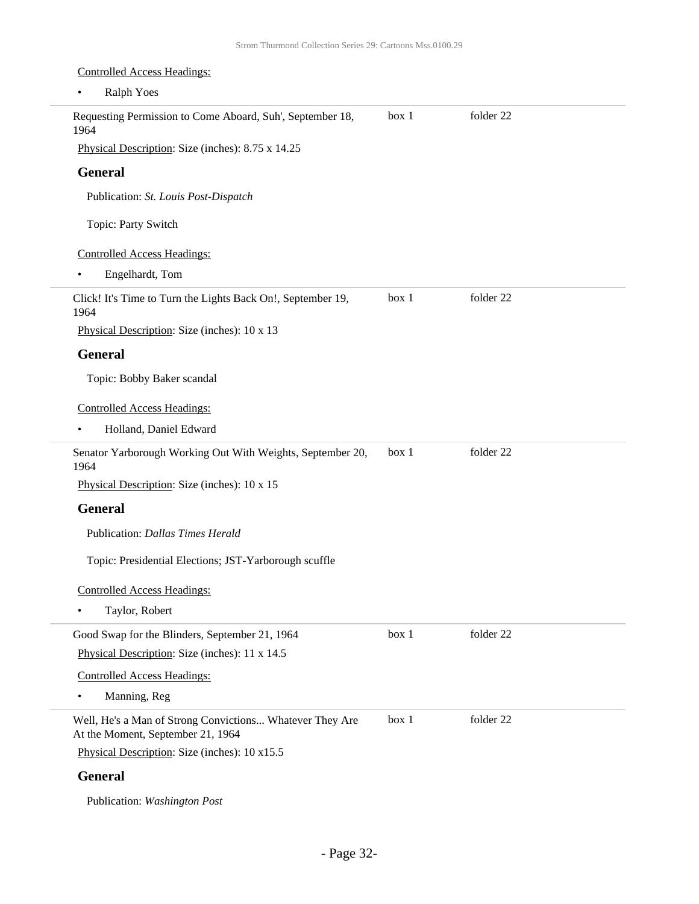Controlled Access Headings:

- Ralph Yoes

---

Requesting Permission to Come Aboard, Suh', September 18, 1964 — box 1, folder 22

Physical Description: Size (inches): 8.75 x 14.25

## General

Publication: *St. Louis Post-Dispatch*

Topic: Party Switch

Controlled Access Headings:

- Engelhardt, Tom

---

Click! It's Time to Turn the Lights Back On!, September 19, 1964 — box 1, folder 22

Physical Description: Size (inches): 10 x 13

## General

Topic: Bobby Baker scandal

Controlled Access Headings:

- Holland, Daniel Edward

---

Senator Yarborough Working Out With Weights, September 20, 1964 — box 1, folder 22

Physical Description: Size (inches): 10 x 15

## General

Publication: *Dallas Times Herald*

Topic: Presidential Elections; JST-Yarborough scuffle

Controlled Access Headings:

- Taylor, Robert

---

Good Swap for the Blinders, September 21, 1964 — box 1, folder 22

Physical Description: Size (inches): 11 x 14.5

Controlled Access Headings:

- Manning, Reg

---

Well, He's a Man of Strong Convictions... Whatever They Are At the Moment, September 21, 1964 — box 1, folder 22

Physical Description: Size (inches): 10 x15.5

## General

Publication: *Washington Post*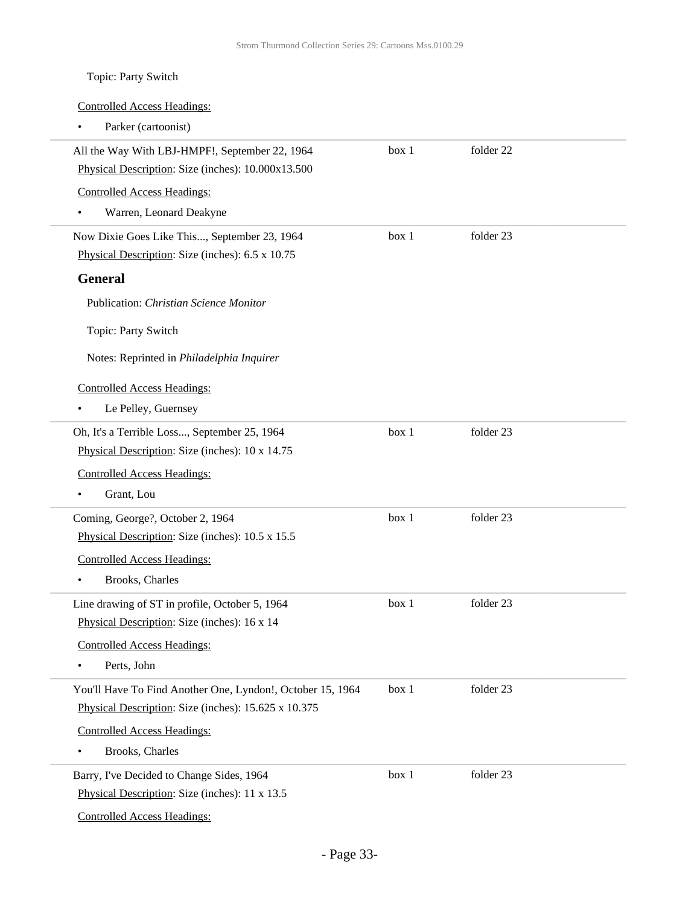Topic: Party Switch

Controlled Access Headings:

- Parker (cartoonist)

| | | |
|---|---|---|
| All the Way With LBJ-HMPF!, September 22, 1964<br>Physical Description: Size (inches): 10.000x13.500<br>Controlled Access Headings:<br>• Warren, Leonard Deakyne | box 1 | folder 22 |
| Now Dixie Goes Like This..., September 23, 1964<br>Physical Description: Size (inches): 6.5 x 10.75 | box 1 | folder 23 |

**General**

Publication: *Christian Science Monitor*

Topic: Party Switch

Notes: Reprinted in *Philadelphia Inquirer*

Controlled Access Headings:

- Le Pelley, Guernsey

| | | |
|---|---|---|
| Oh, It's a Terrible Loss..., September 25, 1964<br>Physical Description: Size (inches): 10 x 14.75<br>Controlled Access Headings:<br>• Grant, Lou | box 1 | folder 23 |
| Coming, George?, October 2, 1964<br>Physical Description: Size (inches): 10.5 x 15.5<br>Controlled Access Headings:<br>• Brooks, Charles | box 1 | folder 23 |
| Line drawing of ST in profile, October 5, 1964<br>Physical Description: Size (inches): 16 x 14<br>Controlled Access Headings:<br>• Perts, John | box 1 | folder 23 |
| You'll Have To Find Another One, Lyndon!, October 15, 1964<br>Physical Description: Size (inches): 15.625 x 10.375<br>Controlled Access Headings:<br>• Brooks, Charles | box 1 | folder 23 |
| Barry, I've Decided to Change Sides, 1964<br>Physical Description: Size (inches): 11 x 13.5<br>Controlled Access Headings: | box 1 | folder 23 |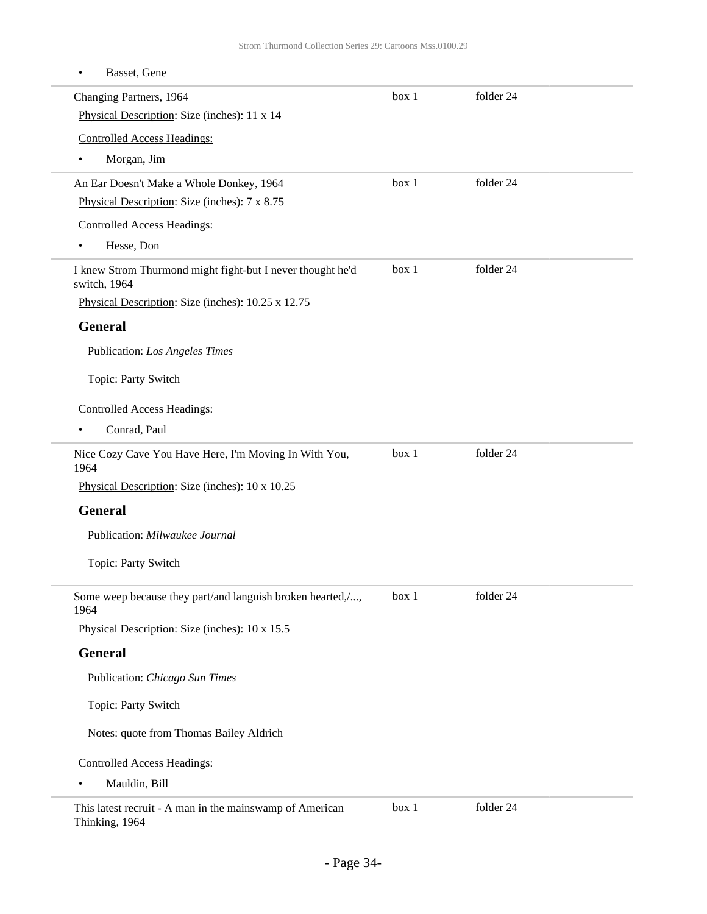- Basset, Gene

---

Changing Partners, 1964 — box 1, folder 24

Physical Description: Size (inches): 11 x 14

Controlled Access Headings:

- Morgan, Jim

---

An Ear Doesn't Make a Whole Donkey, 1964 — box 1, folder 24

Physical Description: Size (inches): 7 x 8.75

Controlled Access Headings:

- Hesse, Don

---

I knew Strom Thurmond might fight-but I never thought he'd switch, 1964 — box 1, folder 24

Physical Description: Size (inches): 10.25 x 12.75

### General

Publication: *Los Angeles Times*

Topic: Party Switch

Controlled Access Headings:

- Conrad, Paul

---

Nice Cozy Cave You Have Here, I'm Moving In With You, 1964 — box 1, folder 24

Physical Description: Size (inches): 10 x 10.25

### General

Publication: *Milwaukee Journal*

Topic: Party Switch

---

Some weep because they part/and languish broken hearted,/..., 1964 — box 1, folder 24

Physical Description: Size (inches): 10 x 15.5

### General

Publication: *Chicago Sun Times*

Topic: Party Switch

Notes: quote from Thomas Bailey Aldrich

Controlled Access Headings:

- Mauldin, Bill

---

This latest recruit - A man in the mainswamp of American Thinking, 1964 — box 1, folder 24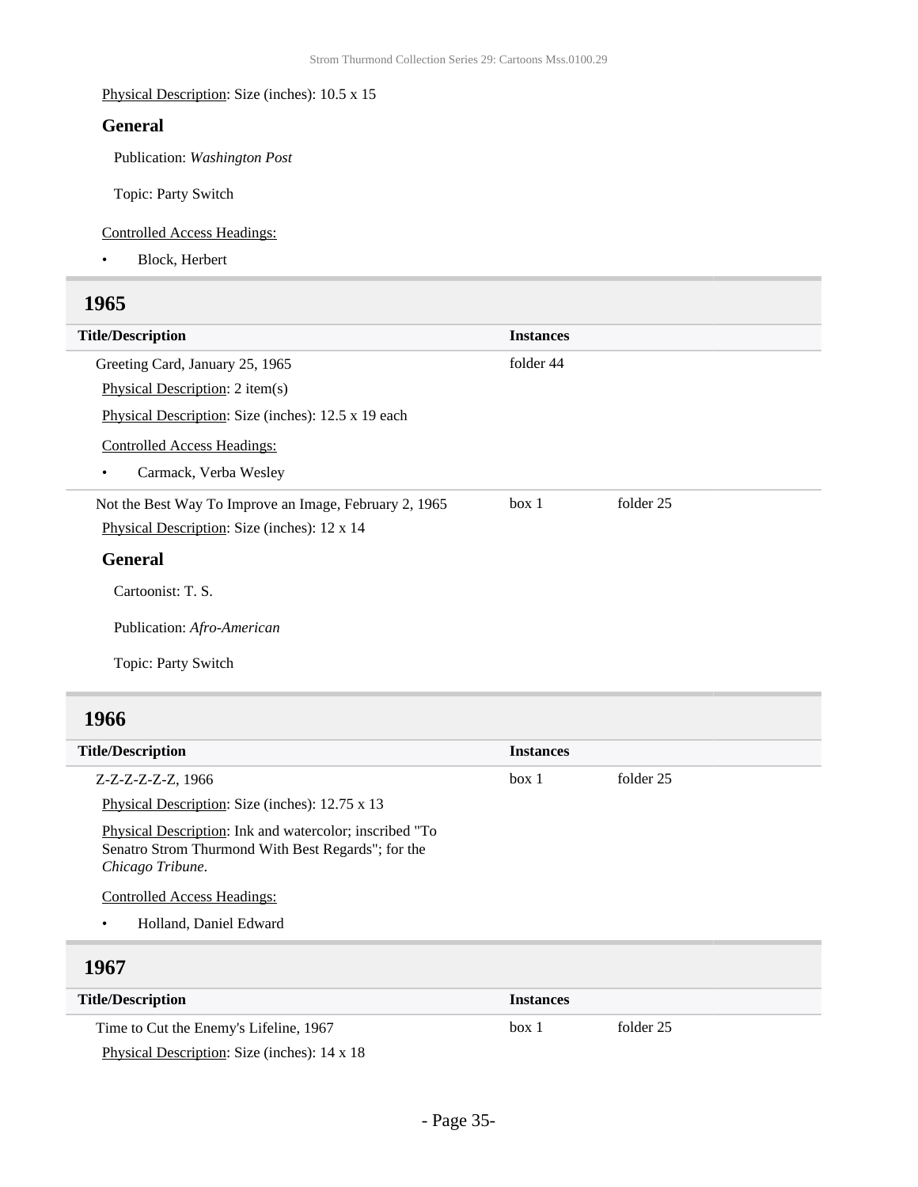Physical Description: Size (inches): 10.5 x 15

### General

Publication: *Washington Post*

Topic: Party Switch

Controlled Access Headings:

- Block, Herbert

## 1965

| Title/Description | Instances | |
|---|---|---|
| Greeting Card, January 25, 1965 | folder 44 | |

Physical Description: 2 item(s)

Physical Description: Size (inches): 12.5 x 19 each

Controlled Access Headings:

- Carmack, Verba Wesley

| Title/Description | Instances | |
|---|---|---|
| Not the Best Way To Improve an Image, February 2, 1965 | box 1 | folder 25 |

Physical Description: Size (inches): 12 x 14

### General

Cartoonist: T. S.

Publication: *Afro-American*

Topic: Party Switch

## 1966

| Title/Description | Instances | |
|---|---|---|
| Z-Z-Z-Z-Z-Z, 1966 | box 1 | folder 25 |

Physical Description: Size (inches): 12.75 x 13

Physical Description: Ink and watercolor; inscribed "To Senatro Strom Thurmond With Best Regards"; for the *Chicago Tribune*.

Controlled Access Headings:

- Holland, Daniel Edward

## 1967

| Title/Description | Instances | |
|---|---|---|
| Time to Cut the Enemy's Lifeline, 1967 | box 1 | folder 25 |

Physical Description: Size (inches): 14 x 18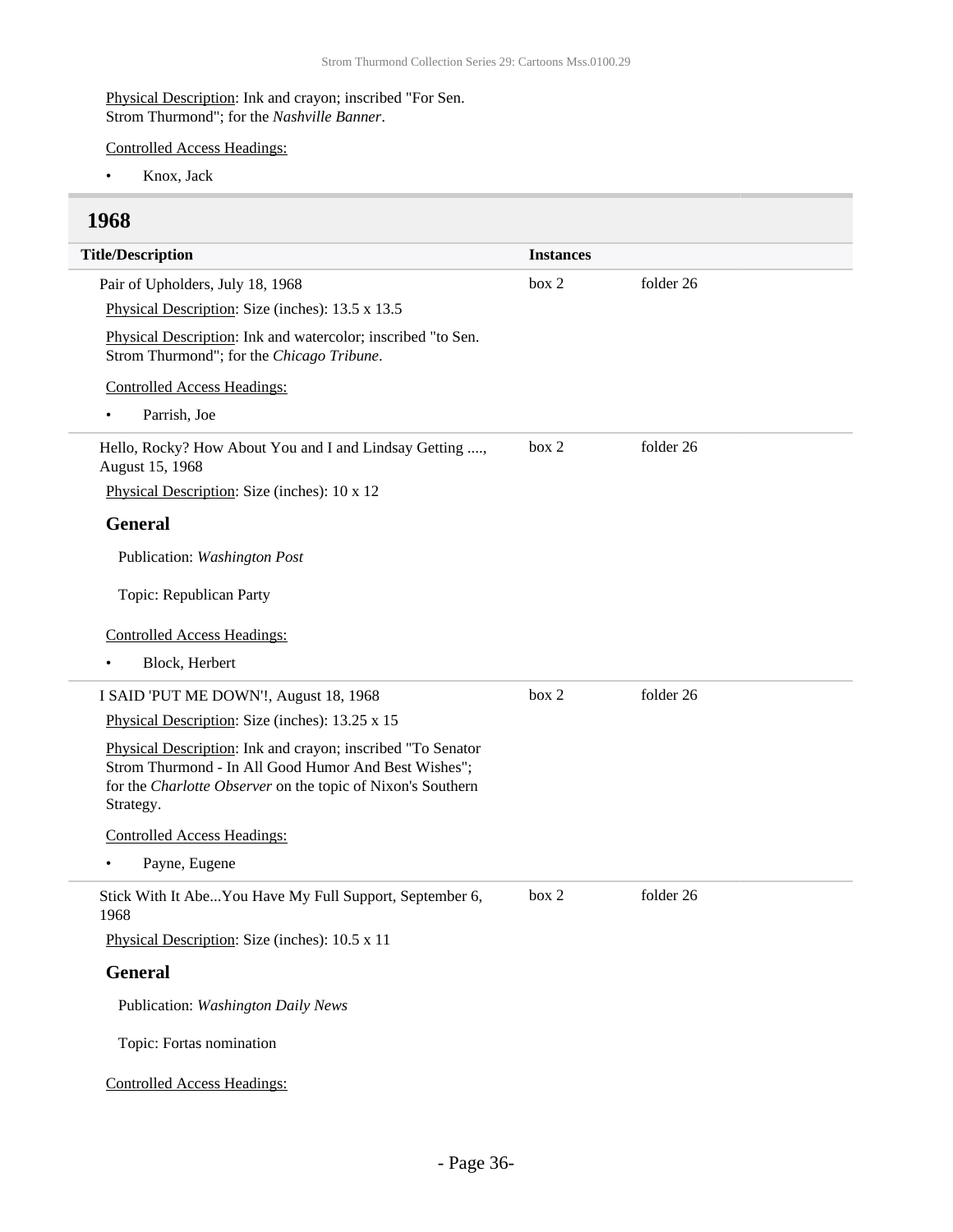Physical Description: Ink and crayon; inscribed "For Sen. Strom Thurmond"; for the *Nashville Banner*.

Controlled Access Headings:

- Knox, Jack

## 1968

| Title/Description | Instances | |
|---|---|---|
| Pair of Upholders, July 18, 1968<br>Physical Description: Size (inches): 13.5 x 13.5<br>Physical Description: Ink and watercolor; inscribed "to Sen. Strom Thurmond"; for the *Chicago Tribune*.<br>Controlled Access Headings:<br>• Parrish, Joe | box 2 | folder 26 |
| Hello, Rocky? How About You and I and Lindsay Getting ...., August 15, 1968<br>Physical Description: Size (inches): 10 x 12<br>**General**<br>Publication: *Washington Post*<br>Topic: Republican Party<br>Controlled Access Headings:<br>• Block, Herbert | box 2 | folder 26 |
| I SAID 'PUT ME DOWN'!, August 18, 1968<br>Physical Description: Size (inches): 13.25 x 15<br>Physical Description: Ink and crayon; inscribed "To Senator Strom Thurmond - In All Good Humor And Best Wishes"; for the *Charlotte Observer* on the topic of Nixon's Southern Strategy.<br>Controlled Access Headings:<br>• Payne, Eugene | box 2 | folder 26 |
| Stick With It Abe...You Have My Full Support, September 6, 1968<br>Physical Description: Size (inches): 10.5 x 11<br>**General**<br>Publication: *Washington Daily News*<br>Topic: Fortas nomination<br>Controlled Access Headings: | box 2 | folder 26 |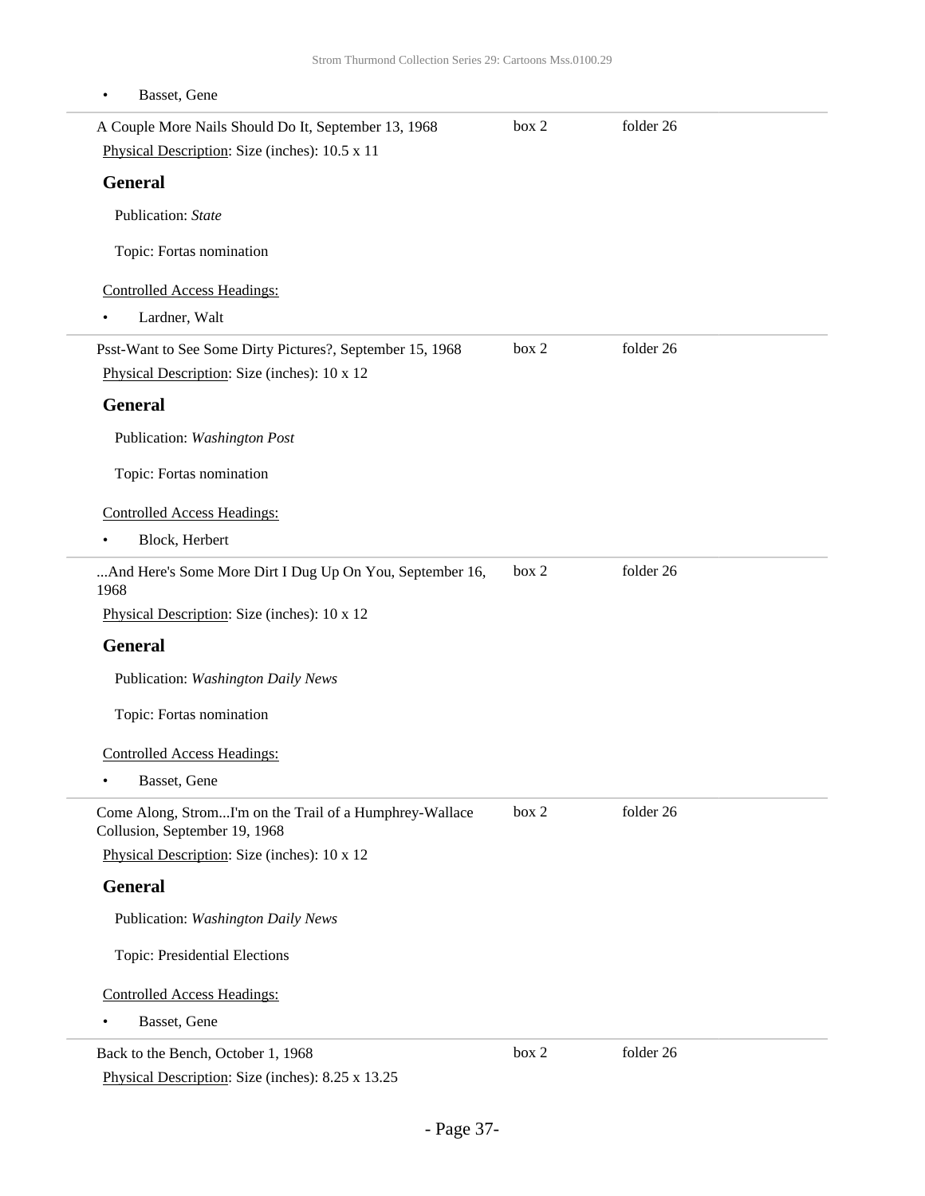- Basset, Gene

A Couple More Nails Should Do It, September 13, 1968 — box 2, folder 26

Physical Description: Size (inches): 10.5 x 11

### General

Publication: *State*

Topic: Fortas nomination

Controlled Access Headings:

- Lardner, Walt

Psst-Want to See Some Dirty Pictures?, September 15, 1968 — box 2, folder 26

Physical Description: Size (inches): 10 x 12

### General

Publication: *Washington Post*

Topic: Fortas nomination

Controlled Access Headings:

- Block, Herbert

...And Here's Some More Dirt I Dug Up On You, September 16, 1968 — box 2, folder 26

Physical Description: Size (inches): 10 x 12

### General

Publication: *Washington Daily News*

Topic: Fortas nomination

Controlled Access Headings:

- Basset, Gene

Come Along, Strom...I'm on the Trail of a Humphrey-Wallace Collusion, September 19, 1968 — box 2, folder 26

Physical Description: Size (inches): 10 x 12

### General

Publication: *Washington Daily News*

Topic: Presidential Elections

Controlled Access Headings:

- Basset, Gene

Back to the Bench, October 1, 1968 — box 2, folder 26

Physical Description: Size (inches): 8.25 x 13.25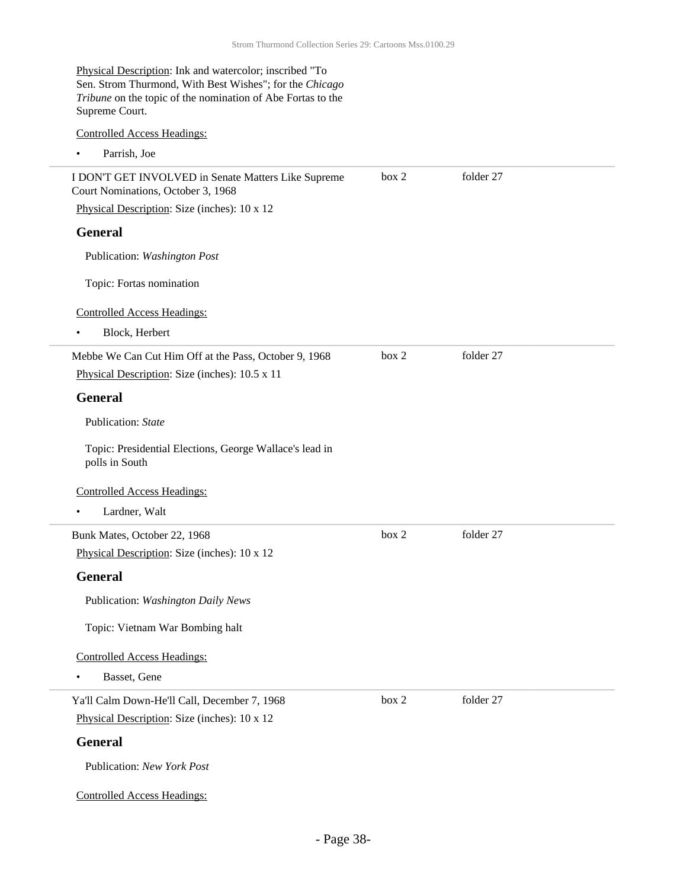Physical Description: Ink and watercolor; inscribed "To Sen. Strom Thurmond, With Best Wishes"; for the *Chicago Tribune* on the topic of the nomination of Abe Fortas to the Supreme Court.

Controlled Access Headings:

- Parrish, Joe

---

I DON'T GET INVOLVED in Senate Matters Like Supreme Court Nominations, October 3, 1968 — box 2, folder 27

Physical Description: Size (inches): 10 x 12

### General

Publication: *Washington Post*

Topic: Fortas nomination

Controlled Access Headings:

- Block, Herbert

---

Mebbe We Can Cut Him Off at the Pass, October 9, 1968 — box 2, folder 27

Physical Description: Size (inches): 10.5 x 11

### General

Publication: *State*

Topic: Presidential Elections, George Wallace's lead in polls in South

Controlled Access Headings:

- Lardner, Walt

---

Bunk Mates, October 22, 1968 — box 2, folder 27

Physical Description: Size (inches): 10 x 12

### General

Publication: *Washington Daily News*

Topic: Vietnam War Bombing halt

Controlled Access Headings:

- Basset, Gene

---

Ya'll Calm Down-He'll Call, December 7, 1968 — box 2, folder 27

Physical Description: Size (inches): 10 x 12

### General

Publication: *New York Post*

Controlled Access Headings: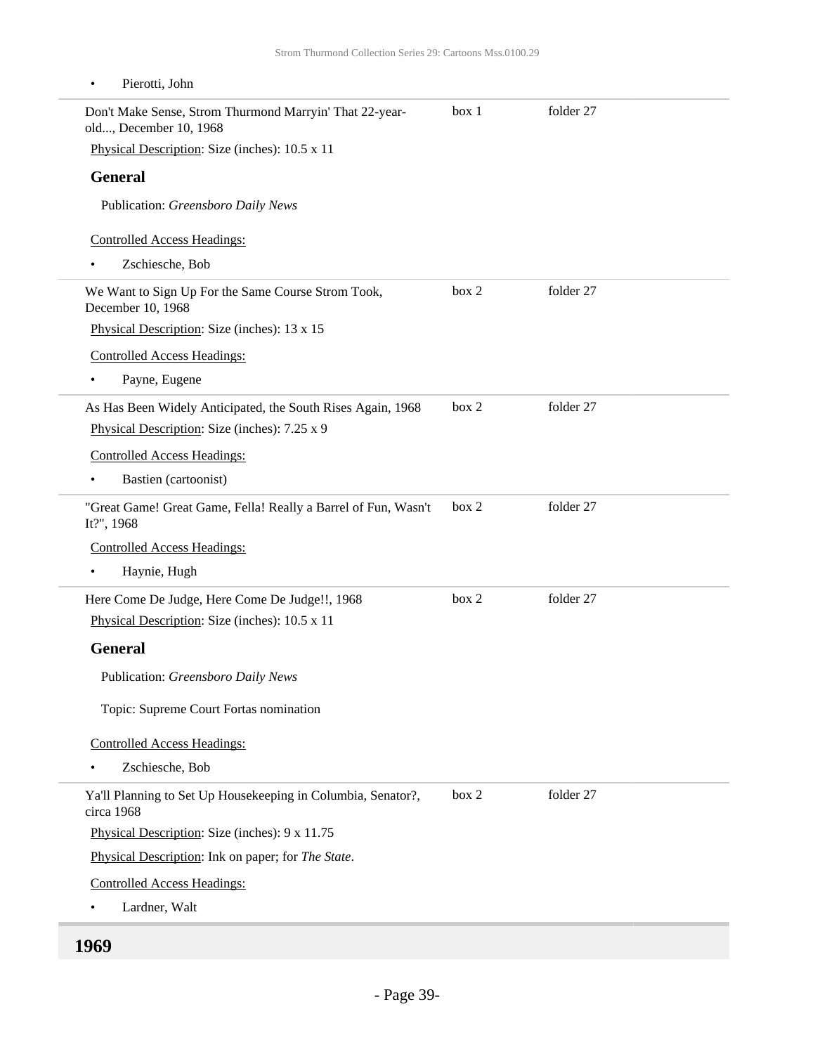- Pierotti, John

Don't Make Sense, Strom Thurmond Marryin' That 22-year-old..., December 10, 1968 — box 1, folder 27

Physical Description: Size (inches): 10.5 x 11

**General**

Publication: *Greensboro Daily News*

Controlled Access Headings:

- Zschiesche, Bob

We Want to Sign Up For the Same Course Strom Took, December 10, 1968 — box 2, folder 27

Physical Description: Size (inches): 13 x 15

Controlled Access Headings:

- Payne, Eugene

As Has Been Widely Anticipated, the South Rises Again, 1968 — box 2, folder 27

Physical Description: Size (inches): 7.25 x 9

Controlled Access Headings:

- Bastien (cartoonist)

"Great Game! Great Game, Fella! Really a Barrel of Fun, Wasn't It?", 1968 — box 2, folder 27

Controlled Access Headings:

- Haynie, Hugh

Here Come De Judge, Here Come De Judge!!, 1968 — box 2, folder 27

Physical Description: Size (inches): 10.5 x 11

**General**

Publication: *Greensboro Daily News*

Topic: Supreme Court Fortas nomination

Controlled Access Headings:

- Zschiesche, Bob

Ya'll Planning to Set Up Housekeeping in Columbia, Senator?, circa 1968 — box 2, folder 27

Physical Description: Size (inches): 9 x 11.75

Physical Description: Ink on paper; for *The State*.

Controlled Access Headings:

- Lardner, Walt

## 1969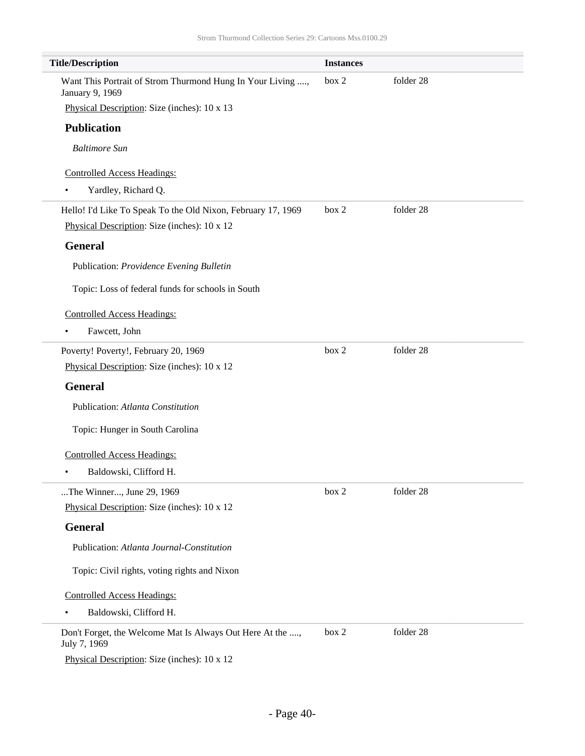| Title/Description | Instances | |
|---|---|---|
| Want This Portrait of Strom Thurmond Hung In Your Living ...., January 9, 1969 | box 2 | folder 28 |

Physical Description: Size (inches): 10 x 13

**Publication**

*Baltimore Sun*

Controlled Access Headings:

- Yardley, Richard Q.

| | | |
|---|---|---|
| Hello! I'd Like To Speak To the Old Nixon, February 17, 1969 | box 2 | folder 28 |

Physical Description: Size (inches): 10 x 12

**General**

Publication: *Providence Evening Bulletin*

Topic: Loss of federal funds for schools in South

Controlled Access Headings:

- Fawcett, John

| | | |
|---|---|---|
| Poverty! Poverty!, February 20, 1969 | box 2 | folder 28 |

Physical Description: Size (inches): 10 x 12

**General**

Publication: *Atlanta Constitution*

Topic: Hunger in South Carolina

Controlled Access Headings:

- Baldowski, Clifford H.

| | | |
|---|---|---|
| ...The Winner..., June 29, 1969 | box 2 | folder 28 |

Physical Description: Size (inches): 10 x 12

**General**

Publication: *Atlanta Journal-Constitution*

Topic: Civil rights, voting rights and Nixon

Controlled Access Headings:

- Baldowski, Clifford H.

| | | |
|---|---|---|
| Don't Forget, the Welcome Mat Is Always Out Here At the ...., July 7, 1969 | box 2 | folder 28 |

Physical Description: Size (inches): 10 x 12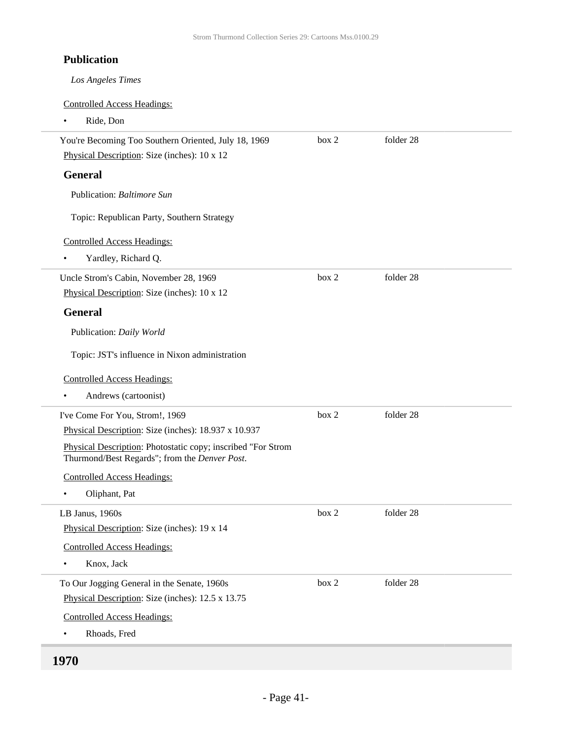**Publication**

*Los Angeles Times*

Controlled Access Headings:

- Ride, Don

---

You're Becoming Too Southern Oriented, July 18, 1969 — box 2, folder 28

Physical Description: Size (inches): 10 x 12

**General**

Publication: *Baltimore Sun*

Topic: Republican Party, Southern Strategy

Controlled Access Headings:

- Yardley, Richard Q.

---

Uncle Strom's Cabin, November 28, 1969 — box 2, folder 28

Physical Description: Size (inches): 10 x 12

**General**

Publication: *Daily World*

Topic: JST's influence in Nixon administration

Controlled Access Headings:

- Andrews (cartoonist)

---

I've Come For You, Strom!, 1969 — box 2, folder 28

Physical Description: Size (inches): 18.937 x 10.937

Physical Description: Photostatic copy; inscribed "For Strom Thurmond/Best Regards"; from the *Denver Post*.

Controlled Access Headings:

- Oliphant, Pat

---

LB Janus, 1960s — box 2, folder 28

Physical Description: Size (inches): 19 x 14

Controlled Access Headings:

- Knox, Jack

---

To Our Jogging General in the Senate, 1960s — box 2, folder 28

Physical Description: Size (inches): 12.5 x 13.75

Controlled Access Headings:

- Rhoads, Fred

## 1970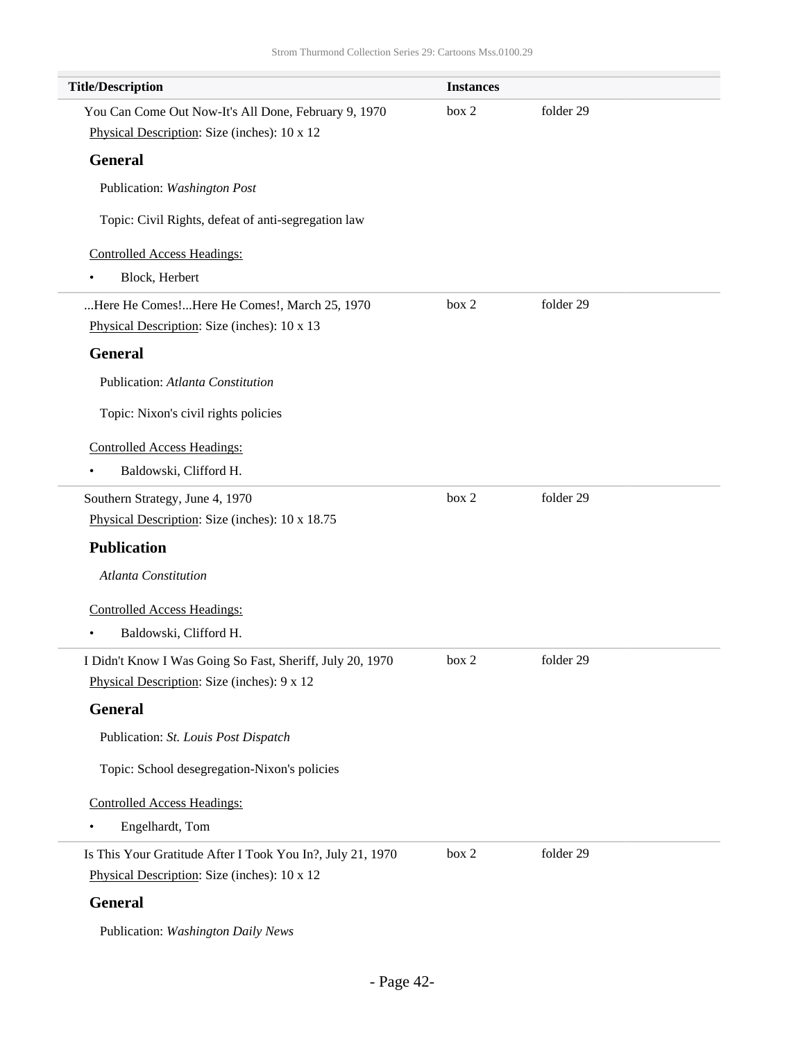| Title/Description | Instances | |
|---|---|---|
| You Can Come Out Now-It's All Done, February 9, 1970 | box 2 | folder 29 |

Physical Description: Size (inches): 10 x 12

**General**

Publication: *Washington Post*

Topic: Civil Rights, defeat of anti-segregation law

Controlled Access Headings:

- Block, Herbert

| | | |
|---|---|---|
| ...Here He Comes!...Here He Comes!, March 25, 1970 | box 2 | folder 29 |

Physical Description: Size (inches): 10 x 13

**General**

Publication: *Atlanta Constitution*

Topic: Nixon's civil rights policies

Controlled Access Headings:

- Baldowski, Clifford H.

| | | |
|---|---|---|
| Southern Strategy, June 4, 1970 | box 2 | folder 29 |

Physical Description: Size (inches): 10 x 18.75

**Publication**

*Atlanta Constitution*

Controlled Access Headings:

- Baldowski, Clifford H.

| | | |
|---|---|---|
| I Didn't Know I Was Going So Fast, Sheriff, July 20, 1970 | box 2 | folder 29 |

Physical Description: Size (inches): 9 x 12

**General**

Publication: *St. Louis Post Dispatch*

Topic: School desegregation-Nixon's policies

Controlled Access Headings:

- Engelhardt, Tom

| | | |
|---|---|---|
| Is This Your Gratitude After I Took You In?, July 21, 1970 | box 2 | folder 29 |

Physical Description: Size (inches): 10 x 12

**General**

Publication: *Washington Daily News*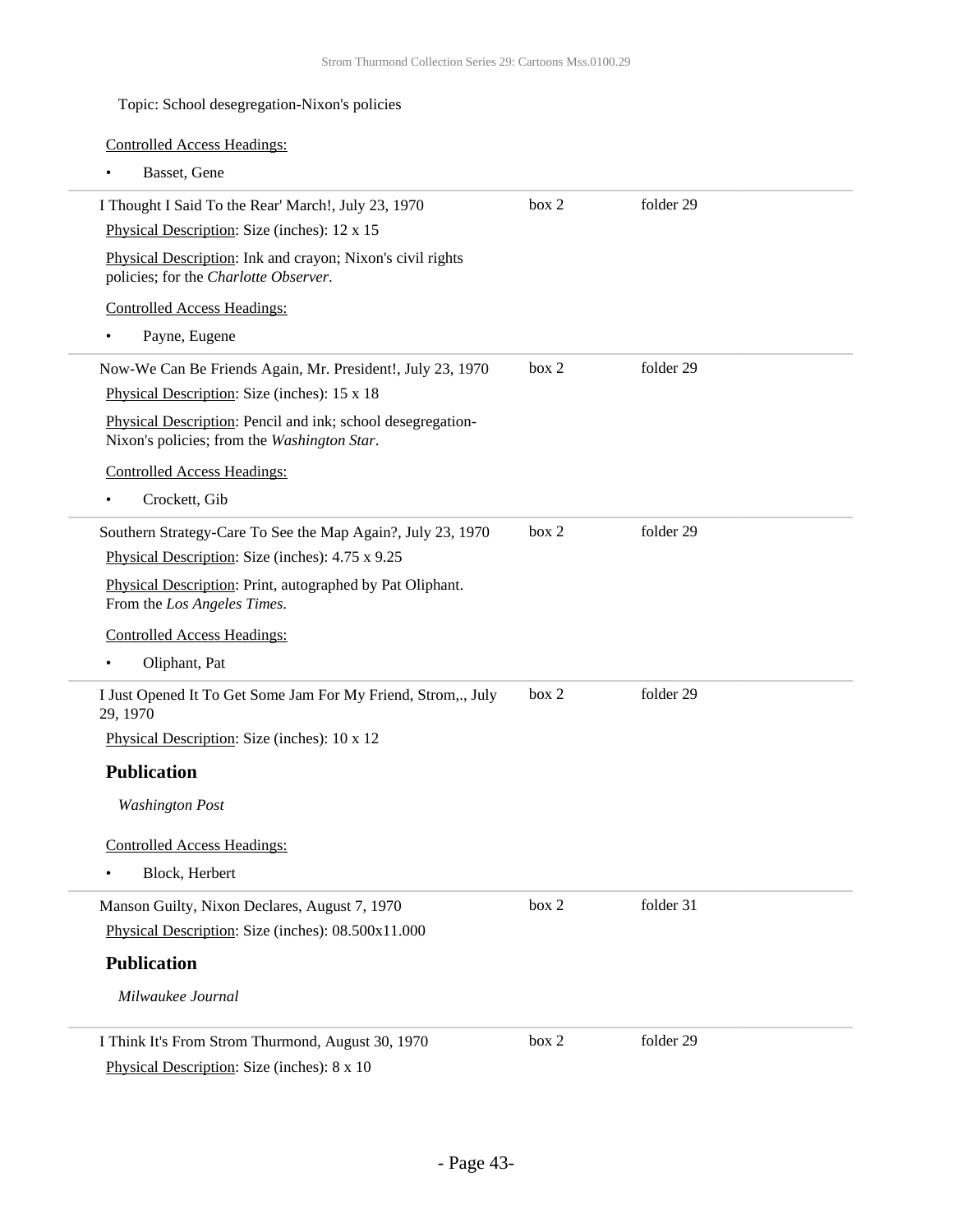Topic: School desegregation-Nixon's policies

Controlled Access Headings:

- Basset, Gene

---

I Thought I Said To the Rear' March!, July 23, 1970 — box 2, folder 29

Physical Description: Size (inches): 12 x 15

Physical Description: Ink and crayon; Nixon's civil rights policies; for the *Charlotte Observer*.

Controlled Access Headings:

- Payne, Eugene

---

Now-We Can Be Friends Again, Mr. President!, July 23, 1970 — box 2, folder 29

Physical Description: Size (inches): 15 x 18

Physical Description: Pencil and ink; school desegregation-Nixon's policies; from the *Washington Star*.

Controlled Access Headings:

- Crockett, Gib

---

Southern Strategy-Care To See the Map Again?, July 23, 1970 — box 2, folder 29

Physical Description: Size (inches): 4.75 x 9.25

Physical Description: Print, autographed by Pat Oliphant. From the *Los Angeles Times*.

Controlled Access Headings:

- Oliphant, Pat

---

I Just Opened It To Get Some Jam For My Friend, Strom,., July 29, 1970 — box 2, folder 29

Physical Description: Size (inches): 10 x 12

### Publication

*Washington Post*

Controlled Access Headings:

- Block, Herbert

---

Manson Guilty, Nixon Declares, August 7, 1970 — box 2, folder 31

Physical Description: Size (inches): 08.500x11.000

### Publication

*Milwaukee Journal*

---

I Think It's From Strom Thurmond, August 30, 1970 — box 2, folder 29

Physical Description: Size (inches): 8 x 10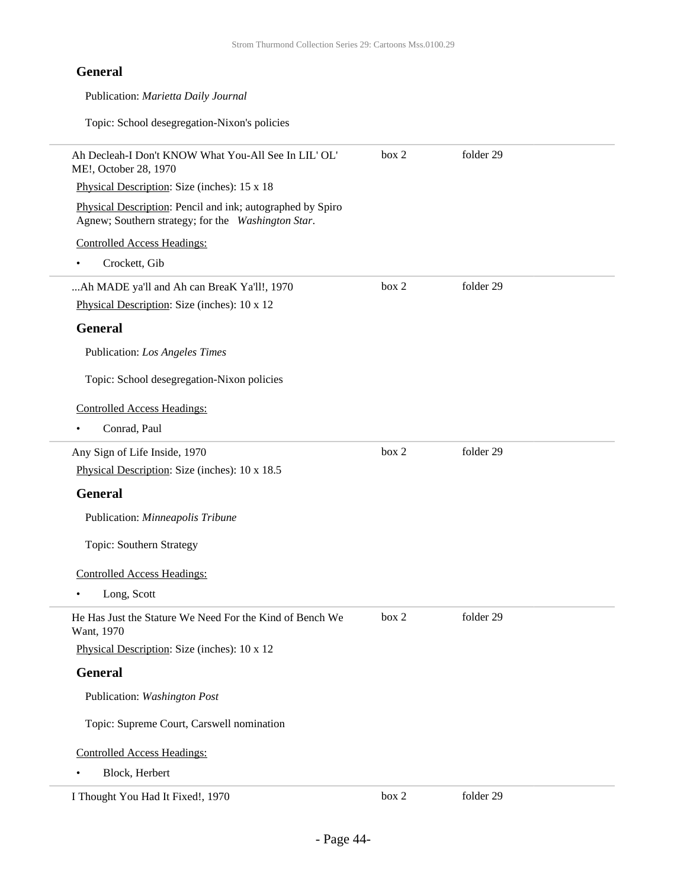### General

Publication: *Marietta Daily Journal*

Topic: School desegregation-Nixon's policies

---

Ah Decleah-I Don't KNOW What You-All See In LIL' OL' ME!, October 28, 1970 — box 2, folder 29

Physical Description: Size (inches): 15 x 18

Physical Description: Pencil and ink; autographed by Spiro Agnew; Southern strategy; for the *Washington Star*.

Controlled Access Headings:

- Crockett, Gib

---

...Ah MADE ya'll and Ah can BreaK Ya'll!, 1970 — box 2, folder 29

Physical Description: Size (inches): 10 x 12

### General

Publication: *Los Angeles Times*

Topic: School desegregation-Nixon policies

Controlled Access Headings:

- Conrad, Paul

---

Any Sign of Life Inside, 1970 — box 2, folder 29

Physical Description: Size (inches): 10 x 18.5

### General

Publication: *Minneapolis Tribune*

Topic: Southern Strategy

Controlled Access Headings:

- Long, Scott

---

He Has Just the Stature We Need For the Kind of Bench We Want, 1970 — box 2, folder 29

Physical Description: Size (inches): 10 x 12

### General

Publication: *Washington Post*

Topic: Supreme Court, Carswell nomination

Controlled Access Headings:

- Block, Herbert

---

I Thought You Had It Fixed!, 1970 — box 2, folder 29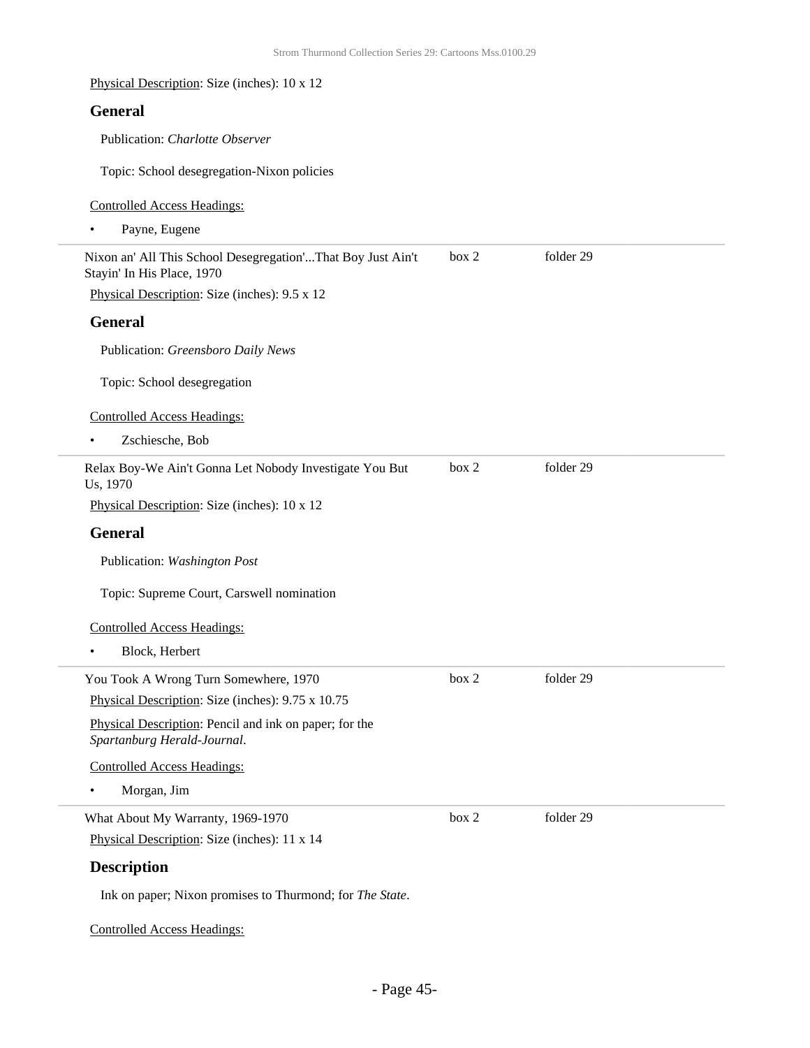Physical Description: Size (inches): 10 x 12

### General

Publication: *Charlotte Observer*

Topic: School desegregation-Nixon policies

Controlled Access Headings:

- Payne, Eugene

---

Nixon an' All This School Desegregation'...That Boy Just Ain't Stayin' In His Place, 1970 — box 2, folder 29

Physical Description: Size (inches): 9.5 x 12

### General

Publication: *Greensboro Daily News*

Topic: School desegregation

Controlled Access Headings:

- Zschiesche, Bob

---

Relax Boy-We Ain't Gonna Let Nobody Investigate You But Us, 1970 — box 2, folder 29

Physical Description: Size (inches): 10 x 12

### General

Publication: *Washington Post*

Topic: Supreme Court, Carswell nomination

Controlled Access Headings:

- Block, Herbert

---

You Took A Wrong Turn Somewhere, 1970 — box 2, folder 29

Physical Description: Size (inches): 9.75 x 10.75

Physical Description: Pencil and ink on paper; for the *Spartanburg Herald-Journal*.

Controlled Access Headings:

- Morgan, Jim

---

What About My Warranty, 1969-1970 — box 2, folder 29

Physical Description: Size (inches): 11 x 14

### Description

Ink on paper; Nixon promises to Thurmond; for *The State*.

Controlled Access Headings: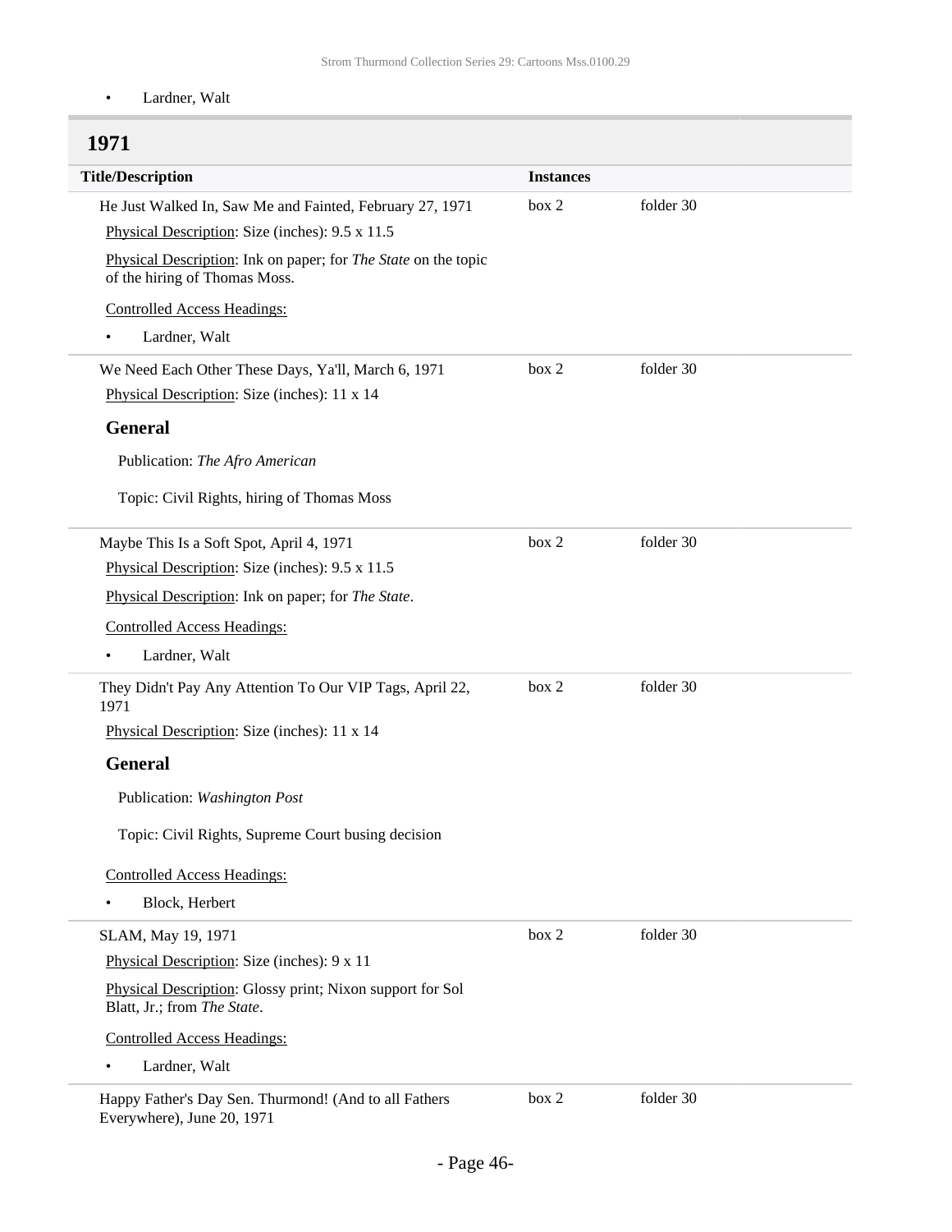- Lardner, Walt

## 1971

| Title/Description | Instances | |
|---|---|---|
| He Just Walked In, Saw Me and Fainted, February 27, 1971 | box 2 | folder 30 |
| We Need Each Other These Days, Ya'll, March 6, 1971 | box 2 | folder 30 |
| Maybe This Is a Soft Spot, April 4, 1971 | box 2 | folder 30 |
| They Didn't Pay Any Attention To Our VIP Tags, April 22, 1971 | box 2 | folder 30 |
| SLAM, May 19, 1971 | box 2 | folder 30 |
| Happy Father's Day Sen. Thurmond! (And to all Fathers Everywhere), June 20, 1971 | box 2 | folder 30 |

**He Just Walked In, Saw Me and Fainted, February 27, 1971**

Physical Description: Size (inches): 9.5 x 11.5

Physical Description: Ink on paper; for *The State* on the topic of the hiring of Thomas Moss.

Controlled Access Headings:

- Lardner, Walt

**We Need Each Other These Days, Ya'll, March 6, 1971**

Physical Description: Size (inches): 11 x 14

### General

Publication: *The Afro American*

Topic: Civil Rights, hiring of Thomas Moss

**Maybe This Is a Soft Spot, April 4, 1971**

Physical Description: Size (inches): 9.5 x 11.5

Physical Description: Ink on paper; for *The State*.

Controlled Access Headings:

- Lardner, Walt

**They Didn't Pay Any Attention To Our VIP Tags, April 22, 1971**

Physical Description: Size (inches): 11 x 14

### General

Publication: *Washington Post*

Topic: Civil Rights, Supreme Court busing decision

Controlled Access Headings:

- Block, Herbert

**SLAM, May 19, 1971**

Physical Description: Size (inches): 9 x 11

Physical Description: Glossy print; Nixon support for Sol Blatt, Jr.; from *The State*.

Controlled Access Headings:

- Lardner, Walt

**Happy Father's Day Sen. Thurmond! (And to all Fathers Everywhere), June 20, 1971**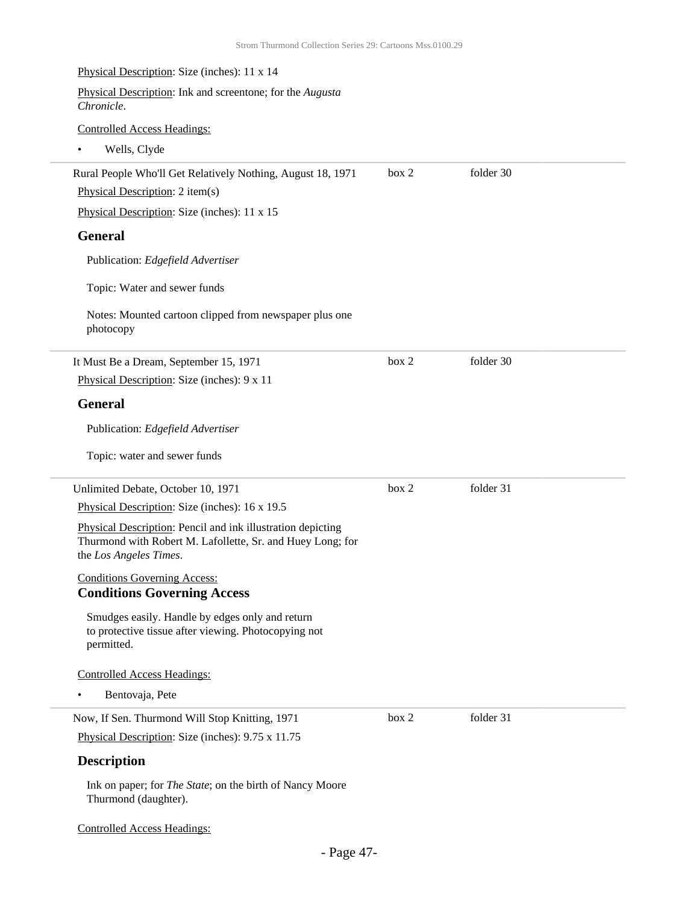Physical Description: Size (inches): 11 x 14

Physical Description: Ink and screentone; for the *Augusta Chronicle*.

Controlled Access Headings:

- Wells, Clyde

---

Rural People Who'll Get Relatively Nothing, August 18, 1971 — box 2, folder 30

Physical Description: 2 item(s)

Physical Description: Size (inches): 11 x 15

### General

Publication: *Edgefield Advertiser*

Topic: Water and sewer funds

Notes: Mounted cartoon clipped from newspaper plus one photocopy

---

It Must Be a Dream, September 15, 1971 — box 2, folder 30

Physical Description: Size (inches): 9 x 11

### General

Publication: *Edgefield Advertiser*

Topic: water and sewer funds

---

Unlimited Debate, October 10, 1971 — box 2, folder 31

Physical Description: Size (inches): 16 x 19.5

Physical Description: Pencil and ink illustration depicting Thurmond with Robert M. Lafollette, Sr. and Huey Long; for the *Los Angeles Times*.

Conditions Governing Access:

### Conditions Governing Access

Smudges easily. Handle by edges only and return to protective tissue after viewing. Photocopying not permitted.

Controlled Access Headings:

- Bentovaja, Pete

---

Now, If Sen. Thurmond Will Stop Knitting, 1971 — box 2, folder 31

Physical Description: Size (inches): 9.75 x 11.75

### Description

Ink on paper; for *The State*; on the birth of Nancy Moore Thurmond (daughter).

Controlled Access Headings: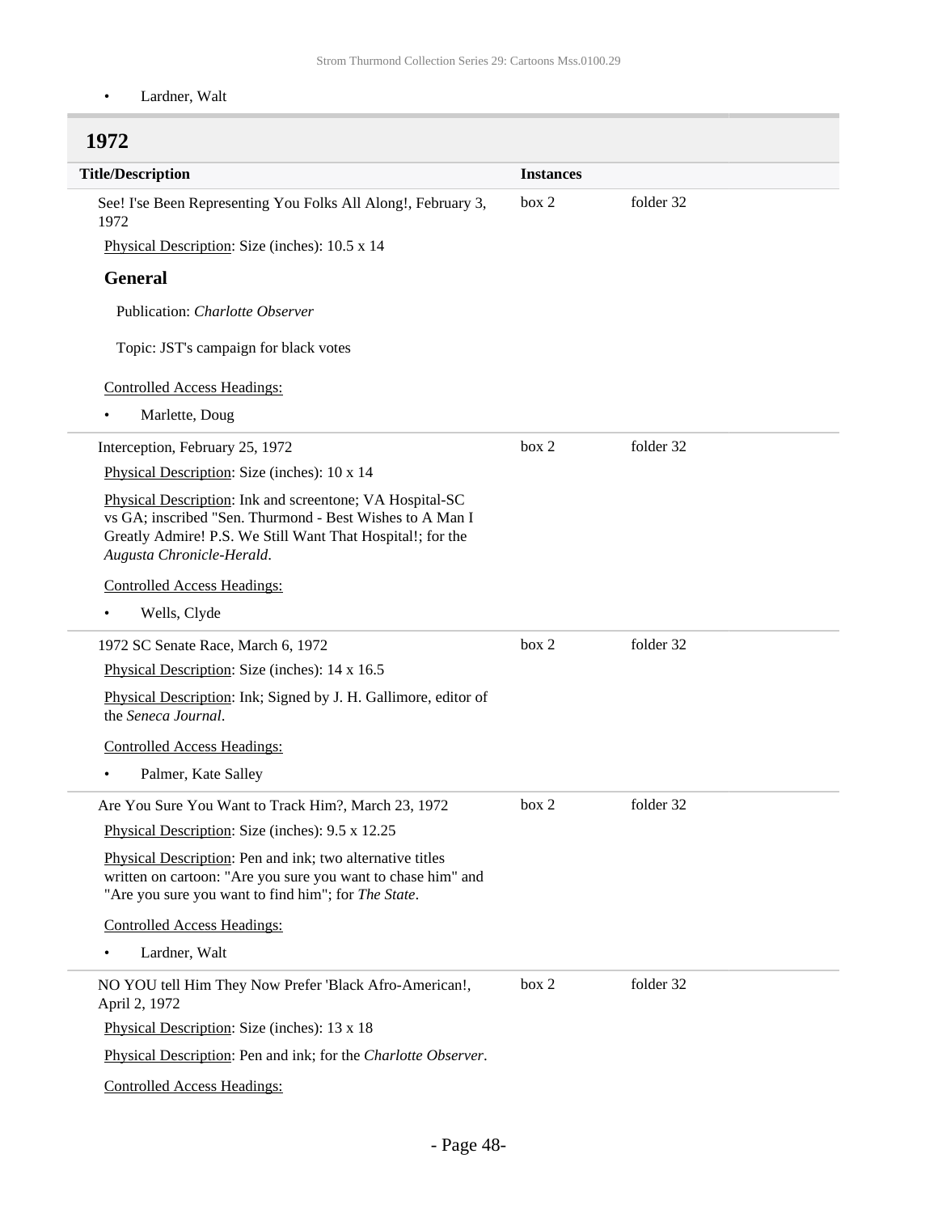- Lardner, Walt

## 1972

| Title/Description | Instances | |
|---|---|---|
| See! I'se Been Representing You Folks All Along!, February 3, 1972 | box 2 | folder 32 |
| Interception, February 25, 1972 | box 2 | folder 32 |
| 1972 SC Senate Race, March 6, 1972 | box 2 | folder 32 |
| Are You Sure You Want to Track Him?, March 23, 1972 | box 2 | folder 32 |
| NO YOU tell Him They Now Prefer 'Black Afro-American!, April 2, 1972 | box 2 | folder 32 |

**See! I'se Been Representing You Folks All Along!, February 3, 1972**

Physical Description: Size (inches): 10.5 x 14

### General

Publication: *Charlotte Observer*

Topic: JST's campaign for black votes

Controlled Access Headings:

- Marlette, Doug

**Interception, February 25, 1972**

Physical Description: Size (inches): 10 x 14

Physical Description: Ink and screentone; VA Hospital-SC vs GA; inscribed "Sen. Thurmond - Best Wishes to A Man I Greatly Admire! P.S. We Still Want That Hospital!; for the *Augusta Chronicle-Herald*.

Controlled Access Headings:

- Wells, Clyde

**1972 SC Senate Race, March 6, 1972**

Physical Description: Size (inches): 14 x 16.5

Physical Description: Ink; Signed by J. H. Gallimore, editor of the *Seneca Journal*.

Controlled Access Headings:

- Palmer, Kate Salley

**Are You Sure You Want to Track Him?, March 23, 1972**

Physical Description: Size (inches): 9.5 x 12.25

Physical Description: Pen and ink; two alternative titles written on cartoon: "Are you sure you want to chase him" and "Are you sure you want to find him"; for *The State*.

Controlled Access Headings:

- Lardner, Walt

**NO YOU tell Him They Now Prefer 'Black Afro-American!, April 2, 1972**

Physical Description: Size (inches): 13 x 18

Physical Description: Pen and ink; for the *Charlotte Observer*.

Controlled Access Headings: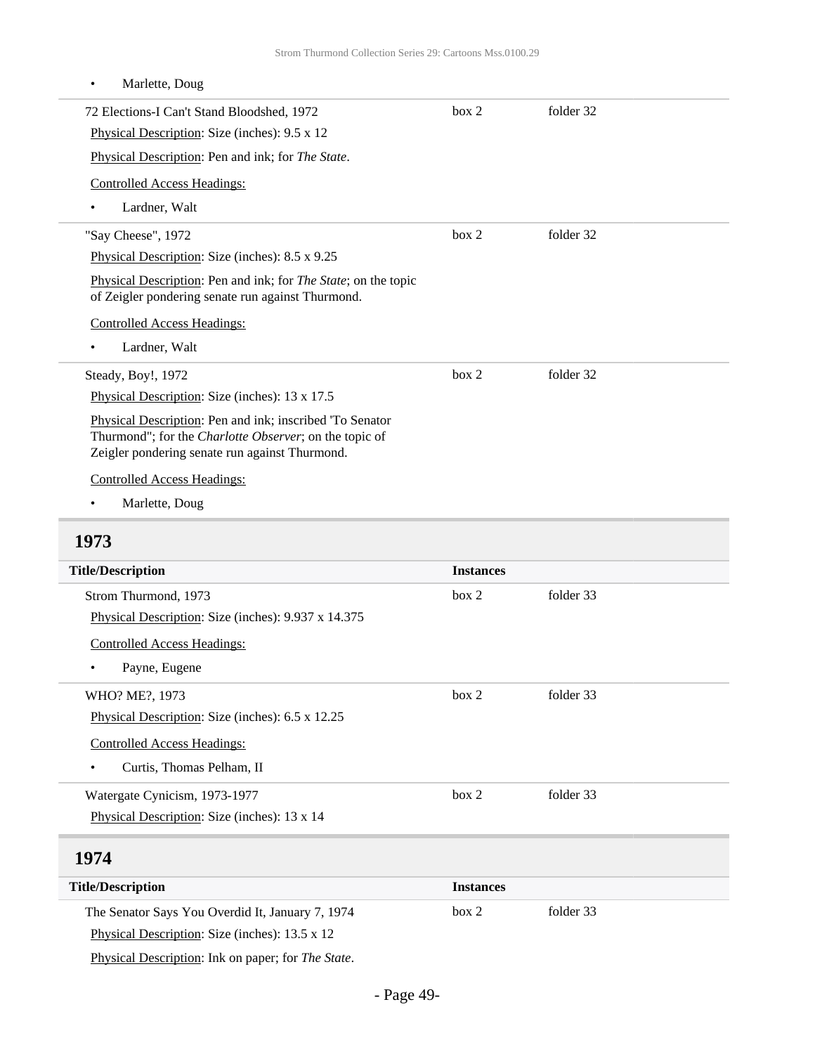- Marlette, Doug

| Title/Description | Instances | |
|---|---|---|
| 72 Elections-I Can't Stand Bloodshed, 1972<br>Physical Description: Size (inches): 9.5 x 12<br>Physical Description: Pen and ink; for *The State*.<br>Controlled Access Headings:<br>• Lardner, Walt | box 2 | folder 32 |
| "Say Cheese", 1972<br>Physical Description: Size (inches): 8.5 x 9.25<br>Physical Description: Pen and ink; for *The State*; on the topic of Zeigler pondering senate run against Thurmond.<br>Controlled Access Headings:<br>• Lardner, Walt | box 2 | folder 32 |
| Steady, Boy!, 1972<br>Physical Description: Size (inches): 13 x 17.5<br>Physical Description: Pen and ink; inscribed 'To Senator Thurmond"; for the *Charlotte Observer*; on the topic of Zeigler pondering senate run against Thurmond.<br>Controlled Access Headings:<br>• Marlette, Doug | box 2 | folder 32 |

## 1973

| Title/Description | Instances | |
|---|---|---|
| Strom Thurmond, 1973<br>Physical Description: Size (inches): 9.937 x 14.375<br>Controlled Access Headings:<br>• Payne, Eugene | box 2 | folder 33 |
| WHO? ME?, 1973<br>Physical Description: Size (inches): 6.5 x 12.25<br>Controlled Access Headings:<br>• Curtis, Thomas Pelham, II | box 2 | folder 33 |
| Watergate Cynicism, 1973-1977<br>Physical Description: Size (inches): 13 x 14 | box 2 | folder 33 |

## 1974

| Title/Description | Instances | |
|---|---|---|
| The Senator Says You Overdid It, January 7, 1974<br>Physical Description: Size (inches): 13.5 x 12<br>Physical Description: Ink on paper; for *The State*. | box 2 | folder 33 |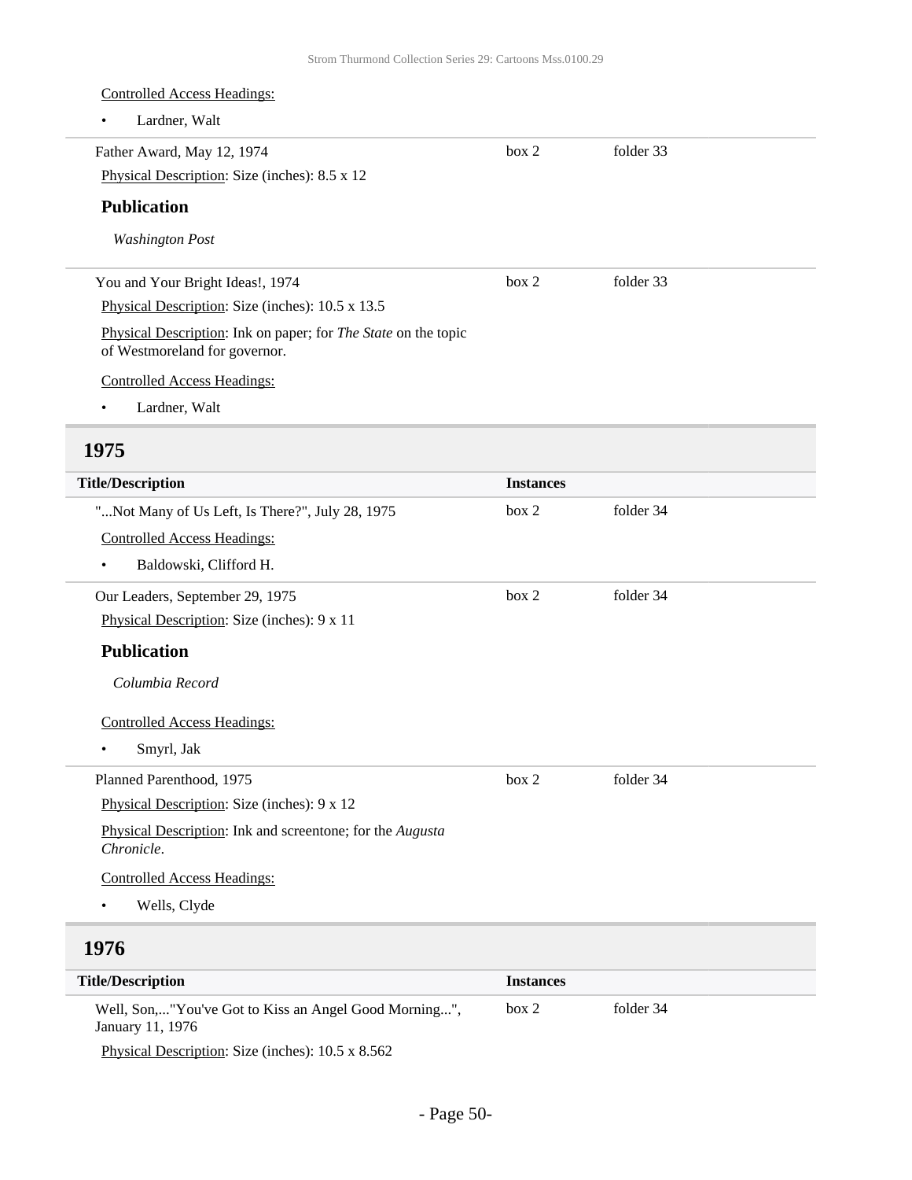Controlled Access Headings:

- Lardner, Walt

| | | |
|---|---|---|
| Father Award, May 12, 1974<br>Physical Description: Size (inches): 8.5 x 12<br>**Publication**<br>*Washington Post* | box 2 | folder 33 |
| You and Your Bright Ideas!, 1974<br>Physical Description: Size (inches): 10.5 x 13.5<br>Physical Description: Ink on paper; for *The State* on the topic of Westmoreland for governor.<br>Controlled Access Headings:<br>• Lardner, Walt | box 2 | folder 33 |

## 1975

| Title/Description | Instances | |
|---|---|---|
| "...Not Many of Us Left, Is There?", July 28, 1975<br>Controlled Access Headings:<br>• Baldowski, Clifford H. | box 2 | folder 34 |
| Our Leaders, September 29, 1975<br>Physical Description: Size (inches): 9 x 11<br>**Publication**<br>*Columbia Record*<br>Controlled Access Headings:<br>• Smyrl, Jak | box 2 | folder 34 |
| Planned Parenthood, 1975<br>Physical Description: Size (inches): 9 x 12<br>Physical Description: Ink and screentone; for the *Augusta Chronicle*.<br>Controlled Access Headings:<br>• Wells, Clyde | box 2 | folder 34 |

## 1976

| Title/Description | Instances | |
|---|---|---|
| Well, Son,..."You've Got to Kiss an Angel Good Morning...", January 11, 1976<br>Physical Description: Size (inches): 10.5 x 8.562 | box 2 | folder 34 |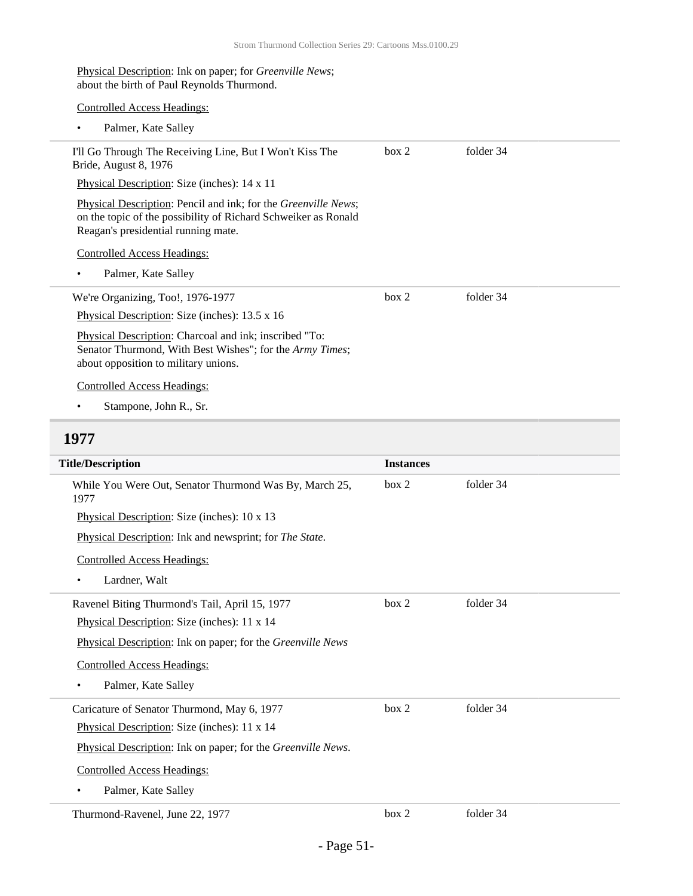Physical Description: Ink on paper; for *Greenville News*; about the birth of Paul Reynolds Thurmond.

Controlled Access Headings:

- Palmer, Kate Salley

| Title/Description | Instances | |
|---|---|---|
| I'll Go Through The Receiving Line, But I Won't Kiss The Bride, August 8, 1976<br>Physical Description: Size (inches): 14 x 11<br>Physical Description: Pencil and ink; for the *Greenville News*; on the topic of the possibility of Richard Schweiker as Ronald Reagan's presidential running mate.<br>Controlled Access Headings:<br>• Palmer, Kate Salley | box 2 | folder 34 |
| We're Organizing, Too!, 1976-1977<br>Physical Description: Size (inches): 13.5 x 16<br>Physical Description: Charcoal and ink; inscribed "To: Senator Thurmond, With Best Wishes"; for the *Army Times*; about opposition to military unions.<br>Controlled Access Headings:<br>• Stampone, John R., Sr. | box 2 | folder 34 |

## 1977

| Title/Description | Instances | |
|---|---|---|
| While You Were Out, Senator Thurmond Was By, March 25, 1977<br>Physical Description: Size (inches): 10 x 13<br>Physical Description: Ink and newsprint; for *The State*.<br>Controlled Access Headings:<br>• Lardner, Walt | box 2 | folder 34 |
| Ravenel Biting Thurmond's Tail, April 15, 1977<br>Physical Description: Size (inches): 11 x 14<br>Physical Description: Ink on paper; for the *Greenville News*<br>Controlled Access Headings:<br>• Palmer, Kate Salley | box 2 | folder 34 |
| Caricature of Senator Thurmond, May 6, 1977<br>Physical Description: Size (inches): 11 x 14<br>Physical Description: Ink on paper; for the *Greenville News*.<br>Controlled Access Headings:<br>• Palmer, Kate Salley | box 2 | folder 34 |
| Thurmond-Ravenel, June 22, 1977 | box 2 | folder 34 |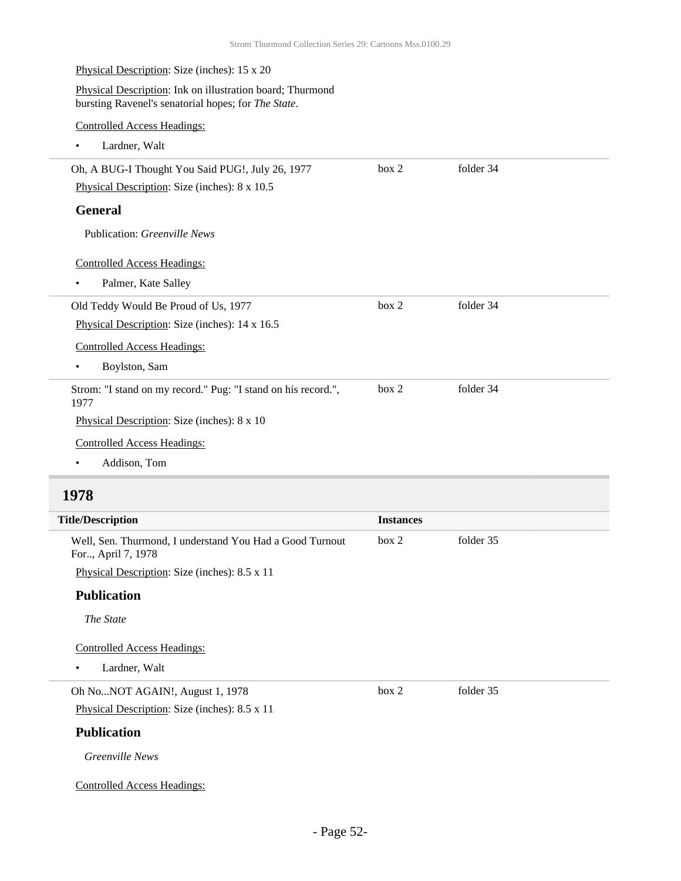Physical Description: Size (inches): 15 x 20

Physical Description: Ink on illustration board; Thurmond bursting Ravenel's senatorial hopes; for *The State*.

Controlled Access Headings:

- Lardner, Walt

---

Oh, A BUG-I Thought You Said PUG!, July 26, 1977 — box 2, folder 34

Physical Description: Size (inches): 8 x 10.5

### General

Publication: *Greenville News*

Controlled Access Headings:

- Palmer, Kate Salley

---

Old Teddy Would Be Proud of Us, 1977 — box 2, folder 34

Physical Description: Size (inches): 14 x 16.5

Controlled Access Headings:

- Boylston, Sam

---

Strom: "I stand on my record." Pug: "I stand on his record.", 1977 — box 2, folder 34

Physical Description: Size (inches): 8 x 10

Controlled Access Headings:

- Addison, Tom

## 1978

| Title/Description | Instances | |
|---|---|---|

Well, Sen. Thurmond, I understand You Had a Good Turnout For.., April 7, 1978 — box 2, folder 35

Physical Description: Size (inches): 8.5 x 11

### Publication

*The State*

Controlled Access Headings:

- Lardner, Walt

---

Oh No...NOT AGAIN!, August 1, 1978 — box 2, folder 35

Physical Description: Size (inches): 8.5 x 11

### Publication

*Greenville News*

Controlled Access Headings: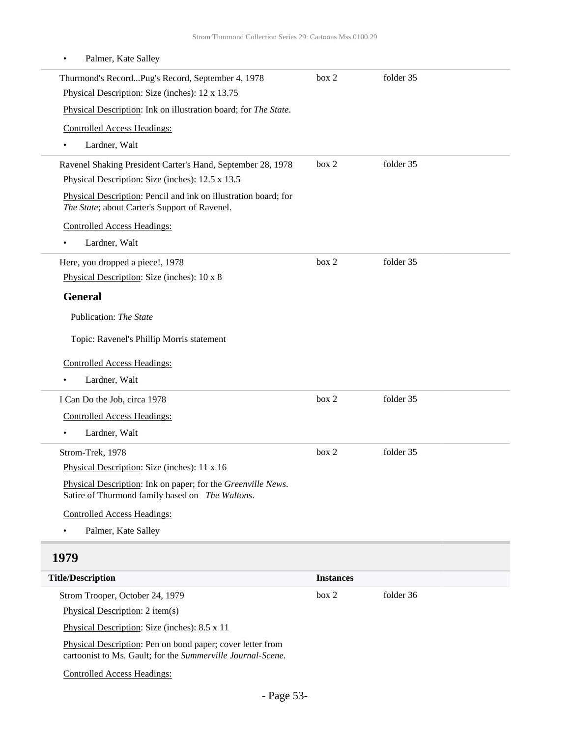- Palmer, Kate Salley

| Title/Description | Instances | |
|---|---|---|
| Thurmond's Record...Pug's Record, September 4, 1978<br>Physical Description: Size (inches): 12 x 13.75<br>Physical Description: Ink on illustration board; for *The State*.<br>Controlled Access Headings:<br>• Lardner, Walt | box 2 | folder 35 |
| Ravenel Shaking President Carter's Hand, September 28, 1978<br>Physical Description: Size (inches): 12.5 x 13.5<br>Physical Description: Pencil and ink on illustration board; for *The State*; about Carter's Support of Ravenel.<br>Controlled Access Headings:<br>• Lardner, Walt | box 2 | folder 35 |
| Here, you dropped a piece!, 1978<br>Physical Description: Size (inches): 10 x 8<br>**General**<br>Publication: *The State*<br>Topic: Ravenel's Phillip Morris statement<br>Controlled Access Headings:<br>• Lardner, Walt | box 2 | folder 35 |
| I Can Do the Job, circa 1978<br>Controlled Access Headings:<br>• Lardner, Walt | box 2 | folder 35 |
| Strom-Trek, 1978<br>Physical Description: Size (inches): 11 x 16<br>Physical Description: Ink on paper; for the *Greenville News*. Satire of Thurmond family based on *The Waltons*.<br>Controlled Access Headings:<br>• Palmer, Kate Salley | box 2 | folder 35 |

## 1979

| Title/Description | Instances | |
|---|---|---|
| Strom Trooper, October 24, 1979<br>Physical Description: 2 item(s)<br>Physical Description: Size (inches): 8.5 x 11<br>Physical Description: Pen on bond paper; cover letter from cartoonist to Ms. Gault; for the *Summerville Journal-Scene*.<br>Controlled Access Headings: | box 2 | folder 36 |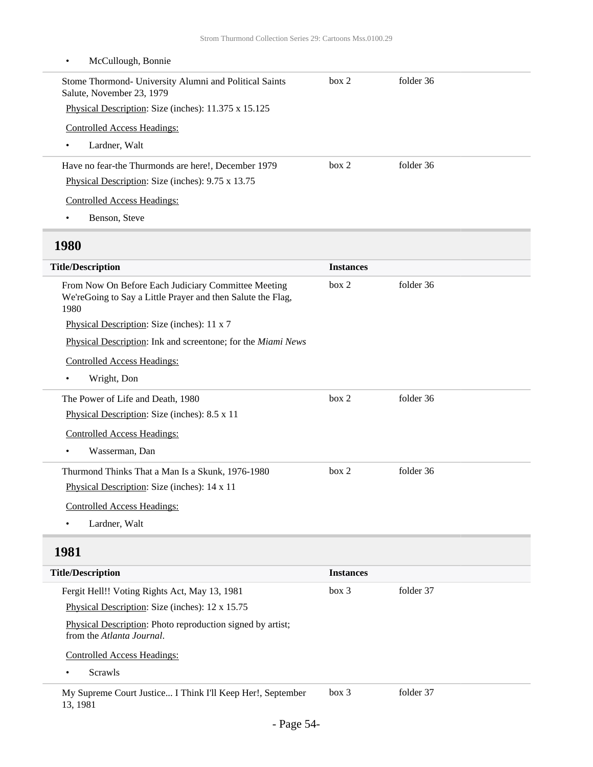- McCullough, Bonnie

| | | |
|---|---|---|
| Stome Thormond- University Alumni and Political Saints Salute, November 23, 1979<br><br>Physical Description: Size (inches): 11.375 x 15.125<br><br>Controlled Access Headings:<br><br>- Lardner, Walt | box 2 | folder 36 |
| Have no fear-the Thurmonds are here!, December 1979<br><br>Physical Description: Size (inches): 9.75 x 13.75<br><br>Controlled Access Headings:<br><br>- Benson, Steve | box 2 | folder 36 |

## 1980

| Title/Description | Instances | |
|---|---|---|
| From Now On Before Each Judiciary Committee Meeting We'reGoing to Say a Little Prayer and then Salute the Flag, 1980<br><br>Physical Description: Size (inches): 11 x 7<br><br>Physical Description: Ink and screentone; for the *Miami News*<br><br>Controlled Access Headings:<br><br>- Wright, Don | box 2 | folder 36 |
| The Power of Life and Death, 1980<br><br>Physical Description: Size (inches): 8.5 x 11<br><br>Controlled Access Headings:<br><br>- Wasserman, Dan | box 2 | folder 36 |
| Thurmond Thinks That a Man Is a Skunk, 1976-1980<br><br>Physical Description: Size (inches): 14 x 11<br><br>Controlled Access Headings:<br><br>- Lardner, Walt | box 2 | folder 36 |

## 1981

| Title/Description | Instances | |
|---|---|---|
| Fergit Hell!! Voting Rights Act, May 13, 1981<br><br>Physical Description: Size (inches): 12 x 15.75<br><br>Physical Description: Photo reproduction signed by artist; from the *Atlanta Journal*.<br><br>Controlled Access Headings:<br><br>- Scrawls | box 3 | folder 37 |
| My Supreme Court Justice... I Think I'll Keep Her!, September 13, 1981 | box 3 | folder 37 |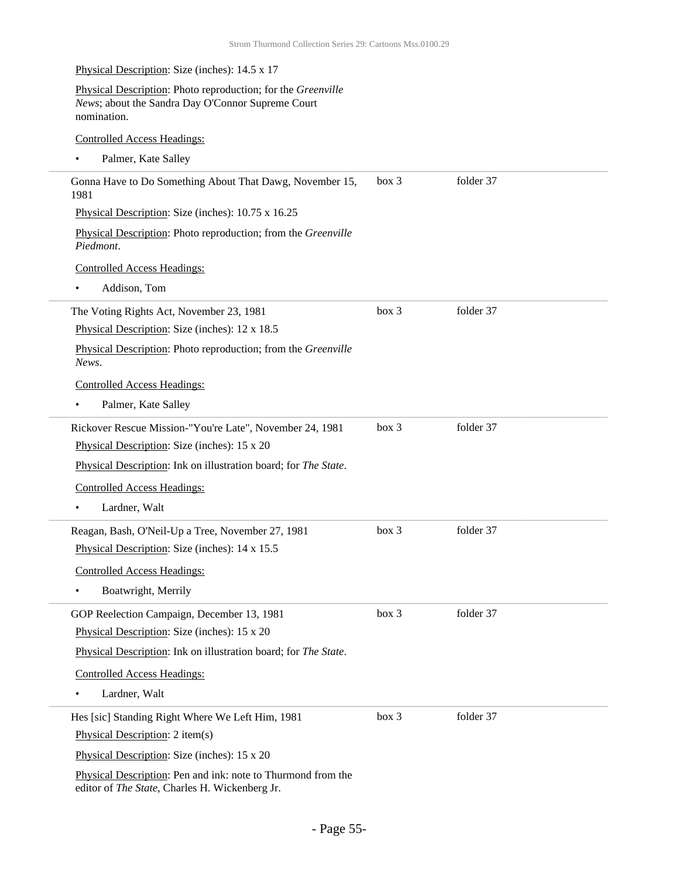Physical Description: Size (inches): 14.5 x 17

Physical Description: Photo reproduction; for the *Greenville News*; about the Sandra Day O'Connor Supreme Court nomination.

Controlled Access Headings:

- Palmer, Kate Salley

---

Gonna Have to Do Something About That Dawg, November 15, 1981 — box 3, folder 37

Physical Description: Size (inches): 10.75 x 16.25

Physical Description: Photo reproduction; from the *Greenville Piedmont*.

Controlled Access Headings:

- Addison, Tom

---

The Voting Rights Act, November 23, 1981 — box 3, folder 37

Physical Description: Size (inches): 12 x 18.5

Physical Description: Photo reproduction; from the *Greenville News*.

Controlled Access Headings:

- Palmer, Kate Salley

---

Rickover Rescue Mission-"You're Late", November 24, 1981 — box 3, folder 37

Physical Description: Size (inches): 15 x 20

Physical Description: Ink on illustration board; for *The State*.

Controlled Access Headings:

- Lardner, Walt

---

Reagan, Bash, O'Neil-Up a Tree, November 27, 1981 — box 3, folder 37

Physical Description: Size (inches): 14 x 15.5

Controlled Access Headings:

- Boatwright, Merrily

---

GOP Reelection Campaign, December 13, 1981 — box 3, folder 37

Physical Description: Size (inches): 15 x 20

Physical Description: Ink on illustration board; for *The State*.

Controlled Access Headings:

- Lardner, Walt

---

Hes [sic] Standing Right Where We Left Him, 1981 — box 3, folder 37

Physical Description: 2 item(s)

Physical Description: Size (inches): 15 x 20

Physical Description: Pen and ink: note to Thurmond from the editor of *The State*, Charles H. Wickenberg Jr.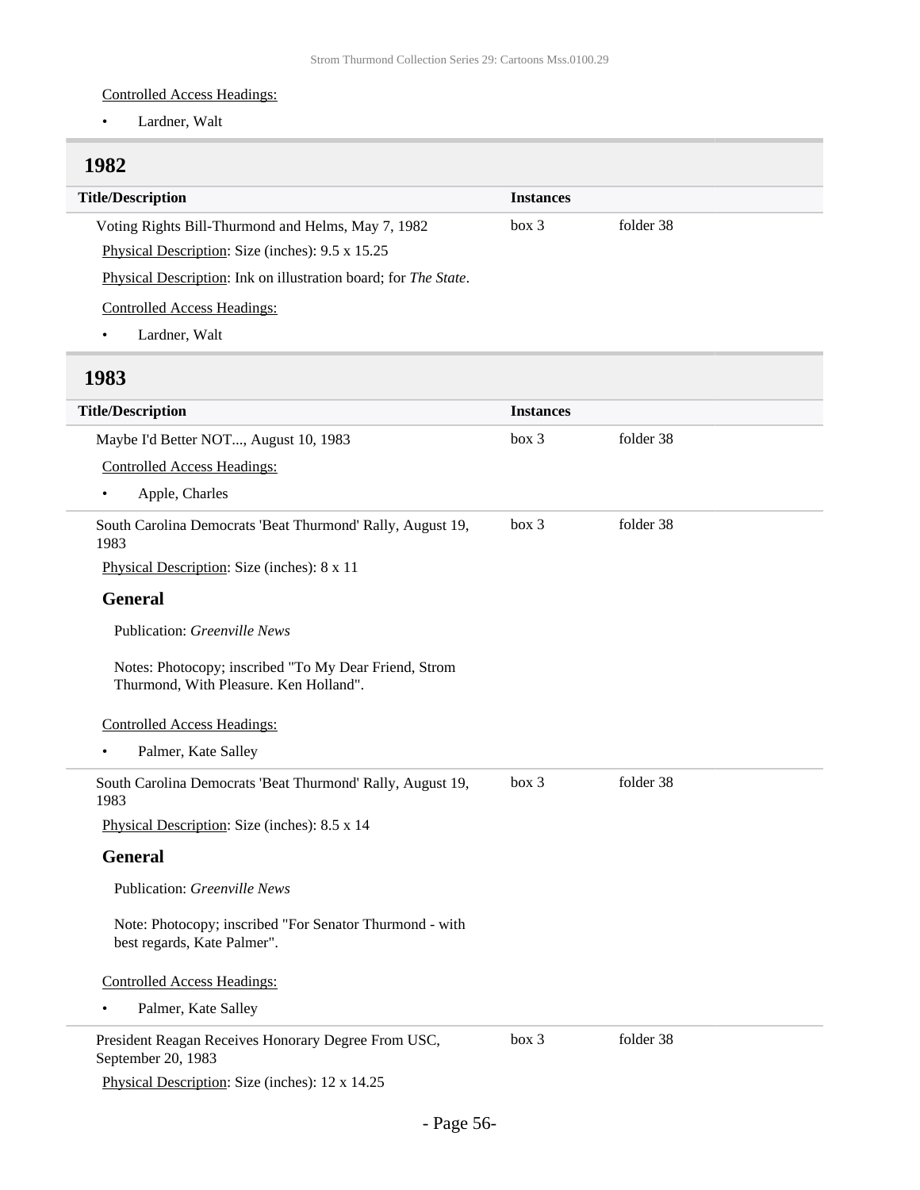Controlled Access Headings:

- Lardner, Walt

## 1982

| Title/Description | Instances | |
|---|---|---|
| Voting Rights Bill-Thurmond and Helms, May 7, 1982 | box 3 | folder 38 |

Physical Description: Size (inches): 9.5 x 15.25

Physical Description: Ink on illustration board; for *The State*.

Controlled Access Headings:

- Lardner, Walt

## 1983

| Title/Description | Instances | |
|---|---|---|
| Maybe I'd Better NOT..., August 10, 1983 | box 3 | folder 38 |

Controlled Access Headings:

- Apple, Charles

| Title/Description | Instances | |
|---|---|---|
| South Carolina Democrats 'Beat Thurmond' Rally, August 19, 1983 | box 3 | folder 38 |

Physical Description: Size (inches): 8 x 11

### General

Publication: *Greenville News*

Notes: Photocopy; inscribed "To My Dear Friend, Strom Thurmond, With Pleasure. Ken Holland".

Controlled Access Headings:

- Palmer, Kate Salley

| Title/Description | Instances | |
|---|---|---|
| South Carolina Democrats 'Beat Thurmond' Rally, August 19, 1983 | box 3 | folder 38 |

Physical Description: Size (inches): 8.5 x 14

### General

Publication: *Greenville News*

Note: Photocopy; inscribed "For Senator Thurmond - with best regards, Kate Palmer".

Controlled Access Headings:

- Palmer, Kate Salley

| Title/Description | Instances | |
|---|---|---|
| President Reagan Receives Honorary Degree From USC, September 20, 1983 | box 3 | folder 38 |

Physical Description: Size (inches): 12 x 14.25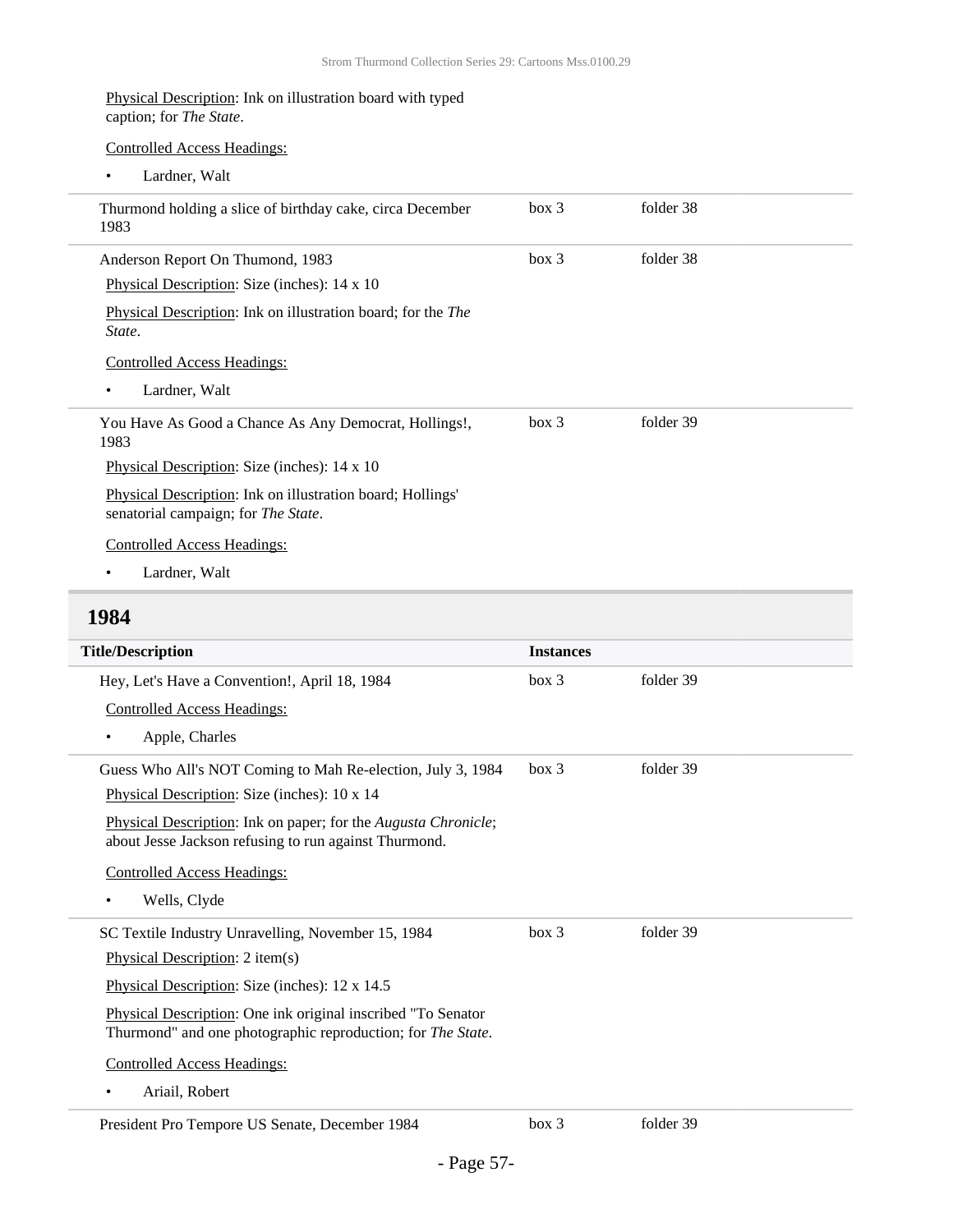Physical Description: Ink on illustration board with typed caption; for *The State*.

Controlled Access Headings:

- Lardner, Walt

| Title/Description | Instances | |
|---|---|---|
| Thurmond holding a slice of birthday cake, circa December 1983 | box 3 | folder 38 |
| Anderson Report On Thumond, 1983<br>Physical Description: Size (inches): 14 x 10<br>Physical Description: Ink on illustration board; for the *The State*.<br>Controlled Access Headings:<br>• Lardner, Walt | box 3 | folder 38 |
| You Have As Good a Chance As Any Democrat, Hollings!, 1983<br>Physical Description: Size (inches): 14 x 10<br>Physical Description: Ink on illustration board; Hollings' senatorial campaign; for *The State*.<br>Controlled Access Headings:<br>• Lardner, Walt | box 3 | folder 39 |

## 1984

| Title/Description | Instances | |
|---|---|---|
| Hey, Let's Have a Convention!, April 18, 1984<br>Controlled Access Headings:<br>• Apple, Charles | box 3 | folder 39 |
| Guess Who All's NOT Coming to Mah Re-election, July 3, 1984<br>Physical Description: Size (inches): 10 x 14<br>Physical Description: Ink on paper; for the *Augusta Chronicle*; about Jesse Jackson refusing to run against Thurmond.<br>Controlled Access Headings:<br>• Wells, Clyde | box 3 | folder 39 |
| SC Textile Industry Unravelling, November 15, 1984<br>Physical Description: 2 item(s)<br>Physical Description: Size (inches): 12 x 14.5<br>Physical Description: One ink original inscribed "To Senator Thurmond" and one photographic reproduction; for *The State*.<br>Controlled Access Headings:<br>• Ariail, Robert | box 3 | folder 39 |
| President Pro Tempore US Senate, December 1984 | box 3 | folder 39 |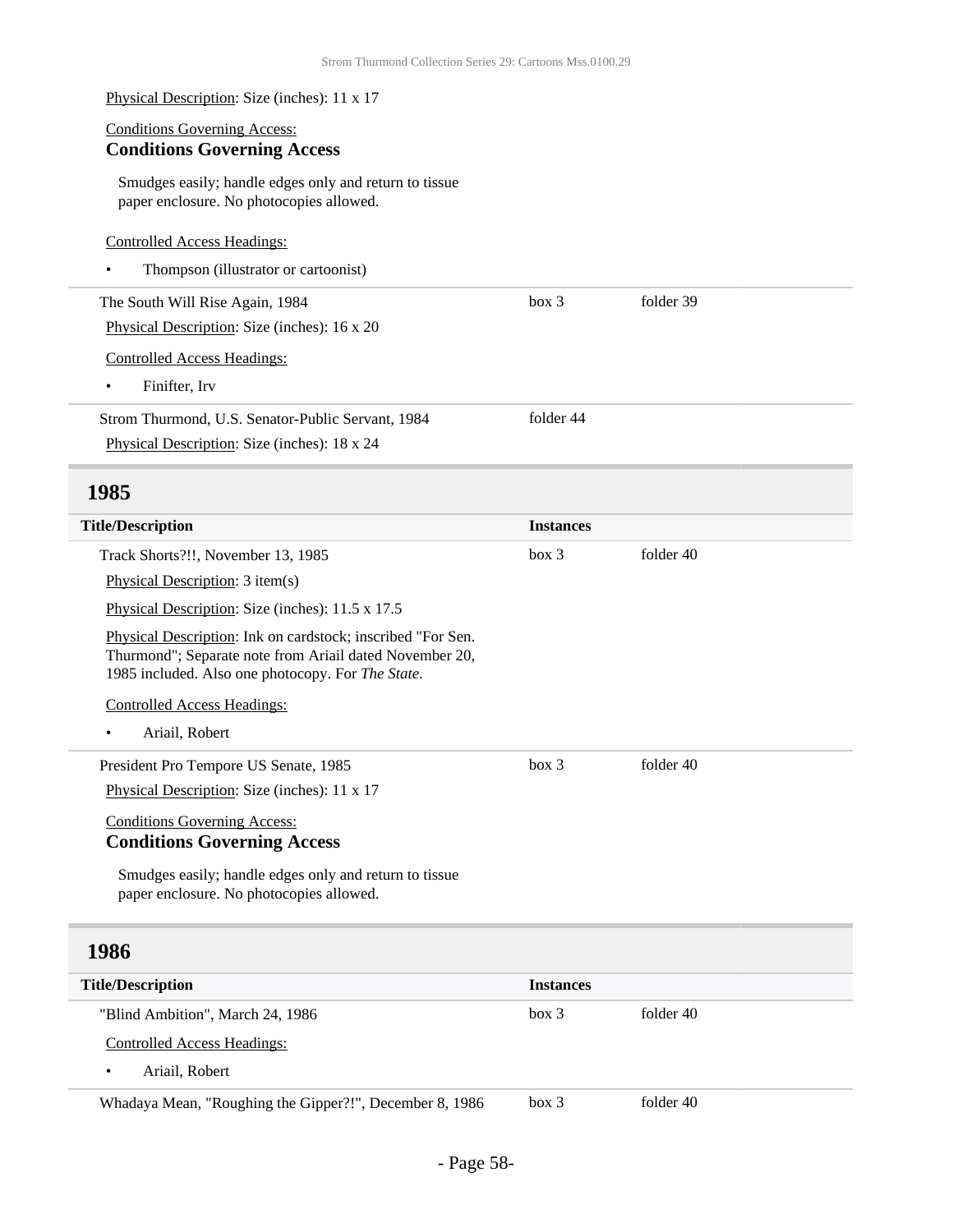Physical Description: Size (inches): 11 x 17

Conditions Governing Access:
**Conditions Governing Access**

Smudges easily; handle edges only and return to tissue paper enclosure. No photocopies allowed.

Controlled Access Headings:

- Thompson (illustrator or cartoonist)

| | | |
|---|---|---|
| The South Will Rise Again, 1984<br>Physical Description: Size (inches): 16 x 20<br>Controlled Access Headings:<br>• Finifter, Irv | box 3 | folder 39 |
| Strom Thurmond, U.S. Senator-Public Servant, 1984<br>Physical Description: Size (inches): 18 x 24 | folder 44 | |

## 1985

| Title/Description | Instances | |
|---|---|---|
| Track Shorts?!!, November 13, 1985<br>Physical Description: 3 item(s)<br>Physical Description: Size (inches): 11.5 x 17.5<br>Physical Description: Ink on cardstock; inscribed "For Sen. Thurmond"; Separate note from Ariail dated November 20, 1985 included. Also one photocopy. For *The State*.<br>Controlled Access Headings:<br>• Ariail, Robert | box 3 | folder 40 |
| President Pro Tempore US Senate, 1985<br>Physical Description: Size (inches): 11 x 17<br>Conditions Governing Access:<br>**Conditions Governing Access**<br>Smudges easily; handle edges only and return to tissue paper enclosure. No photocopies allowed. | box 3 | folder 40 |

## 1986

| Title/Description | Instances | |
|---|---|---|
| "Blind Ambition", March 24, 1986<br>Controlled Access Headings:<br>• Ariail, Robert | box 3 | folder 40 |
| Whadaya Mean, "Roughing the Gipper?!", December 8, 1986 | box 3 | folder 40 |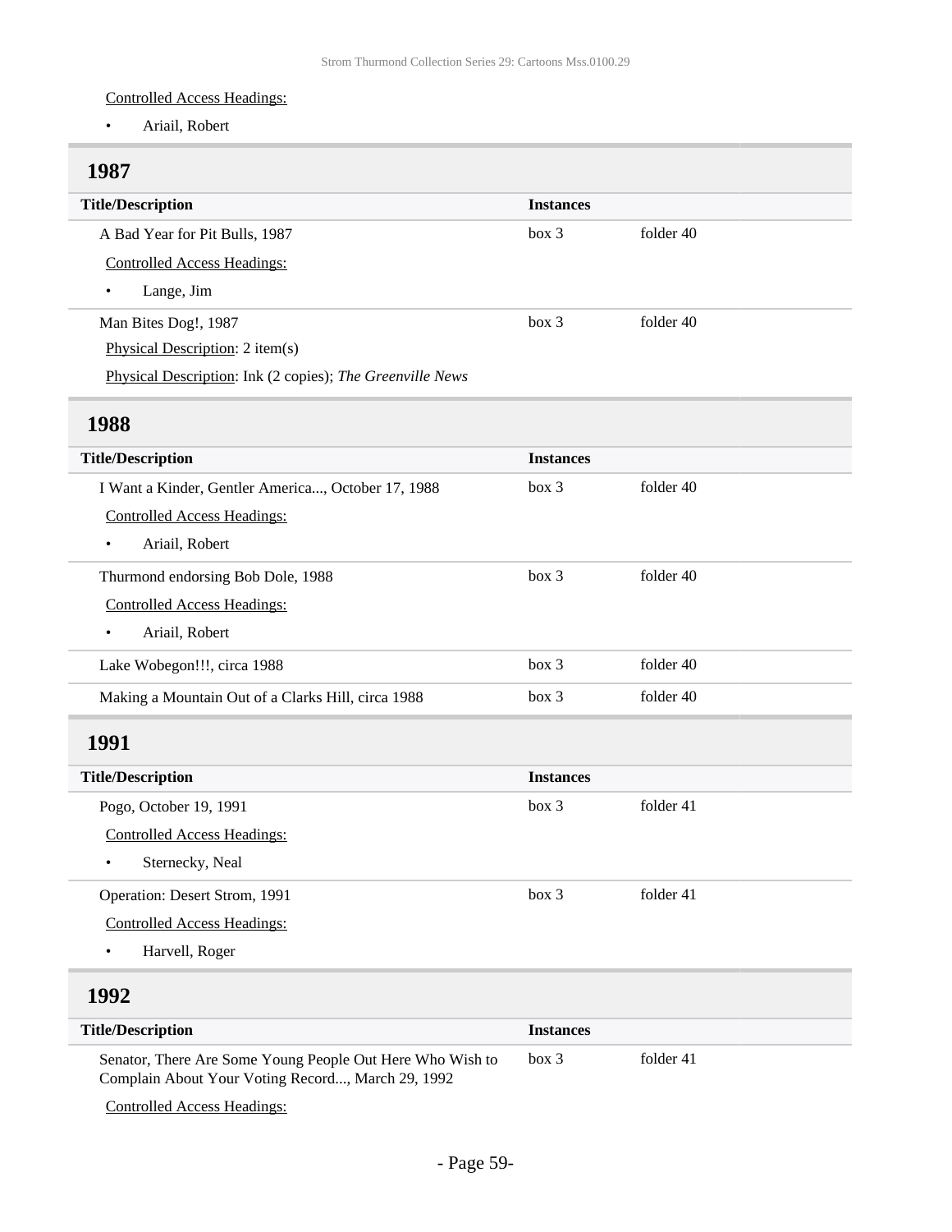Controlled Access Headings:

- Ariail, Robert

## 1987

| Title/Description | Instances | |
|---|---|---|
| A Bad Year for Pit Bulls, 1987<br>Controlled Access Headings:<br>• Lange, Jim | box 3 | folder 40 |
| Man Bites Dog!, 1987<br>Physical Description: 2 item(s)<br>Physical Description: Ink (2 copies); *The Greenville News* | box 3 | folder 40 |

## 1988

| Title/Description | Instances | |
|---|---|---|
| I Want a Kinder, Gentler America..., October 17, 1988<br>Controlled Access Headings:<br>• Ariail, Robert | box 3 | folder 40 |
| Thurmond endorsing Bob Dole, 1988<br>Controlled Access Headings:<br>• Ariail, Robert | box 3 | folder 40 |
| Lake Wobegon!!!, circa 1988 | box 3 | folder 40 |
| Making a Mountain Out of a Clarks Hill, circa 1988 | box 3 | folder 40 |

## 1991

| Title/Description | Instances | |
|---|---|---|
| Pogo, October 19, 1991<br>Controlled Access Headings:<br>• Sternecky, Neal | box 3 | folder 41 |
| Operation: Desert Strom, 1991<br>Controlled Access Headings:<br>• Harvell, Roger | box 3 | folder 41 |

## 1992

| Title/Description | Instances | |
|---|---|---|
| Senator, There Are Some Young People Out Here Who Wish to Complain About Your Voting Record..., March 29, 1992<br>Controlled Access Headings: | box 3 | folder 41 |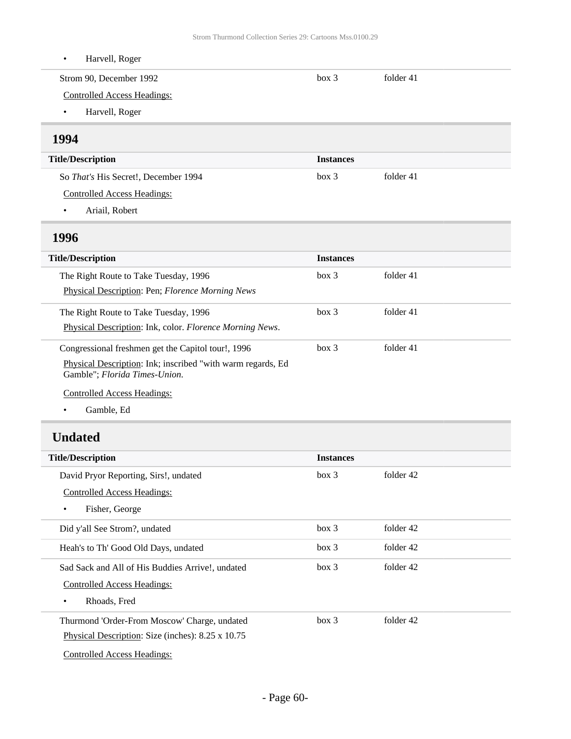- Harvell, Roger

| Title/Description | Instances | |
|---|---|---|
| Strom 90, December 1992<br>Controlled Access Headings:<br>• Harvell, Roger | box 3 | folder 41 |

## 1994

| Title/Description | Instances | |
|---|---|---|
| So *That's* His Secret!, December 1994<br>Controlled Access Headings:<br>• Ariail, Robert | box 3 | folder 41 |

## 1996

| Title/Description | Instances | |
|---|---|---|
| The Right Route to Take Tuesday, 1996<br>Physical Description: Pen; *Florence Morning News* | box 3 | folder 41 |
| The Right Route to Take Tuesday, 1996<br>Physical Description: Ink, color. *Florence Morning News*. | box 3 | folder 41 |
| Congressional freshmen get the Capitol tour!, 1996<br>Physical Description: Ink; inscribed "with warm regards, Ed Gamble"; *Florida Times-Union.*<br>Controlled Access Headings:<br>• Gamble, Ed | box 3 | folder 41 |

## Undated

| Title/Description | Instances | |
|---|---|---|
| David Pryor Reporting, Sirs!, undated<br>Controlled Access Headings:<br>• Fisher, George | box 3 | folder 42 |
| Did y'all See Strom?, undated | box 3 | folder 42 |
| Heah's to Th' Good Old Days, undated | box 3 | folder 42 |
| Sad Sack and All of His Buddies Arrive!, undated<br>Controlled Access Headings:<br>• Rhoads, Fred | box 3 | folder 42 |
| Thurmond 'Order-From Moscow' Charge, undated<br>Physical Description: Size (inches): 8.25 x 10.75<br>Controlled Access Headings: | box 3 | folder 42 |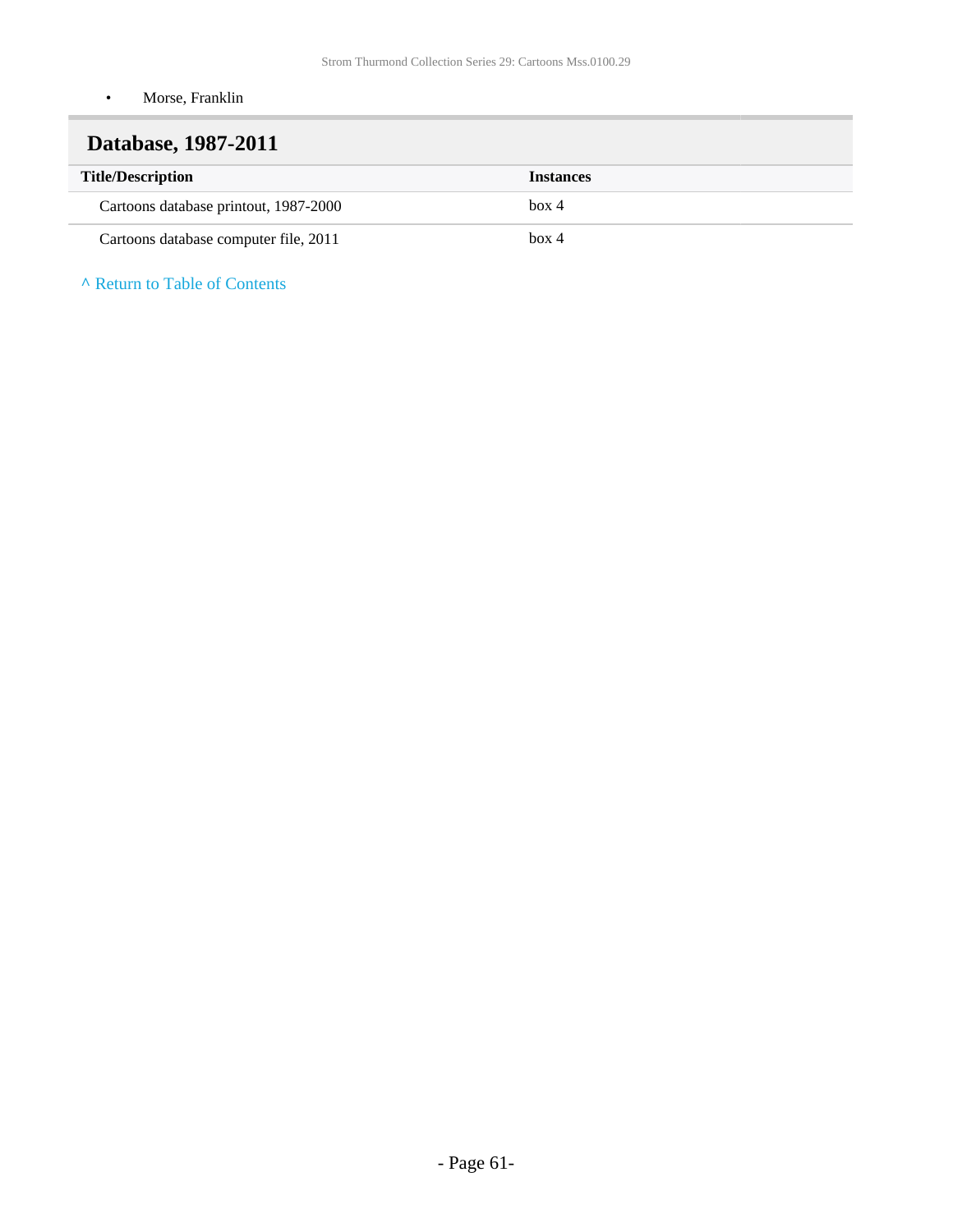- Morse, Franklin

## Database, 1987-2011

| Title/Description | Instances |
| --- | --- |
| Cartoons database printout, 1987-2000 | box 4 |
| Cartoons database computer file, 2011 | box 4 |

^ Return to Table of Contents